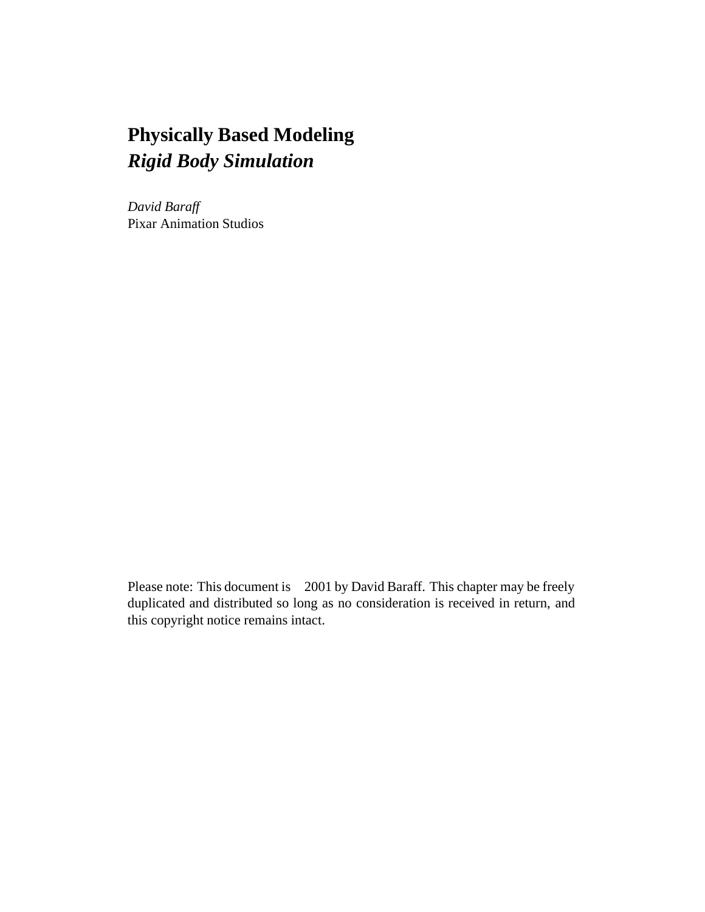# Physically Based Modeling
## *Rigid Body Simulation*

*David Baraff*
Pixar Animation Studios

Please note: This document is 2001 by David Baraff. This chapter may be freely duplicated and distributed so long as no consideration is received in return, and this copyright notice remains intact.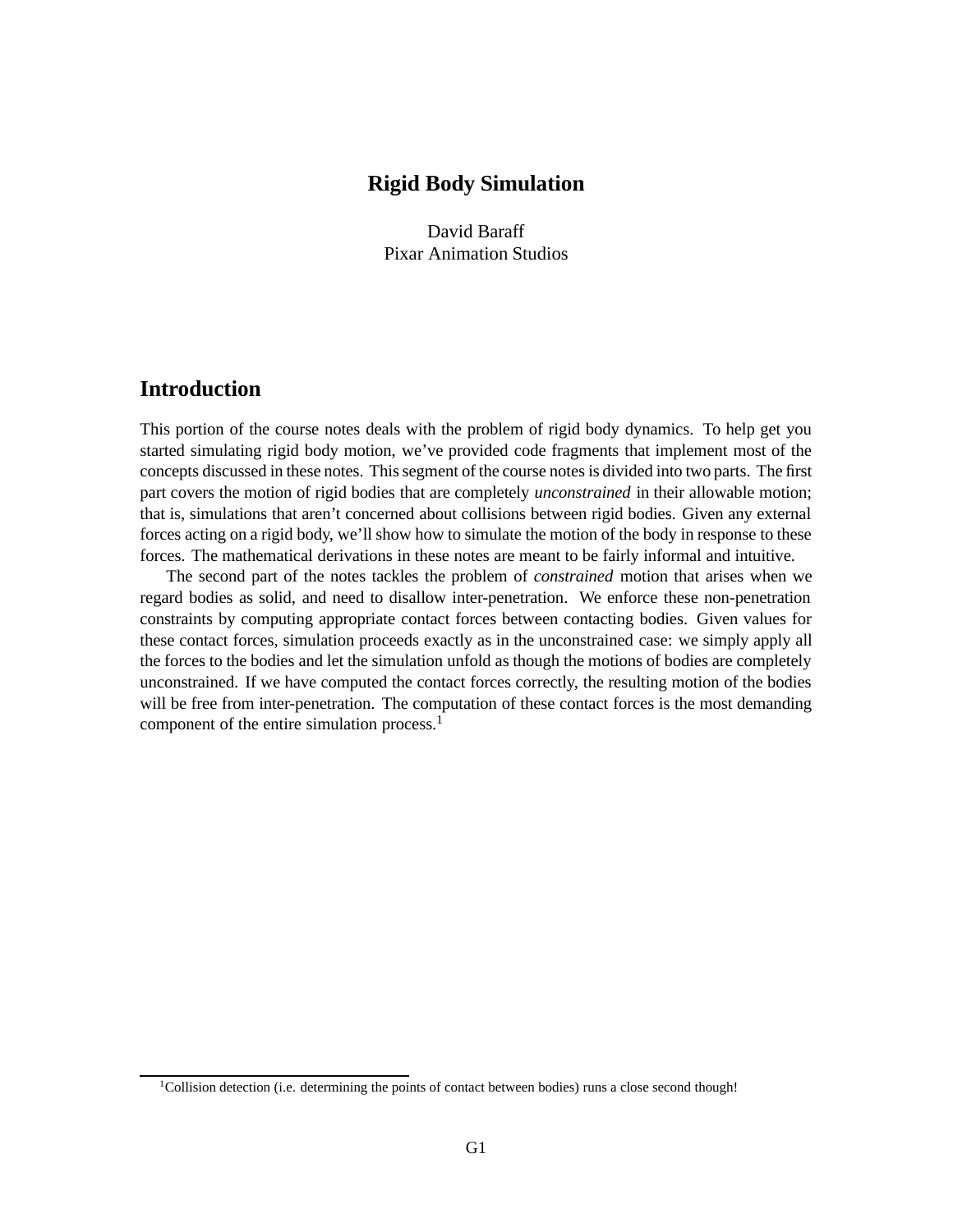# Rigid Body Simulation

David Baraff
Pixar Animation Studios

## Introduction

This portion of the course notes deals with the problem of rigid body dynamics. To help get you started simulating rigid body motion, we've provided code fragments that implement most of the concepts discussed in these notes. This segment of the course notes is divided into two parts. The first part covers the motion of rigid bodies that are completely *unconstrained* in their allowable motion; that is, simulations that aren't concerned about collisions between rigid bodies. Given any external forces acting on a rigid body, we'll show how to simulate the motion of the body in response to these forces. The mathematical derivations in these notes are meant to be fairly informal and intuitive.

The second part of the notes tackles the problem of *constrained* motion that arises when we regard bodies as solid, and need to disallow inter-penetration. We enforce these non-penetration constraints by computing appropriate contact forces between contacting bodies. Given values for these contact forces, simulation proceeds exactly as in the unconstrained case: we simply apply all the forces to the bodies and let the simulation unfold as though the motions of bodies are completely unconstrained. If we have computed the contact forces correctly, the resulting motion of the bodies will be free from inter-penetration. The computation of these contact forces is the most demanding component of the entire simulation process.[1]

[1] Collision detection (i.e. determining the points of contact between bodies) runs a close second though!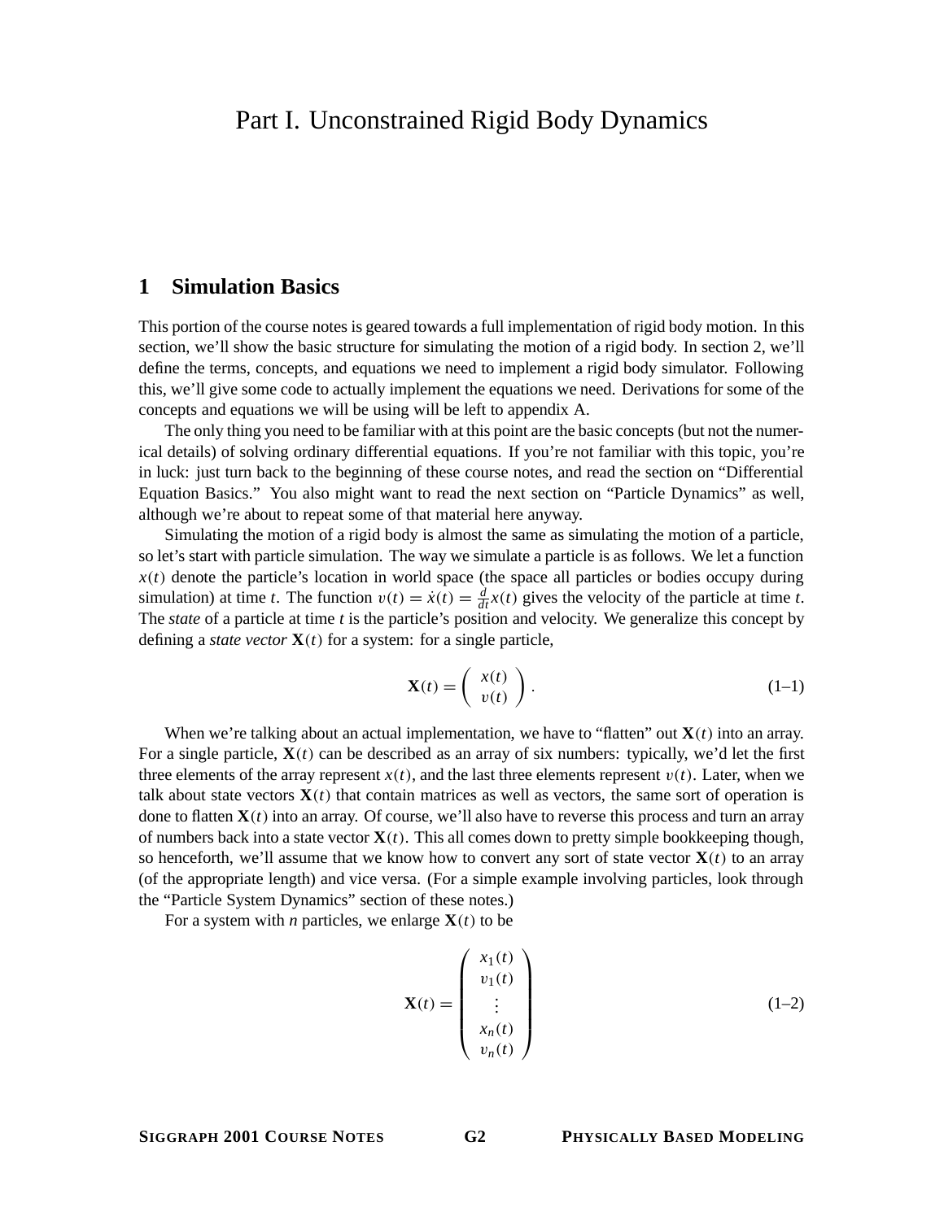# Part I. Unconstrained Rigid Body Dynamics

## 1 Simulation Basics

This portion of the course notes is geared towards a full implementation of rigid body motion. In this section, we'll show the basic structure for simulating the motion of a rigid body. In section 2, we'll define the terms, concepts, and equations we need to implement a rigid body simulator. Following this, we'll give some code to actually implement the equations we need. Derivations for some of the concepts and equations we will be using will be left to appendix A.

The only thing you need to be familiar with at this point are the basic concepts (but not the numerical details) of solving ordinary differential equations. If you're not familiar with this topic, you're in luck: just turn back to the beginning of these course notes, and read the section on "Differential Equation Basics." You also might want to read the next section on "Particle Dynamics" as well, although we're about to repeat some of that material here anyway.

Simulating the motion of a rigid body is almost the same as simulating the motion of a particle, so let's start with particle simulation. The way we simulate a particle is as follows. We let a function $x(t)$ denote the particle's location in world space (the space all particles or bodies occupy during simulation) at time $t$. The function $v(t) = \dot{x}(t) = \frac{d}{dt}x(t)$ gives the velocity of the particle at time $t$. The *state* of a particle at time $t$ is the particle's position and velocity. We generalize this concept by defining a *state vector* $\mathbf{X}(t)$ for a system: for a single particle,

$$\mathbf{X}(t) = \begin{pmatrix} x(t) \\ v(t) \end{pmatrix}. \tag{1–1}$$

When we're talking about an actual implementation, we have to "flatten" out $\mathbf{X}(t)$ into an array. For a single particle, $\mathbf{X}(t)$ can be described as an array of six numbers: typically, we'd let the first three elements of the array represent $x(t)$, and the last three elements represent $v(t)$. Later, when we talk about state vectors $\mathbf{X}(t)$ that contain matrices as well as vectors, the same sort of operation is done to flatten $\mathbf{X}(t)$ into an array. Of course, we'll also have to reverse this process and turn an array of numbers back into a state vector $\mathbf{X}(t)$. This all comes down to pretty simple bookkeeping though, so henceforth, we'll assume that we know how to convert any sort of state vector $\mathbf{X}(t)$ to an array (of the appropriate length) and vice versa. (For a simple example involving particles, look through the "Particle System Dynamics" section of these notes.)

For a system with $n$ particles, we enlarge $\mathbf{X}(t)$ to be

$$\mathbf{X}(t) = \begin{pmatrix} x_1(t) \\ v_1(t) \\ \vdots \\ x_n(t) \\ v_n(t) \end{pmatrix} \tag{1–2}$$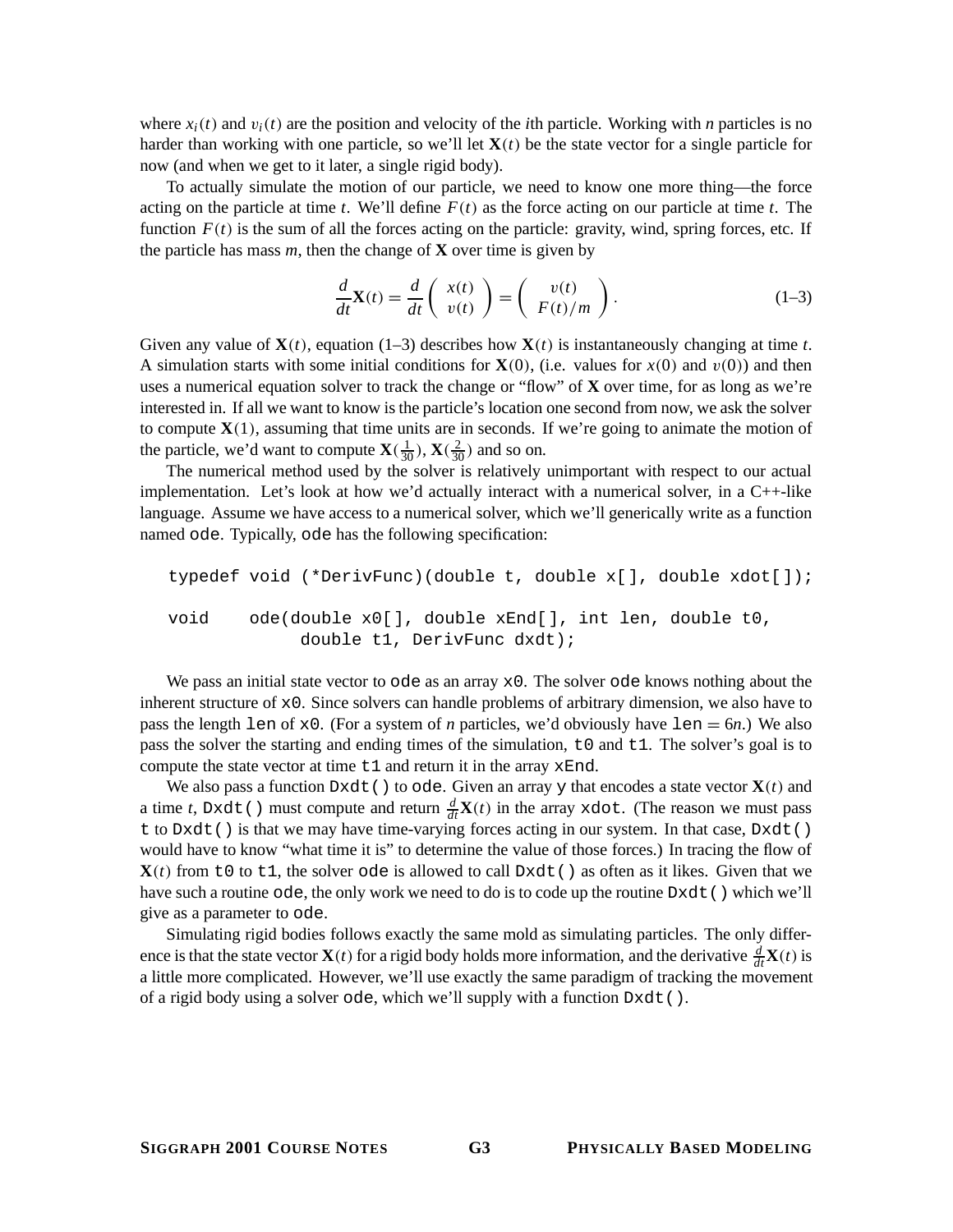where $x_i(t)$ and $v_i(t)$ are the position and velocity of the $i$th particle. Working with $n$ particles is no harder than working with one particle, so we'll let $\mathbf{X}(t)$ be the state vector for a single particle for now (and when we get to it later, a single rigid body).

To actually simulate the motion of our particle, we need to know one more thing—the force acting on the particle at time $t$. We'll define $F(t)$ as the force acting on our particle at time $t$. The function $F(t)$ is the sum of all the forces acting on the particle: gravity, wind, spring forces, etc. If the particle has mass $m$, then the change of $\mathbf{X}$ over time is given by

$$\frac{d}{dt}\mathbf{X}(t) = \frac{d}{dt}\begin{pmatrix} x(t) \\ v(t) \end{pmatrix} = \begin{pmatrix} v(t) \\ F(t)/m \end{pmatrix}. \tag{1–3}$$

Given any value of $\mathbf{X}(t)$, equation (1–3) describes how $\mathbf{X}(t)$ is instantaneously changing at time $t$. A simulation starts with some initial conditions for $\mathbf{X}(0)$, (i.e. values for $x(0)$ and $v(0)$) and then uses a numerical equation solver to track the change or "flow" of $\mathbf{X}$ over time, for as long as we're interested in. If all we want to know is the particle's location one second from now, we ask the solver to compute $\mathbf{X}(1)$, assuming that time units are in seconds. If we're going to animate the motion of the particle, we'd want to compute $\mathbf{X}(\frac{1}{30})$, $\mathbf{X}(\frac{2}{30})$ and so on.

The numerical method used by the solver is relatively unimportant with respect to our actual implementation. Let's look at how we'd actually interact with a numerical solver, in a C++-like language. Assume we have access to a numerical solver, which we'll generically write as a function named `ode`. Typically, `ode` has the following specification:

```
typedef void (*DerivFunc)(double t, double x[], double xdot[]);

void    ode(double x0[], double xEnd[], int len, double t0,
            double t1, DerivFunc dxdt);
```

We pass an initial state vector to `ode` as an array `x0`. The solver `ode` knows nothing about the inherent structure of `x0`. Since solvers can handle problems of arbitrary dimension, we also have to pass the length `len` of `x0`. (For a system of $n$ particles, we'd obviously have `len` $= 6n$.) We also pass the solver the starting and ending times of the simulation, `t0` and `t1`. The solver's goal is to compute the state vector at time `t1` and return it in the array `xEnd`.

We also pass a function `Dxdt()` to `ode`. Given an array `y` that encodes a state vector $\mathbf{X}(t)$ and a time $t$, `Dxdt()` must compute and return $\frac{d}{dt}\mathbf{X}(t)$ in the array `xdot`. (The reason we must pass `t` to `Dxdt()` is that we may have time-varying forces acting in our system. In that case, `Dxdt()` would have to know "what time it is" to determine the value of those forces.) In tracing the flow of $\mathbf{X}(t)$ from `t0` to `t1`, the solver `ode` is allowed to call `Dxdt()` as often as it likes. Given that we have such a routine `ode`, the only work we need to do is to code up the routine `Dxdt()` which we'll give as a parameter to `ode`.

Simulating rigid bodies follows exactly the same mold as simulating particles. The only difference is that the state vector $\mathbf{X}(t)$ for a rigid body holds more information, and the derivative $\frac{d}{dt}\mathbf{X}(t)$ is a little more complicated. However, we'll use exactly the same paradigm of tracking the movement of a rigid body using a solver `ode`, which we'll supply with a function `Dxdt()`.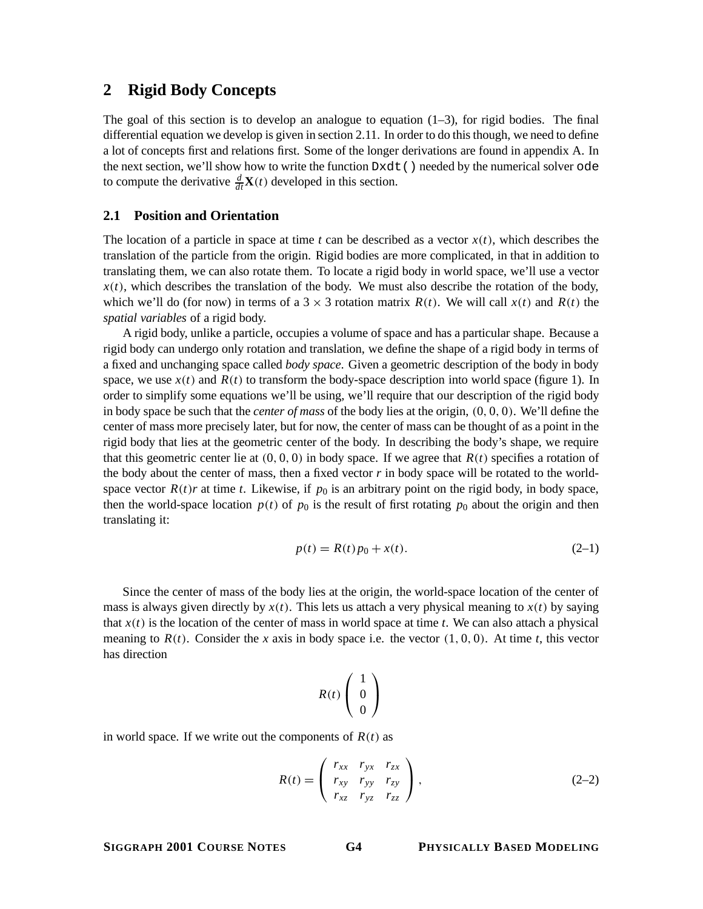## 2 Rigid Body Concepts

The goal of this section is to develop an analogue to equation (1–3), for rigid bodies. The final differential equation we develop is given in section 2.11. In order to do this though, we need to define a lot of concepts first and relations first. Some of the longer derivations are found in appendix A. In the next section, we'll show how to write the function `Dxdt()` needed by the numerical solver `ode` to compute the derivative $\frac{d}{dt}\mathbf{X}(t)$ developed in this section.

### 2.1 Position and Orientation

The location of a particle in space at time $t$ can be described as a vector $x(t)$, which describes the translation of the particle from the origin. Rigid bodies are more complicated, in that in addition to translating them, we can also rotate them. To locate a rigid body in world space, we'll use a vector $x(t)$, which describes the translation of the body. We must also describe the rotation of the body, which we'll do (for now) in terms of a $3 \times 3$ rotation matrix $R(t)$. We will call $x(t)$ and $R(t)$ the *spatial variables* of a rigid body.

A rigid body, unlike a particle, occupies a volume of space and has a particular shape. Because a rigid body can undergo only rotation and translation, we define the shape of a rigid body in terms of a fixed and unchanging space called *body space*. Given a geometric description of the body in body space, we use $x(t)$ and $R(t)$ to transform the body-space description into world space (figure 1). In order to simplify some equations we'll be using, we'll require that our description of the rigid body in body space be such that the *center of mass* of the body lies at the origin, $(0, 0, 0)$. We'll define the center of mass more precisely later, but for now, the center of mass can be thought of as a point in the rigid body that lies at the geometric center of the body. In describing the body's shape, we require that this geometric center lie at $(0, 0, 0)$ in body space. If we agree that $R(t)$ specifies a rotation of the body about the center of mass, then a fixed vector $r$ in body space will be rotated to the world-space vector $R(t)r$ at time $t$. Likewise, if $p_0$ is an arbitrary point on the rigid body, in body space, then the world-space location $p(t)$ of $p_0$ is the result of first rotating $p_0$ about the origin and then translating it:

$$p(t) = R(t)p_0 + x(t). \tag{2–1}$$

Since the center of mass of the body lies at the origin, the world-space location of the center of mass is always given directly by $x(t)$. This lets us attach a very physical meaning to $x(t)$ by saying that $x(t)$ is the location of the center of mass in world space at time $t$. We can also attach a physical meaning to $R(t)$. Consider the $x$ axis in body space i.e. the vector $(1, 0, 0)$. At time $t$, this vector has direction

$$R(t)\begin{pmatrix} 1 \\ 0 \\ 0 \end{pmatrix}$$

in world space. If we write out the components of $R(t)$ as

$$R(t) = \begin{pmatrix} r_{xx} & r_{yx} & r_{zx} \\ r_{xy} & r_{yy} & r_{zy} \\ r_{xz} & r_{yz} & r_{zz} \end{pmatrix}, \tag{2–2}$$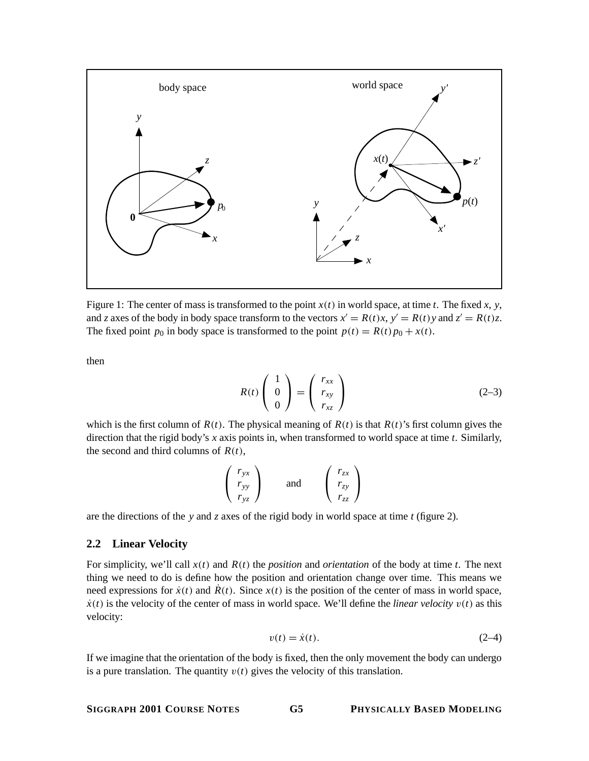Figure 1: The center of mass is transformed to the point $x(t)$ in world space, at time $t$. The fixed $x$, $y$, and $z$ axes of the body in body space transform to the vectors $x' = R(t)x$, $y' = R(t)y$ and $z' = R(t)z$. The fixed point $p_0$ in body space is transformed to the point $p(t) = R(t)p_0 + x(t)$.

then

$$R(t)\begin{pmatrix} 1 \\ 0 \\ 0 \end{pmatrix} = \begin{pmatrix} r_{xx} \\ r_{xy} \\ r_{xz} \end{pmatrix} \tag{2–3}$$

which is the first column of $R(t)$. The physical meaning of $R(t)$ is that $R(t)$'s first column gives the direction that the rigid body's $x$ axis points in, when transformed to world space at time $t$. Similarly, the second and third columns of $R(t)$,

$$\begin{pmatrix} r_{yx} \\ r_{yy} \\ r_{yz} \end{pmatrix} \quad \text{and} \quad \begin{pmatrix} r_{zx} \\ r_{zy} \\ r_{zz} \end{pmatrix}$$

are the directions of the $y$ and $z$ axes of the rigid body in world space at time $t$ (figure 2).

## 2.2 Linear Velocity

For simplicity, we'll call $x(t)$ and $R(t)$ the *position* and *orientation* of the body at time $t$. The next thing we need to do is define how the position and orientation change over time. This means we need expressions for $\dot{x}(t)$ and $\dot{R}(t)$. Since $x(t)$ is the position of the center of mass in world space, $\dot{x}(t)$ is the velocity of the center of mass in world space. We'll define the *linear velocity* $v(t)$ as this velocity:

$$v(t) = \dot{x}(t). \tag{2–4}$$

If we imagine that the orientation of the body is fixed, then the only movement the body can undergo is a pure translation. The quantity $v(t)$ gives the velocity of this translation.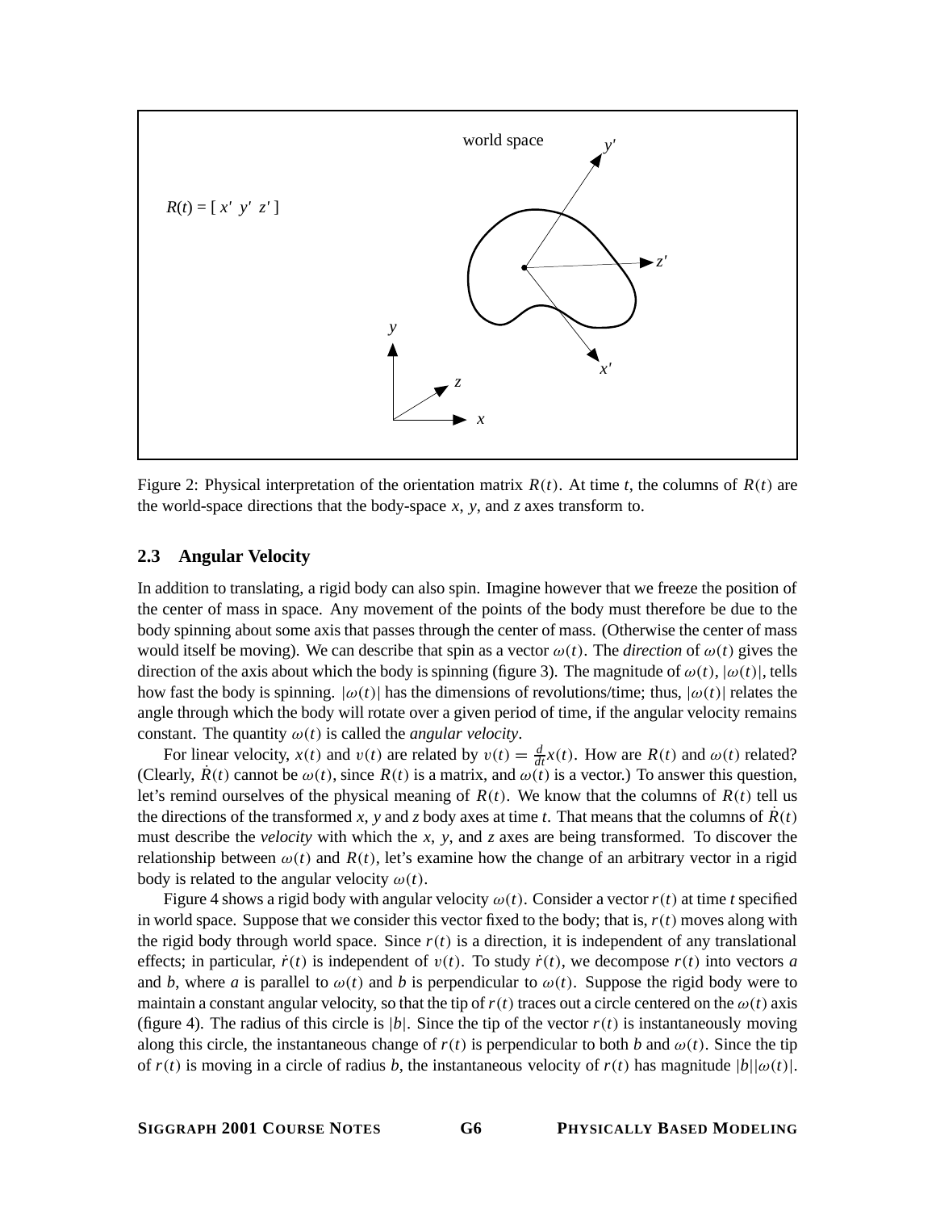$R(t) = [\ x'\ \ y'\ \ z'\ ]$

Figure 2: Physical interpretation of the orientation matrix $R(t)$. At time $t$, the columns of $R(t)$ are the world-space directions that the body-space $x$, $y$, and $z$ axes transform to.

### 2.3 Angular Velocity

In addition to translating, a rigid body can also spin. Imagine however that we freeze the position of the center of mass in space. Any movement of the points of the body must therefore be due to the body spinning about some axis that passes through the center of mass. (Otherwise the center of mass would itself be moving). We can describe that spin as a vector $\omega(t)$. The *direction* of $\omega(t)$ gives the direction of the axis about which the body is spinning (figure 3). The magnitude of $\omega(t)$, $|\omega(t)|$, tells how fast the body is spinning. $|\omega(t)|$ has the dimensions of revolutions/time; thus, $|\omega(t)|$ relates the angle through which the body will rotate over a given period of time, if the angular velocity remains constant. The quantity $\omega(t)$ is called the *angular velocity*.

For linear velocity, $x(t)$ and $v(t)$ are related by $v(t) = \frac{d}{dt}x(t)$. How are $R(t)$ and $\omega(t)$ related? (Clearly, $\dot{R}(t)$ cannot be $\omega(t)$, since $R(t)$ is a matrix, and $\omega(t)$ is a vector.) To answer this question, let's remind ourselves of the physical meaning of $R(t)$. We know that the columns of $R(t)$ tell us the directions of the transformed $x$, $y$ and $z$ body axes at time $t$. That means that the columns of $\dot{R}(t)$ must describe the *velocity* with which the $x$, $y$, and $z$ axes are being transformed. To discover the relationship between $\omega(t)$ and $R(t)$, let's examine how the change of an arbitrary vector in a rigid body is related to the angular velocity $\omega(t)$.

Figure 4 shows a rigid body with angular velocity $\omega(t)$. Consider a vector $r(t)$ at time $t$ specified in world space. Suppose that we consider this vector fixed to the body; that is, $r(t)$ moves along with the rigid body through world space. Since $r(t)$ is a direction, it is independent of any translational effects; in particular, $\dot{r}(t)$ is independent of $v(t)$. To study $\dot{r}(t)$, we decompose $r(t)$ into vectors $a$ and $b$, where $a$ is parallel to $\omega(t)$ and $b$ is perpendicular to $\omega(t)$. Suppose the rigid body were to maintain a constant angular velocity, so that the tip of $r(t)$ traces out a circle centered on the $\omega(t)$ axis (figure 4). The radius of this circle is $|b|$. Since the tip of the vector $r(t)$ is instantaneously moving along this circle, the instantaneous change of $r(t)$ is perpendicular to both $b$ and $\omega(t)$. Since the tip of $r(t)$ is moving in a circle of radius $b$, the instantaneous velocity of $r(t)$ has magnitude $|b||\omega(t)|$.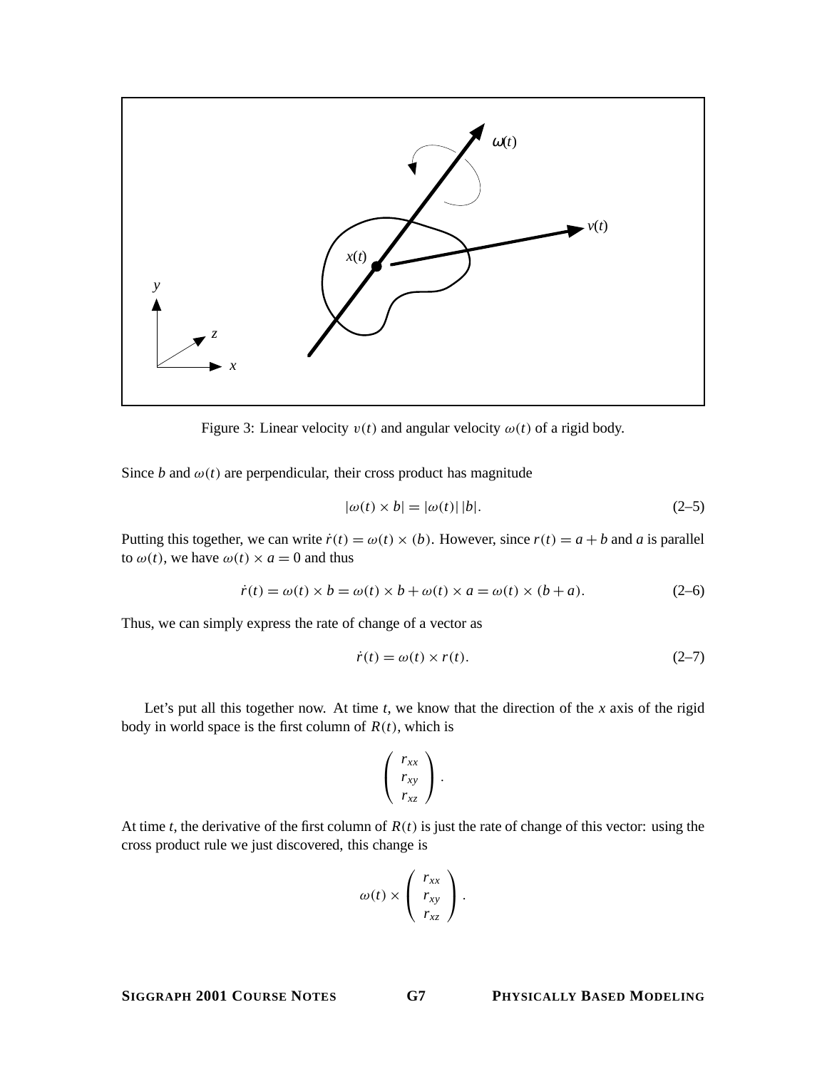Figure 3: Linear velocity $v(t)$ and angular velocity $\omega(t)$ of a rigid body.

Since $b$ and $\omega(t)$ are perpendicular, their cross product has magnitude

$$|\omega(t) \times b| = |\omega(t)|\,|b|. \tag{2–5}$$

Putting this together, we can write $\dot{r}(t) = \omega(t) \times (b)$. However, since $r(t) = a + b$ and $a$ is parallel to $\omega(t)$, we have $\omega(t) \times a = 0$ and thus

$$\dot{r}(t) = \omega(t) \times b = \omega(t) \times b + \omega(t) \times a = \omega(t) \times (b + a). \tag{2–6}$$

Thus, we can simply express the rate of change of a vector as

$$\dot{r}(t) = \omega(t) \times r(t). \tag{2–7}$$

Let's put all this together now. At time $t$, we know that the direction of the $x$ axis of the rigid body in world space is the first column of $R(t)$, which is

$$\begin{pmatrix} r_{xx} \\ r_{xy} \\ r_{xz} \end{pmatrix}.$$

At time $t$, the derivative of the first column of $R(t)$ is just the rate of change of this vector: using the cross product rule we just discovered, this change is

$$\omega(t) \times \begin{pmatrix} r_{xx} \\ r_{xy} \\ r_{xz} \end{pmatrix}.$$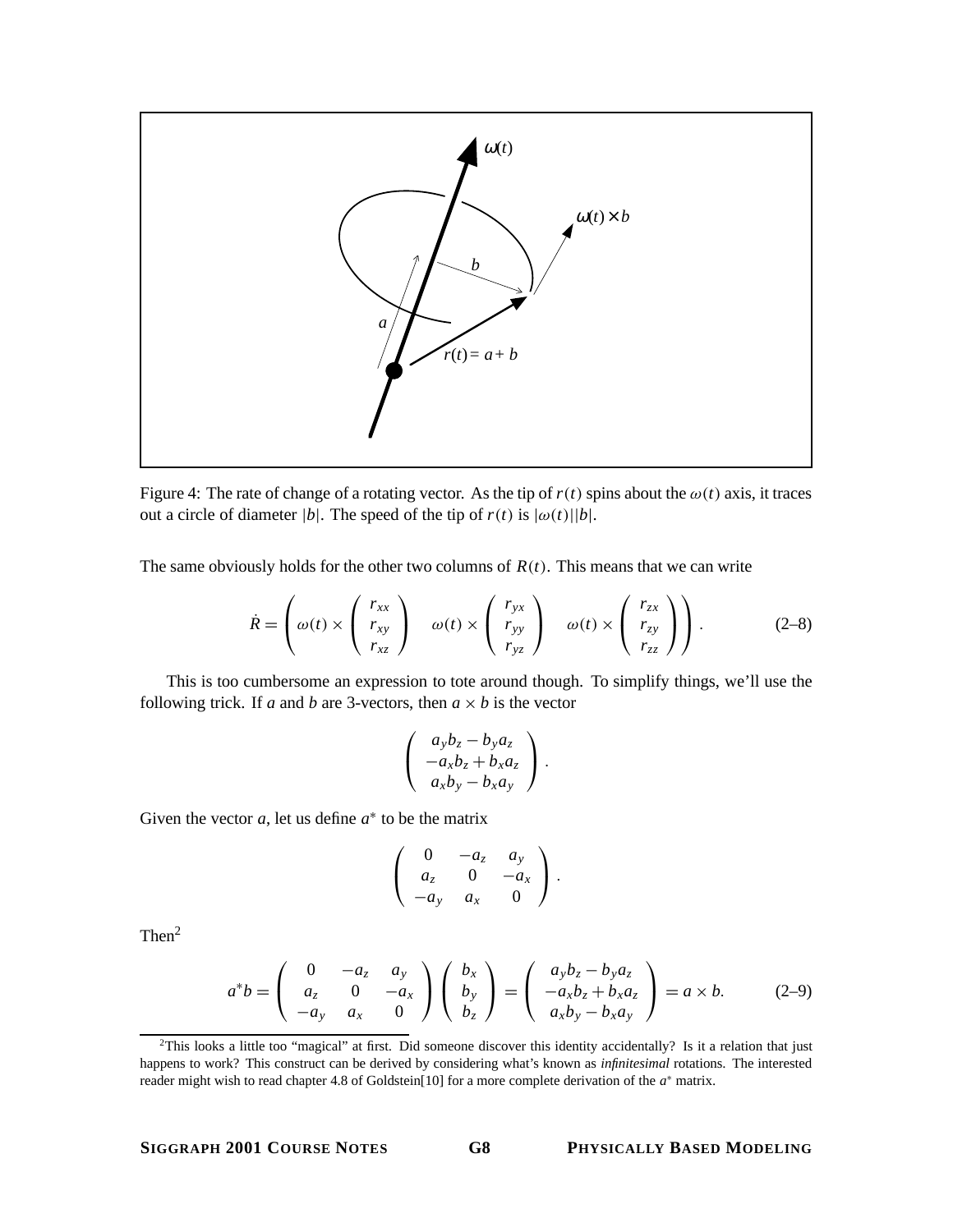Figure 4: The rate of change of a rotating vector. As the tip of $r(t)$ spins about the $\omega(t)$ axis, it traces out a circle of diameter $|b|$. The speed of the tip of $r(t)$ is $|\omega(t)||b|$.

The same obviously holds for the other two columns of $R(t)$. This means that we can write

$$\dot{R} = \left( \omega(t) \times \begin{pmatrix} r_{xx} \\ r_{xy} \\ r_{xz} \end{pmatrix} \quad \omega(t) \times \begin{pmatrix} r_{yx} \\ r_{yy} \\ r_{yz} \end{pmatrix} \quad \omega(t) \times \begin{pmatrix} r_{zx} \\ r_{zy} \\ r_{zz} \end{pmatrix} \right). \tag{2–8}$$

This is too cumbersome an expression to tote around though. To simplify things, we'll use the following trick. If $a$ and $b$ are 3-vectors, then $a \times b$ is the vector

$$\begin{pmatrix} a_y b_z - b_y a_z \\ -a_x b_z + b_x a_z \\ a_x b_y - b_x a_y \end{pmatrix}.$$

Given the vector $a$, let us define $a^*$ to be the matrix

$$\begin{pmatrix} 0 & -a_z & a_y \\ a_z & 0 & -a_x \\ -a_y & a_x & 0 \end{pmatrix}.$$

Then[2]

$$a^* b = \begin{pmatrix} 0 & -a_z & a_y \\ a_z & 0 & -a_x \\ -a_y & a_x & 0 \end{pmatrix} \begin{pmatrix} b_x \\ b_y \\ b_z \end{pmatrix} = \begin{pmatrix} a_y b_z - b_y a_z \\ -a_x b_z + b_x a_z \\ a_x b_y - b_x a_y \end{pmatrix} = a \times b. \tag{2–9}$$

[2] This looks a little too "magical" at first. Did someone discover this identity accidentally? Is it a relation that just happens to work? This construct can be derived by considering what's known as *infinitesimal* rotations. The interested reader might wish to read chapter 4.8 of Goldstein[10] for a more complete derivation of the $a^*$ matrix.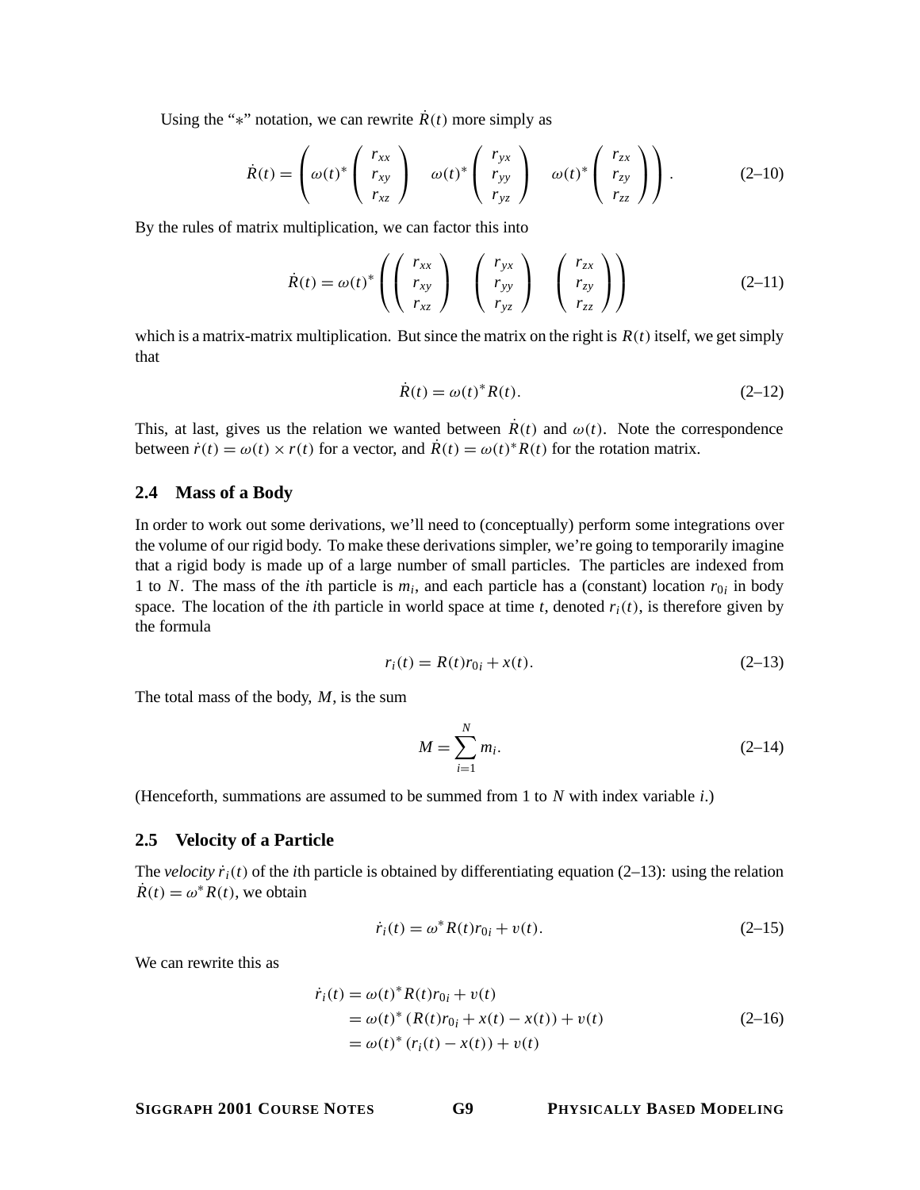Using the "$*$" notation, we can rewrite $\dot{R}(t)$ more simply as

$$\dot{R}(t) = \left( \omega(t)^* \begin{pmatrix} r_{xx} \\ r_{xy} \\ r_{xz} \end{pmatrix} \quad \omega(t)^* \begin{pmatrix} r_{yx} \\ r_{yy} \\ r_{yz} \end{pmatrix} \quad \omega(t)^* \begin{pmatrix} r_{zx} \\ r_{zy} \\ r_{zz} \end{pmatrix} \right). \tag{2–10}$$

By the rules of matrix multiplication, we can factor this into

$$\dot{R}(t) = \omega(t)^* \left( \begin{pmatrix} r_{xx} \\ r_{xy} \\ r_{xz} \end{pmatrix} \quad \begin{pmatrix} r_{yx} \\ r_{yy} \\ r_{yz} \end{pmatrix} \quad \begin{pmatrix} r_{zx} \\ r_{zy} \\ r_{zz} \end{pmatrix} \right) \tag{2–11}$$

which is a matrix-matrix multiplication. But since the matrix on the right is $R(t)$ itself, we get simply that

$$\dot{R}(t) = \omega(t)^* R(t). \tag{2–12}$$

This, at last, gives us the relation we wanted between $\dot{R}(t)$ and $\omega(t)$. Note the correspondence between $\dot{r}(t) = \omega(t) \times r(t)$ for a vector, and $\dot{R}(t) = \omega(t)^* R(t)$ for the rotation matrix.

## 2.4 Mass of a Body

In order to work out some derivations, we'll need to (conceptually) perform some integrations over the volume of our rigid body. To make these derivations simpler, we're going to temporarily imagine that a rigid body is made up of a large number of small particles. The particles are indexed from 1 to $N$. The mass of the $i$th particle is $m_i$, and each particle has a (constant) location $r_{0i}$ in body space. The location of the $i$th particle in world space at time $t$, denoted $r_i(t)$, is therefore given by the formula

$$r_i(t) = R(t) r_{0i} + x(t). \tag{2–13}$$

The total mass of the body, $M$, is the sum

$$M = \sum_{i=1}^{N} m_i. \tag{2–14}$$

(Henceforth, summations are assumed to be summed from 1 to $N$ with index variable $i$.)

## 2.5 Velocity of a Particle

The *velocity* $\dot{r}_i(t)$ of the $i$th particle is obtained by differentiating equation (2–13): using the relation $\dot{R}(t) = \omega^* R(t)$, we obtain

$$\dot{r}_i(t) = \omega^* R(t) r_{0i} + v(t). \tag{2–15}$$

We can rewrite this as

$$\begin{aligned} \dot{r}_i(t) &= \omega(t)^* R(t) r_{0i} + v(t) \\ &= \omega(t)^* (R(t) r_{0i} + x(t) - x(t)) + v(t) \\ &= \omega(t)^* (r_i(t) - x(t)) + v(t) \end{aligned} \tag{2–16}$$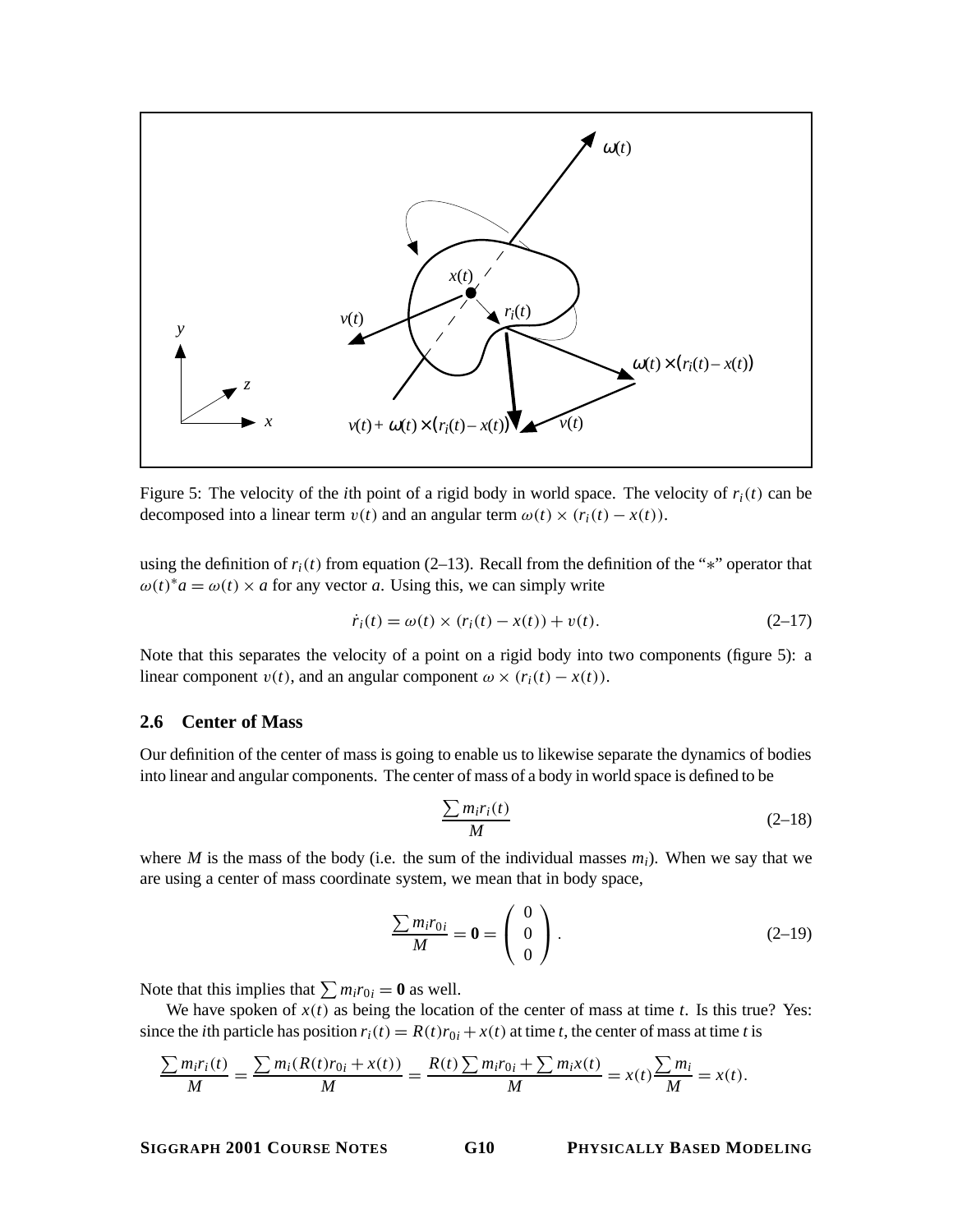Figure 5: The velocity of the $i$th point of a rigid body in world space. The velocity of $r_i(t)$ can be decomposed into a linear term $v(t)$ and an angular term $\omega(t) \times (r_i(t) - x(t))$.

using the definition of $r_i(t)$ from equation (2–13). Recall from the definition of the "$*$" operator that $\omega(t)^* a = \omega(t) \times a$ for any vector $a$. Using this, we can simply write

$$\dot{r}_i(t) = \omega(t) \times (r_i(t) - x(t)) + v(t). \tag{2–17}$$

Note that this separates the velocity of a point on a rigid body into two components (figure 5): a linear component $v(t)$, and an angular component $\omega \times (r_i(t) - x(t))$.

## 2.6 Center of Mass

Our definition of the center of mass is going to enable us to likewise separate the dynamics of bodies into linear and angular components. The center of mass of a body in world space is defined to be

$$\frac{\sum m_i r_i(t)}{M} \tag{2–18}$$

where $M$ is the mass of the body (i.e. the sum of the individual masses $m_i$). When we say that we are using a center of mass coordinate system, we mean that in body space,

$$\frac{\sum m_i r_{0i}}{M} = \mathbf{0} = \begin{pmatrix} 0 \\ 0 \\ 0 \end{pmatrix}. \tag{2–19}$$

Note that this implies that $\sum m_i r_{0i} = \mathbf{0}$ as well.

We have spoken of $x(t)$ as being the location of the center of mass at time $t$. Is this true? Yes: since the $i$th particle has position $r_i(t) = R(t) r_{0i} + x(t)$ at time $t$, the center of mass at time $t$ is

$$\frac{\sum m_i r_i(t)}{M} = \frac{\sum m_i (R(t) r_{0i} + x(t))}{M} = \frac{R(t) \sum m_i r_{0i} + \sum m_i x(t)}{M} = x(t) \frac{\sum m_i}{M} = x(t).$$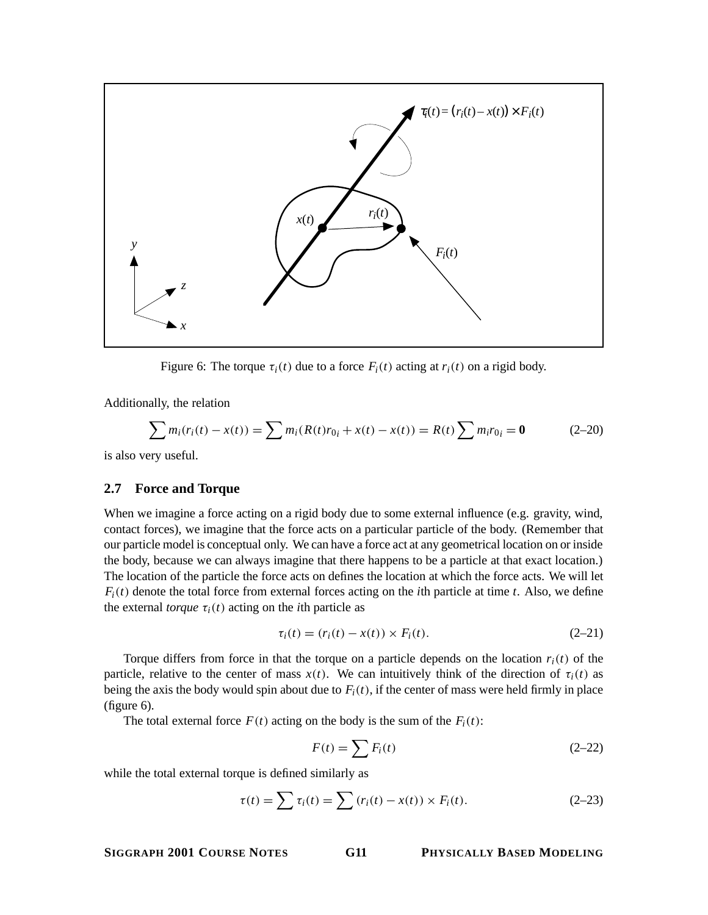Figure 6: The torque $\tau_i(t)$ due to a force $F_i(t)$ acting at $r_i(t)$ on a rigid body.

Additionally, the relation

$$\sum m_i(r_i(t) - x(t)) = \sum m_i(R(t)r_{0i} + x(t) - x(t)) = R(t)\sum m_i r_{0i} = \mathbf{0} \tag{2–20}$$

is also very useful.

## 2.7 Force and Torque

When we imagine a force acting on a rigid body due to some external influence (e.g. gravity, wind, contact forces), we imagine that the force acts on a particular particle of the body. (Remember that our particle model is conceptual only. We can have a force act at any geometrical location on or inside the body, because we can always imagine that there happens to be a particle at that exact location.) The location of the particle the force acts on defines the location at which the force acts. We will let $F_i(t)$ denote the total force from external forces acting on the $i$th particle at time $t$. Also, we define the external *torque* $\tau_i(t)$ acting on the $i$th particle as

$$\tau_i(t) = (r_i(t) - x(t)) \times F_i(t). \tag{2–21}$$

Torque differs from force in that the torque on a particle depends on the location $r_i(t)$ of the particle, relative to the center of mass $x(t)$. We can intuitively think of the direction of $\tau_i(t)$ as being the axis the body would spin about due to $F_i(t)$, if the center of mass were held firmly in place (figure 6).

The total external force $F(t)$ acting on the body is the sum of the $F_i(t)$:

$$F(t) = \sum F_i(t) \tag{2–22}$$

while the total external torque is defined similarly as

$$\tau(t) = \sum \tau_i(t) = \sum (r_i(t) - x(t)) \times F_i(t). \tag{2–23}$$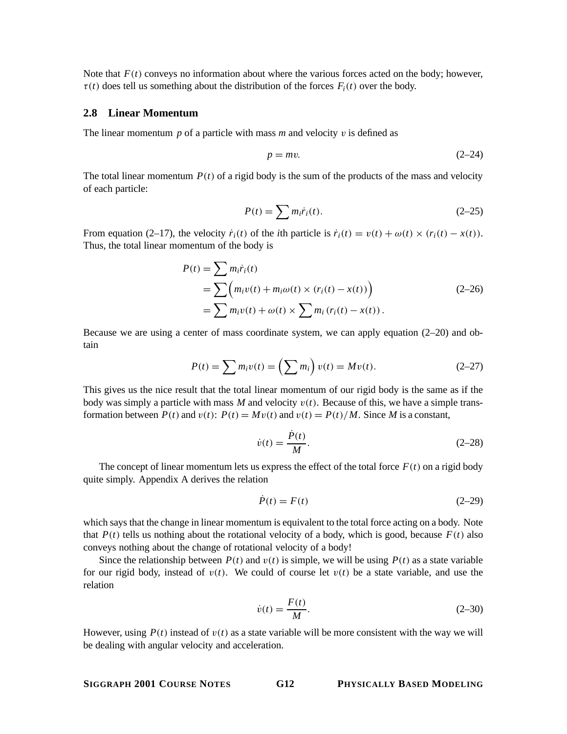Note that $F(t)$ conveys no information about where the various forces acted on the body; however, $\tau(t)$ does tell us something about the distribution of the forces $F_i(t)$ over the body.

## 2.8 Linear Momentum

The linear momentum $p$ of a particle with mass $m$ and velocity $v$ is defined as

$$p = mv. \tag{2–24}$$

The total linear momentum $P(t)$ of a rigid body is the sum of the products of the mass and velocity of each particle:

$$P(t) = \sum m_i \dot{r}_i(t). \tag{2–25}$$

From equation (2–17), the velocity $\dot{r}_i(t)$ of the $i$th particle is $\dot{r}_i(t) = v(t) + \omega(t) \times (r_i(t) - x(t))$. Thus, the total linear momentum of the body is

$$\begin{aligned} P(t) &= \sum m_i \dot{r}_i(t) \\ &= \sum \Big( m_i v(t) + m_i \omega(t) \times (r_i(t) - x(t)) \Big) \\ &= \sum m_i v(t) + \omega(t) \times \sum m_i \left( r_i(t) - x(t) \right). \end{aligned} \tag{2–26}$$

Because we are using a center of mass coordinate system, we can apply equation (2–20) and obtain

$$P(t) = \sum m_i v(t) = \Big( \sum m_i \Big) v(t) = Mv(t). \tag{2–27}$$

This gives us the nice result that the total linear momentum of our rigid body is the same as if the body was simply a particle with mass $M$ and velocity $v(t)$. Because of this, we have a simple transformation between $P(t)$ and $v(t)$: $P(t) = Mv(t)$ and $v(t) = P(t)/M$. Since $M$ is a constant,

$$\dot{v}(t) = \frac{\dot{P}(t)}{M}. \tag{2–28}$$

The concept of linear momentum lets us express the effect of the total force $F(t)$ on a rigid body quite simply. Appendix A derives the relation

$$\dot{P}(t) = F(t) \tag{2–29}$$

which says that the change in linear momentum is equivalent to the total force acting on a body. Note that $P(t)$ tells us nothing about the rotational velocity of a body, which is good, because $F(t)$ also conveys nothing about the change of rotational velocity of a body!

Since the relationship between $P(t)$ and $v(t)$ is simple, we will be using $P(t)$ as a state variable for our rigid body, instead of $v(t)$. We could of course let $v(t)$ be a state variable, and use the relation

$$\dot{v}(t) = \frac{F(t)}{M}. \tag{2–30}$$

However, using $P(t)$ instead of $v(t)$ as a state variable will be more consistent with the way we will be dealing with angular velocity and acceleration.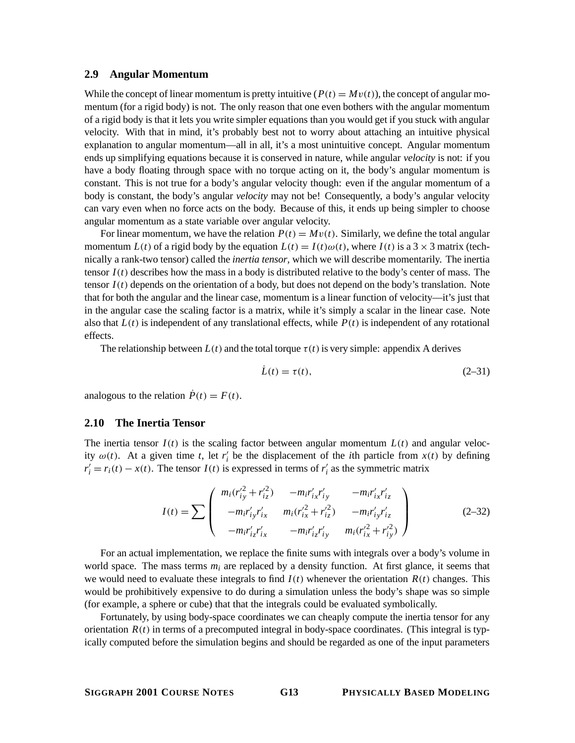## 2.9 Angular Momentum

While the concept of linear momentum is pretty intuitive ($P(t) = Mv(t)$), the concept of angular momentum (for a rigid body) is not. The only reason that one even bothers with the angular momentum of a rigid body is that it lets you write simpler equations than you would get if you stuck with angular velocity. With that in mind, it's probably best not to worry about attaching an intuitive physical explanation to angular momentum—all in all, it's a most unintuitive concept. Angular momentum ends up simplifying equations because it is conserved in nature, while angular *velocity* is not: if you have a body floating through space with no torque acting on it, the body's angular momentum is constant. This is not true for a body's angular velocity though: even if the angular momentum of a body is constant, the body's angular *velocity* may not be! Consequently, a body's angular velocity can vary even when no force acts on the body. Because of this, it ends up being simpler to choose angular momentum as a state variable over angular velocity.

For linear momentum, we have the relation $P(t) = Mv(t)$. Similarly, we define the total angular momentum $L(t)$ of a rigid body by the equation $L(t) = I(t)\omega(t)$, where $I(t)$ is a $3 \times 3$ matrix (technically a rank-two tensor) called the *inertia tensor*, which we will describe momentarily. The inertia tensor $I(t)$ describes how the mass in a body is distributed relative to the body's center of mass. The tensor $I(t)$ depends on the orientation of a body, but does not depend on the body's translation. Note that for both the angular and the linear case, momentum is a linear function of velocity—it's just that in the angular case the scaling factor is a matrix, while it's simply a scalar in the linear case. Note also that $L(t)$ is independent of any translational effects, while $P(t)$ is independent of any rotational effects.

The relationship between $L(t)$ and the total torque $\tau(t)$ is very simple: appendix A derives

$$\dot{L}(t) = \tau(t), \tag{2–31}$$

analogous to the relation $\dot{P}(t) = F(t)$.

## 2.10 The Inertia Tensor

The inertia tensor $I(t)$ is the scaling factor between angular momentum $L(t)$ and angular velocity $\omega(t)$. At a given time $t$, let $r'_i$ be the displacement of the $i$th particle from $x(t)$ by defining $r'_i = r_i(t) - x(t)$. The tensor $I(t)$ is expressed in terms of $r'_i$ as the symmetric matrix

$$I(t) = \sum \begin{pmatrix} m_i(r'^2_{iy} + r'^2_{iz}) & -m_i r'_{ix} r'_{iy} & -m_i r'_{ix} r'_{iz} \\ -m_i r'_{iy} r'_{ix} & m_i(r'^2_{ix} + r'^2_{iz}) & -m_i r'_{iy} r'_{iz} \\ -m_i r'_{iz} r'_{ix} & -m_i r'_{iz} r'_{iy} & m_i(r'^2_{ix} + r'^2_{iy}) \end{pmatrix} \tag{2–32}$$

For an actual implementation, we replace the finite sums with integrals over a body's volume in world space. The mass terms $m_i$ are replaced by a density function. At first glance, it seems that we would need to evaluate these integrals to find $I(t)$ whenever the orientation $R(t)$ changes. This would be prohibitively expensive to do during a simulation unless the body's shape was so simple (for example, a sphere or cube) that that the integrals could be evaluated symbolically.

Fortunately, by using body-space coordinates we can cheaply compute the inertia tensor for any orientation $R(t)$ in terms of a precomputed integral in body-space coordinates. (This integral is typically computed before the simulation begins and should be regarded as one of the input parameters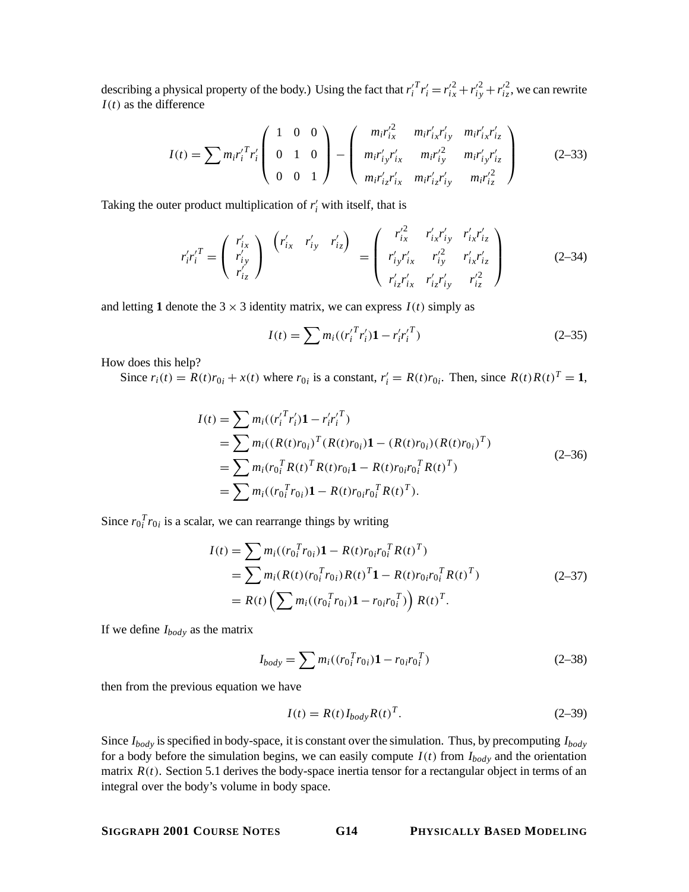describing a physical property of the body.) Using the fact that $r_i'^T r_i' = r_{ix}'^2 + r_{iy}'^2 + r_{iz}'^2$, we can rewrite $I(t)$ as the difference

$$I(t) = \sum m_i r_i'^T r_i' \begin{pmatrix} 1 & 0 & 0 \\ 0 & 1 & 0 \\ 0 & 0 & 1 \end{pmatrix} - \begin{pmatrix} m_i r_{ix}'^2 & m_i r_{ix}' r_{iy}' & m_i r_{ix}' r_{iz}' \\ m_i r_{iy}' r_{ix}' & m_i r_{iy}'^2 & m_i r_{iy}' r_{iz}' \\ m_i r_{iz}' r_{ix}' & m_i r_{iz}' r_{iy}' & m_i r_{iz}'^2 \end{pmatrix} \tag{2–33}$$

Taking the outer product multiplication of $r_i'$ with itself, that is

$$r_i' r_i'^T = \begin{pmatrix} r_{ix}' \\ r_{iy}' \\ r_{iz}' \end{pmatrix} \begin{pmatrix} r_{ix}' & r_{iy}' & r_{iz}' \end{pmatrix} = \begin{pmatrix} r_{ix}'^2 & r_{ix}' r_{iy}' & r_{ix}' r_{iz}' \\ r_{iy}' r_{ix}' & r_{iy}'^2 & r_{ix}' r_{iz}' \\ r_{iz}' r_{ix}' & r_{iz}' r_{iy}' & r_{iz}'^2 \end{pmatrix} \tag{2–34}$$

and letting $\mathbf{1}$ denote the $3 \times 3$ identity matrix, we can express $I(t)$ simply as

$$I(t) = \sum m_i ((r_i'^T r_i')\mathbf{1} - r_i' r_i'^T) \tag{2–35}$$

How does this help?

Since $r_i(t) = R(t)r_{0i} + x(t)$ where $r_{0i}$ is a constant, $r_i' = R(t)r_{0i}$. Then, since $R(t)R(t)^T = \mathbf{1}$,

$$\begin{aligned} I(t) &= \sum m_i ((r_i'^T r_i')\mathbf{1} - r_i' r_i'^T) \\ &= \sum m_i ((R(t)r_{0i})^T (R(t)r_{0i})\mathbf{1} - (R(t)r_{0i})(R(t)r_{0i})^T) \\ &= \sum m_i (r_{0i}^T R(t)^T R(t) r_{0i}\mathbf{1} - R(t) r_{0i} r_{0i}^T R(t)^T) \\ &= \sum m_i ((r_{0i}^T r_{0i})\mathbf{1} - R(t) r_{0i} r_{0i}^T R(t)^T). \end{aligned} \tag{2–36}$$

Since $r_{0i}^T r_{0i}$ is a scalar, we can rearrange things by writing

$$\begin{aligned} I(t) &= \sum m_i ((r_{0i}^T r_{0i})\mathbf{1} - R(t) r_{0i} r_{0i}^T R(t)^T) \\ &= \sum m_i (R(t)(r_{0i}^T r_{0i}) R(t)^T \mathbf{1} - R(t) r_{0i} r_{0i}^T R(t)^T) \\ &= R(t) \left( \sum m_i ((r_{0i}^T r_{0i})\mathbf{1} - r_{0i} r_{0i}^T) \right) R(t)^T. \end{aligned} \tag{2–37}$$

If we define $I_{body}$ as the matrix

$$I_{body} = \sum m_i ((r_{0i}^T r_{0i})\mathbf{1} - r_{0i} r_{0i}^T) \tag{2–38}$$

then from the previous equation we have

$$I(t) = R(t) I_{body} R(t)^T. \tag{2–39}$$

Since $I_{body}$ is specified in body-space, it is constant over the simulation. Thus, by precomputing $I_{body}$ for a body before the simulation begins, we can easily compute $I(t)$ from $I_{body}$ and the orientation matrix $R(t)$. Section 5.1 derives the body-space inertia tensor for a rectangular object in terms of an integral over the body's volume in body space.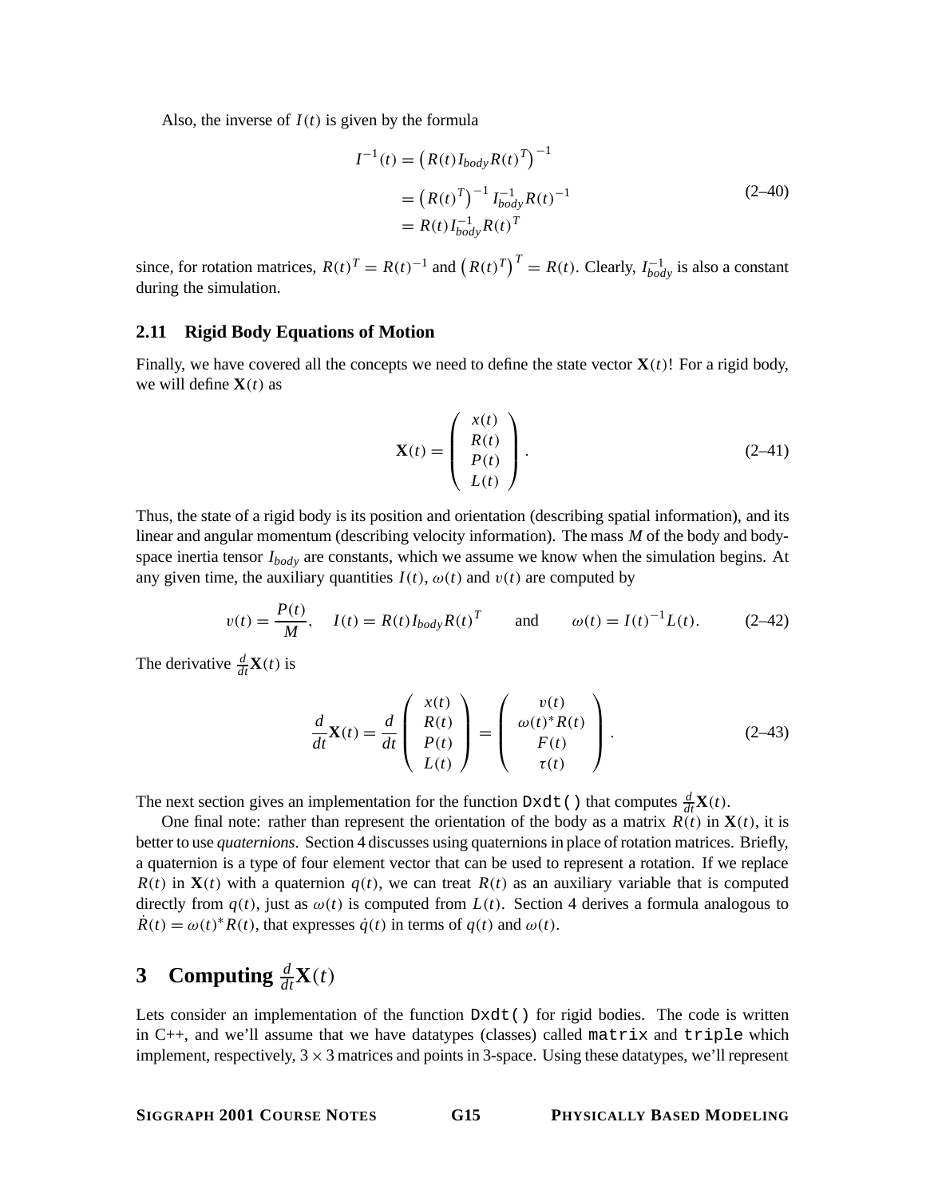Also, the inverse of $I(t)$ is given by the formula

$$
\begin{aligned}
I^{-1}(t) &= \left(R(t) I_{body} R(t)^T\right)^{-1} \\
&= \left(R(t)^T\right)^{-1} I_{body}^{-1} R(t)^{-1} \\
&= R(t) I_{body}^{-1} R(t)^T
\end{aligned}
\tag{2–40}
$$

since, for rotation matrices, $R(t)^T = R(t)^{-1}$ and $\left(R(t)^T\right)^T = R(t)$. Clearly, $I_{body}^{-1}$ is also a constant during the simulation.

### 2.11 Rigid Body Equations of Motion

Finally, we have covered all the concepts we need to define the state vector $\mathbf{X}(t)$! For a rigid body, we will define $\mathbf{X}(t)$ as

$$
\mathbf{X}(t) = \begin{pmatrix} x(t) \\ R(t) \\ P(t) \\ L(t) \end{pmatrix}.
\tag{2–41}
$$

Thus, the state of a rigid body is its position and orientation (describing spatial information), and its linear and angular momentum (describing velocity information). The mass $M$ of the body and body-space inertia tensor $I_{body}$ are constants, which we assume we know when the simulation begins. At any given time, the auxiliary quantities $I(t)$, $\omega(t)$ and $v(t)$ are computed by

$$
v(t) = \frac{P(t)}{M}, \quad I(t) = R(t) I_{body} R(t)^T \qquad \text{and} \qquad \omega(t) = I(t)^{-1} L(t).
\tag{2–42}
$$

The derivative $\frac{d}{dt}\mathbf{X}(t)$ is

$$
\frac{d}{dt}\mathbf{X}(t) = \frac{d}{dt}\begin{pmatrix} x(t) \\ R(t) \\ P(t) \\ L(t) \end{pmatrix} = \begin{pmatrix} v(t) \\ \omega(t)^* R(t) \\ F(t) \\ \tau(t) \end{pmatrix}.
\tag{2–43}
$$

The next section gives an implementation for the function `Dxdt()` that computes $\frac{d}{dt}\mathbf{X}(t)$.

One final note: rather than represent the orientation of the body as a matrix $R(t)$ in $\mathbf{X}(t)$, it is better to use *quaternions*. Section 4 discusses using quaternions in place of rotation matrices. Briefly, a quaternion is a type of four element vector that can be used to represent a rotation. If we replace $R(t)$ in $\mathbf{X}(t)$ with a quaternion $q(t)$, we can treat $R(t)$ as an auxiliary variable that is computed directly from $q(t)$, just as $\omega(t)$ is computed from $L(t)$. Section 4 derives a formula analogous to $\dot{R}(t) = \omega(t)^* R(t)$, that expresses $\dot{q}(t)$ in terms of $q(t)$ and $\omega(t)$.

# 3 Computing $\frac{d}{dt}\mathbf{X}(t)$

Lets consider an implementation of the function `Dxdt()` for rigid bodies. The code is written in C++, and we'll assume that we have datatypes (classes) called `matrix` and `triple` which implement, respectively, $3 \times 3$ matrices and points in 3-space. Using these datatypes, we'll represent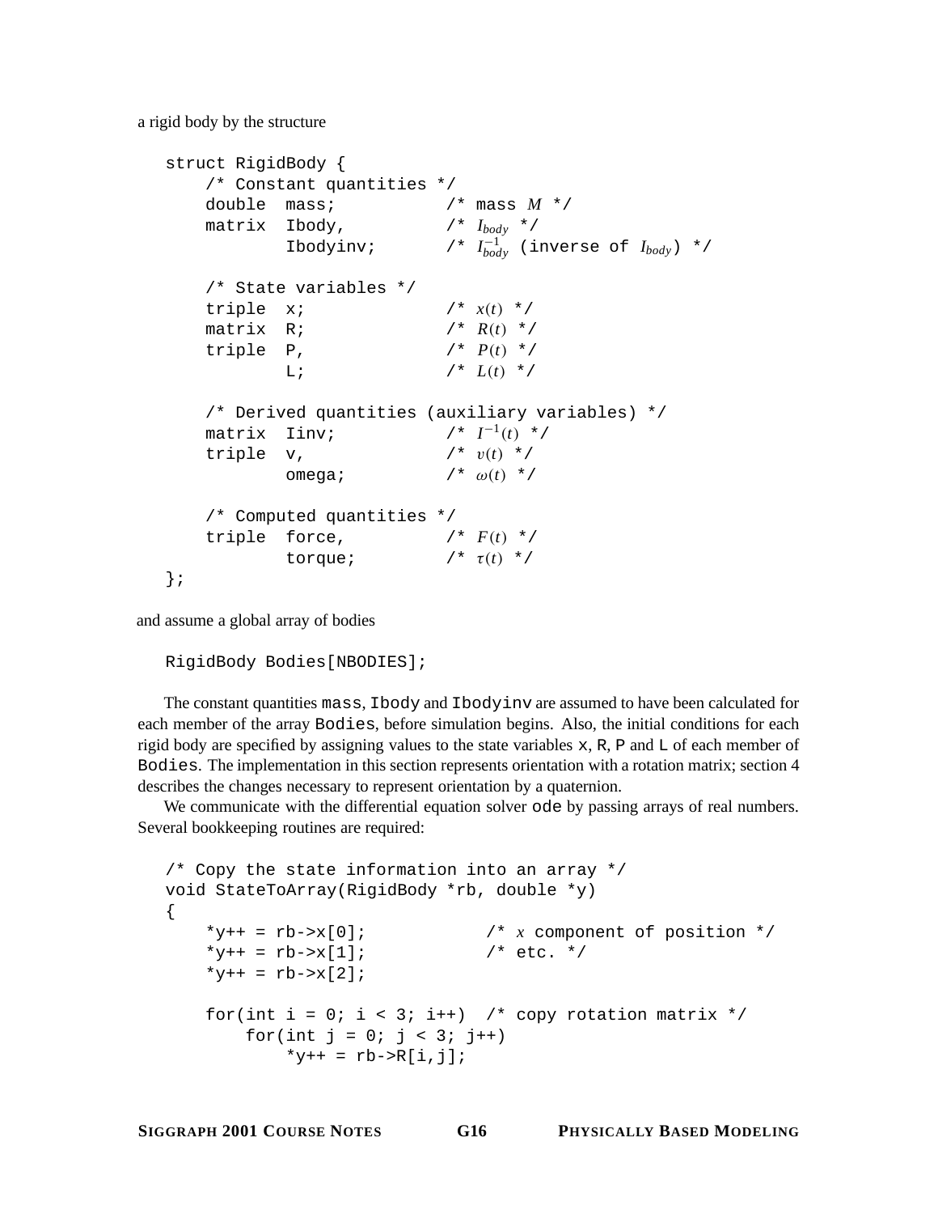a rigid body by the structure

```
struct RigidBody {
    /* Constant quantities */
    double  mass;           /* mass M */
    matrix  Ibody,          /* Ibody */
            Ibodyinv;       /* Ibody^-1 (inverse of Ibody) */

    /* State variables */
    triple  x;              /* x(t) */
    matrix  R;              /* R(t) */
    triple  P,              /* P(t) */
            L;              /* L(t) */

    /* Derived quantities (auxiliary variables) */
    matrix  Iinv;           /* I^-1(t) */
    triple  v,              /* v(t) */
            omega;          /* ω(t) */

    /* Computed quantities */
    triple  force,          /* F(t) */
            torque;         /* τ(t) */
};
```

and assume a global array of bodies

```
RigidBody Bodies[NBODIES];
```

The constant quantities `mass`, `Ibody` and `Ibodyinv` are assumed to have been calculated for each member of the array `Bodies`, before simulation begins. Also, the initial conditions for each rigid body are specified by assigning values to the state variables `x`, `R`, `P` and `L` of each member of `Bodies`. The implementation in this section represents orientation with a rotation matrix; section 4 describes the changes necessary to represent orientation by a quaternion.

We communicate with the differential equation solver `ode` by passing arrays of real numbers. Several bookkeeping routines are required:

```
/* Copy the state information into an array */
void StateToArray(RigidBody *rb, double *y)
{
    *y++ = rb->x[0];            /* x component of position */
    *y++ = rb->x[1];            /* etc. */
    *y++ = rb->x[2];

    for(int i = 0; i < 3; i++)  /* copy rotation matrix */
        for(int j = 0; j < 3; j++)
            *y++ = rb->R[i,j];
```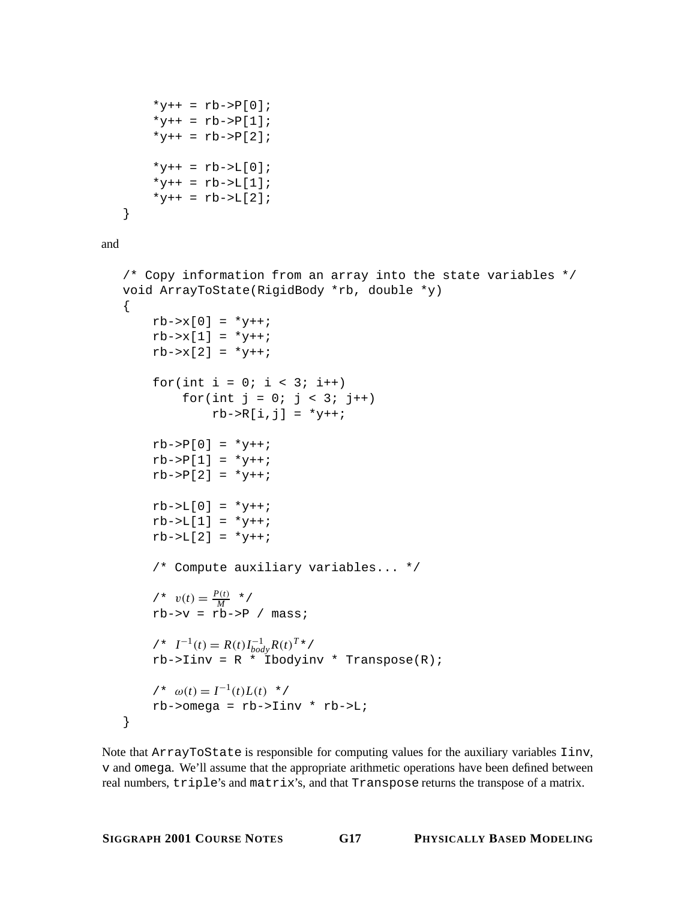```
        *y++ = rb->P[0];
        *y++ = rb->P[1];
        *y++ = rb->P[2];

        *y++ = rb->L[0];
        *y++ = rb->L[1];
        *y++ = rb->L[2];
    }
```

and

```
    /* Copy information from an array into the state variables */
    void ArrayToState(RigidBody *rb, double *y)
    {
        rb->x[0] = *y++;
        rb->x[1] = *y++;
        rb->x[2] = *y++;

        for(int i = 0; i < 3; i++)
            for(int j = 0; j < 3; j++)
                rb->R[i,j] = *y++;

        rb->P[0] = *y++;
        rb->P[1] = *y++;
        rb->P[2] = *y++;

        rb->L[0] = *y++;
        rb->L[1] = *y++;
        rb->L[2] = *y++;

        /* Compute auxiliary variables... */

        /* v(t) = P(t)/M */
        rb->v = rb->P / mass;

        /* I^{-1}(t) = R(t) I_body^{-1} R(t)^T */
        rb->Iinv = R * Ibodyinv * Transpose(R);

        /* ω(t) = I^{-1}(t) L(t) */
        rb->omega = rb->Iinv * rb->L;
    }
```

Note that `ArrayToState` is responsible for computing values for the auxiliary variables `Iinv`, `v` and `omega`. We'll assume that the appropriate arithmetic operations have been defined between real numbers, `triple`'s and `matrix`'s, and that `Transpose` returns the transpose of a matrix.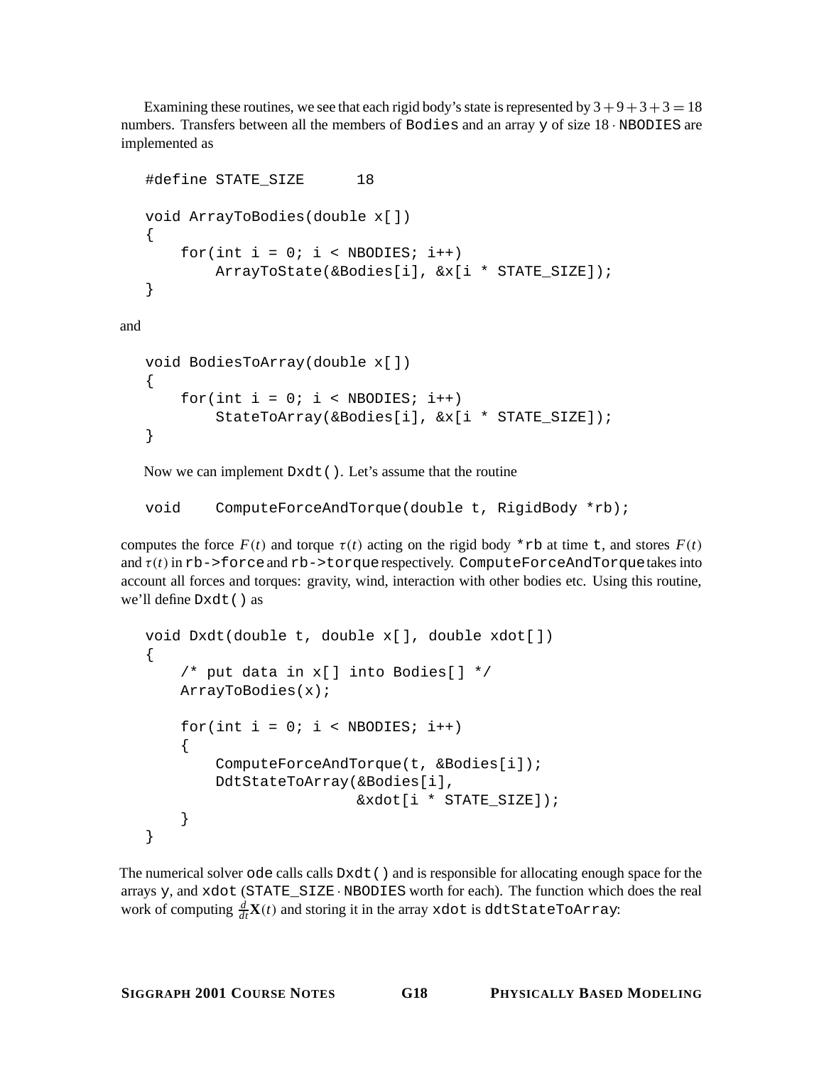Examining these routines, we see that each rigid body's state is represented by $3+9+3+3 = 18$ numbers. Transfers between all the members of `Bodies` and an array `y` of size $18 \cdot$ `NBODIES` are implemented as

```
#define STATE_SIZE      18

void ArrayToBodies(double x[])
{
    for(int i = 0; i < NBODIES; i++)
        ArrayToState(&Bodies[i], &x[i * STATE_SIZE]);
}
```

and

```
void BodiesToArray(double x[])
{
    for(int i = 0; i < NBODIES; i++)
        StateToArray(&Bodies[i], &x[i * STATE_SIZE]);
}
```

Now we can implement `Dxdt()`. Let's assume that the routine

```
void    ComputeForceAndTorque(double t, RigidBody *rb);
```

computes the force $F(t)$ and torque $\tau(t)$ acting on the rigid body `*rb` at time `t`, and stores $F(t)$ and $\tau(t)$ in `rb->force` and `rb->torque` respectively. `ComputeForceAndTorque` takes into account all forces and torques: gravity, wind, interaction with other bodies etc. Using this routine, we'll define `Dxdt()` as

```
void Dxdt(double t, double x[], double xdot[])
{
    /* put data in x[] into Bodies[] */
    ArrayToBodies(x);

    for(int i = 0; i < NBODIES; i++)
    {
        ComputeForceAndTorque(t, &Bodies[i]);
        DdtStateToArray(&Bodies[i],
                        &xdot[i * STATE_SIZE]);
    }
}
```

The numerical solver `ode` calls calls `Dxdt()` and is responsible for allocating enough space for the arrays `y`, and `xdot` (`STATE_SIZE` $\cdot$ `NBODIES` worth for each). The function which does the real work of computing $\frac{d}{dt}\mathbf{X}(t)$ and storing it in the array `xdot` is `ddtStateToArray`: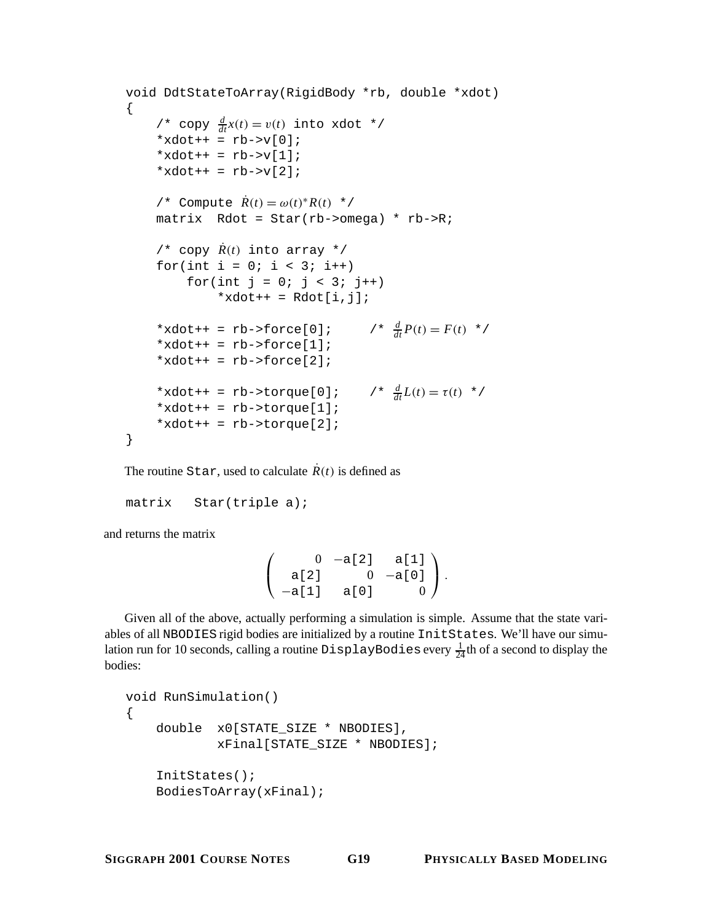```
void DdtStateToArray(RigidBody *rb, double *xdot)
{
    /* copy d/dt x(t) = v(t) into xdot */
    *xdot++ = rb->v[0];
    *xdot++ = rb->v[1];
    *xdot++ = rb->v[2];

    /* Compute Ṙ(t) = ω(t)*R(t) */
    matrix  Rdot = Star(rb->omega) * rb->R;

    /* copy Ṙ(t) into array */
    for(int i = 0; i < 3; i++)
        for(int j = 0; j < 3; j++)
            *xdot++ = Rdot[i,j];

    *xdot++ = rb->force[0];      /* d/dt P(t) = F(t) */
    *xdot++ = rb->force[1];
    *xdot++ = rb->force[2];

    *xdot++ = rb->torque[0];     /* d/dt L(t) = τ(t) */
    *xdot++ = rb->torque[1];
    *xdot++ = rb->torque[2];
}
```

The routine `Star`, used to calculate $\dot{R}(t)$ is defined as

```
matrix   Star(triple a);
```

and returns the matrix

$$\begin{pmatrix} 0 & -\texttt{a[2]} & \texttt{a[1]} \\ \texttt{a[2]} & 0 & -\texttt{a[0]} \\ -\texttt{a[1]} & \texttt{a[0]} & 0 \end{pmatrix}.$$

Given all of the above, actually performing a simulation is simple. Assume that the state variables of all `NBODIES` rigid bodies are initialized by a routine `InitStates`. We'll have our simulation run for 10 seconds, calling a routine `DisplayBodies` every $\frac{1}{24}$th of a second to display the bodies:

```
void RunSimulation()
{
    double  x0[STATE_SIZE * NBODIES],
            xFinal[STATE_SIZE * NBODIES];

    InitStates();
    BodiesToArray(xFinal);
```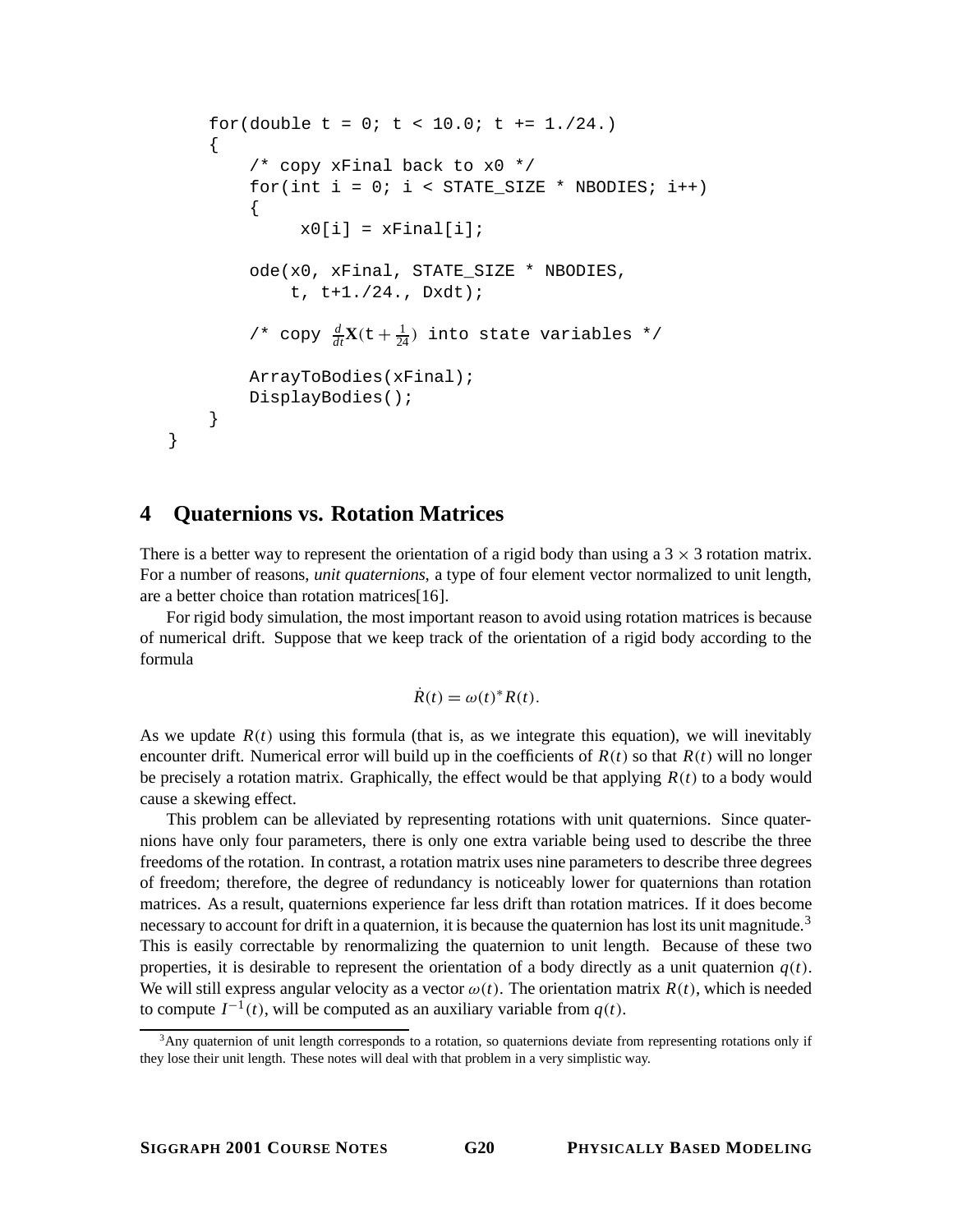```
    for(double t = 0; t < 10.0; t += 1./24.)
    {
        /* copy xFinal back to x0 */
        for(int i = 0; i < STATE_SIZE * NBODIES; i++)
        {
             x0[i] = xFinal[i];

        ode(x0, xFinal, STATE_SIZE * NBODIES,
            t, t+1./24., Dxdt);

        /* copy d/dt X(t + 1/24) into state variables */

        ArrayToBodies(xFinal);
        DisplayBodies();
    }
}
```

## 4 Quaternions vs. Rotation Matrices

There is a better way to represent the orientation of a rigid body than using a $3 \times 3$ rotation matrix. For a number of reasons, *unit quaternions*, a type of four element vector normalized to unit length, are a better choice than rotation matrices[16].

For rigid body simulation, the most important reason to avoid using rotation matrices is because of numerical drift. Suppose that we keep track of the orientation of a rigid body according to the formula

$$\dot{R}(t) = \omega(t)^* R(t).$$

As we update $R(t)$ using this formula (that is, as we integrate this equation), we will inevitably encounter drift. Numerical error will build up in the coefficients of $R(t)$ so that $R(t)$ will no longer be precisely a rotation matrix. Graphically, the effect would be that applying $R(t)$ to a body would cause a skewing effect.

This problem can be alleviated by representing rotations with unit quaternions. Since quaternions have only four parameters, there is only one extra variable being used to describe the three freedoms of the rotation. In contrast, a rotation matrix uses nine parameters to describe three degrees of freedom; therefore, the degree of redundancy is noticeably lower for quaternions than rotation matrices. As a result, quaternions experience far less drift than rotation matrices. If it does become necessary to account for drift in a quaternion, it is because the quaternion has lost its unit magnitude.[3] This is easily correctable by renormalizing the quaternion to unit length. Because of these two properties, it is desirable to represent the orientation of a body directly as a unit quaternion $q(t)$. We will still express angular velocity as a vector $\omega(t)$. The orientation matrix $R(t)$, which is needed to compute $I^{-1}(t)$, will be computed as an auxiliary variable from $q(t)$.

[3]Any quaternion of unit length corresponds to a rotation, so quaternions deviate from representing rotations only if they lose their unit length. These notes will deal with that problem in a very simplistic way.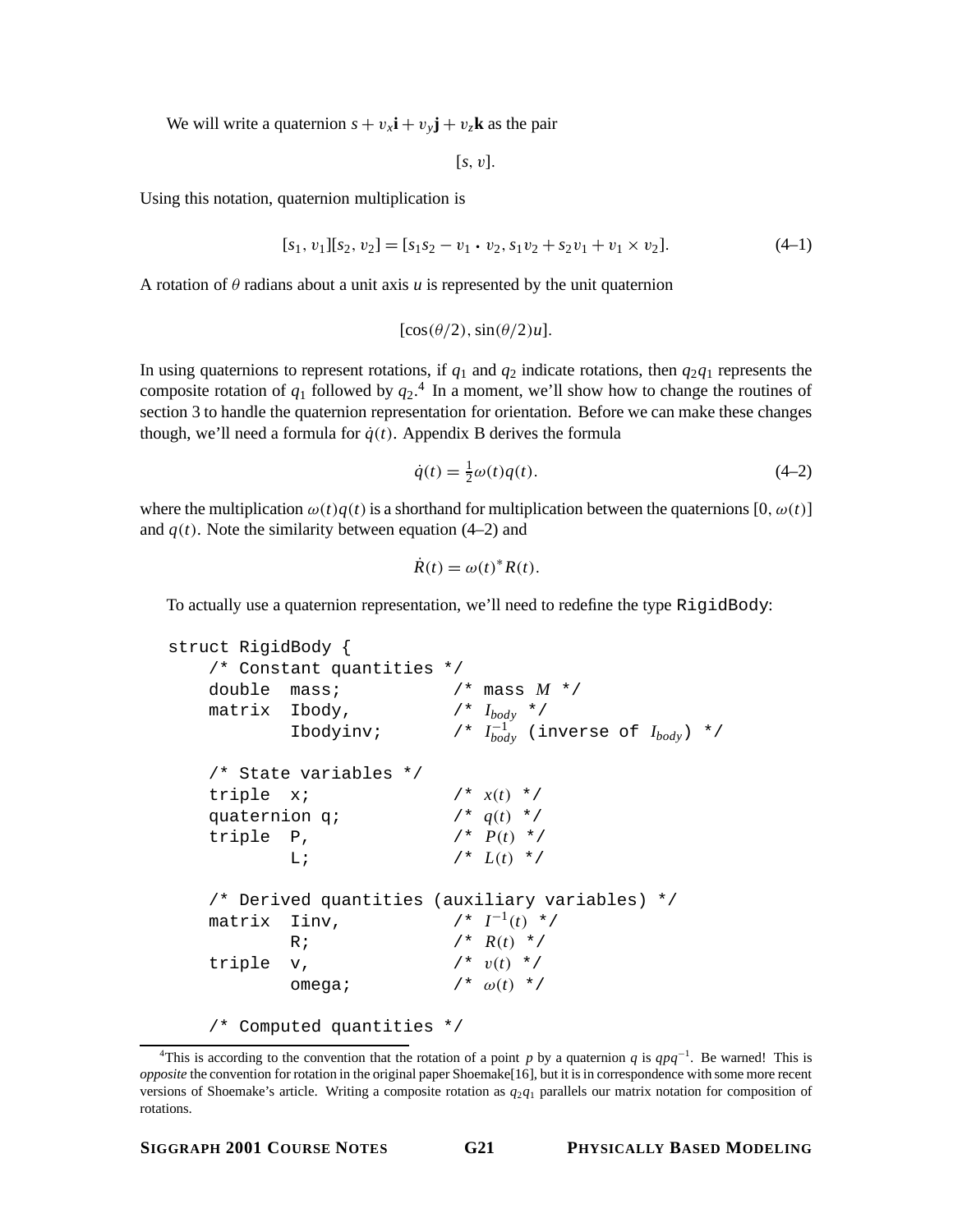We will write a quaternion $s + v_x\mathbf{i} + v_y\mathbf{j} + v_z\mathbf{k}$ as the pair

$$[s, v].$$

Using this notation, quaternion multiplication is

$$[s_1, v_1][s_2, v_2] = [s_1 s_2 - v_1 \cdot v_2, s_1 v_2 + s_2 v_1 + v_1 \times v_2]. \tag{4–1}$$

A rotation of $\theta$ radians about a unit axis $u$ is represented by the unit quaternion

$$[\cos(\theta/2), \sin(\theta/2)u].$$

In using quaternions to represent rotations, if $q_1$ and $q_2$ indicate rotations, then $q_2 q_1$ represents the composite rotation of $q_1$ followed by $q_2$.[4] In a moment, we'll show how to change the routines of section 3 to handle the quaternion representation for orientation. Before we can make these changes though, we'll need a formula for $\dot{q}(t)$. Appendix B derives the formula

$$\dot{q}(t) = \tfrac{1}{2}\omega(t)q(t). \tag{4–2}$$

where the multiplication $\omega(t)q(t)$ is a shorthand for multiplication between the quaternions $[0, \omega(t)]$ and $q(t)$. Note the similarity between equation (4–2) and

$$\dot{R}(t) = \omega(t)^* R(t).$$

To actually use a quaternion representation, we'll need to redefine the type `RigidBody`:

```
struct RigidBody {
    /* Constant quantities */
    double  mass;           /* mass M */
    matrix  Ibody,          /* I_body */
            Ibodyinv;       /* I_body^-1 (inverse of I_body) */

    /* State variables */
    triple  x;              /* x(t) */
    quaternion q;           /* q(t) */
    triple  P,              /* P(t) */
            L;              /* L(t) */

    /* Derived quantities (auxiliary variables) */
    matrix  Iinv,           /* I^-1(t) */
            R;              /* R(t) */
    triple  v,              /* v(t) */
            omega;          /* ω(t) */

    /* Computed quantities */
```

[4]This is according to the convention that the rotation of a point $p$ by a quaternion $q$ is $qpq^{-1}$. Be warned! This is *opposite* the convention for rotation in the original paper Shoemake[16], but it is in correspondence with some more recent versions of Shoemake's article. Writing a composite rotation as $q_2 q_1$ parallels our matrix notation for composition of rotations.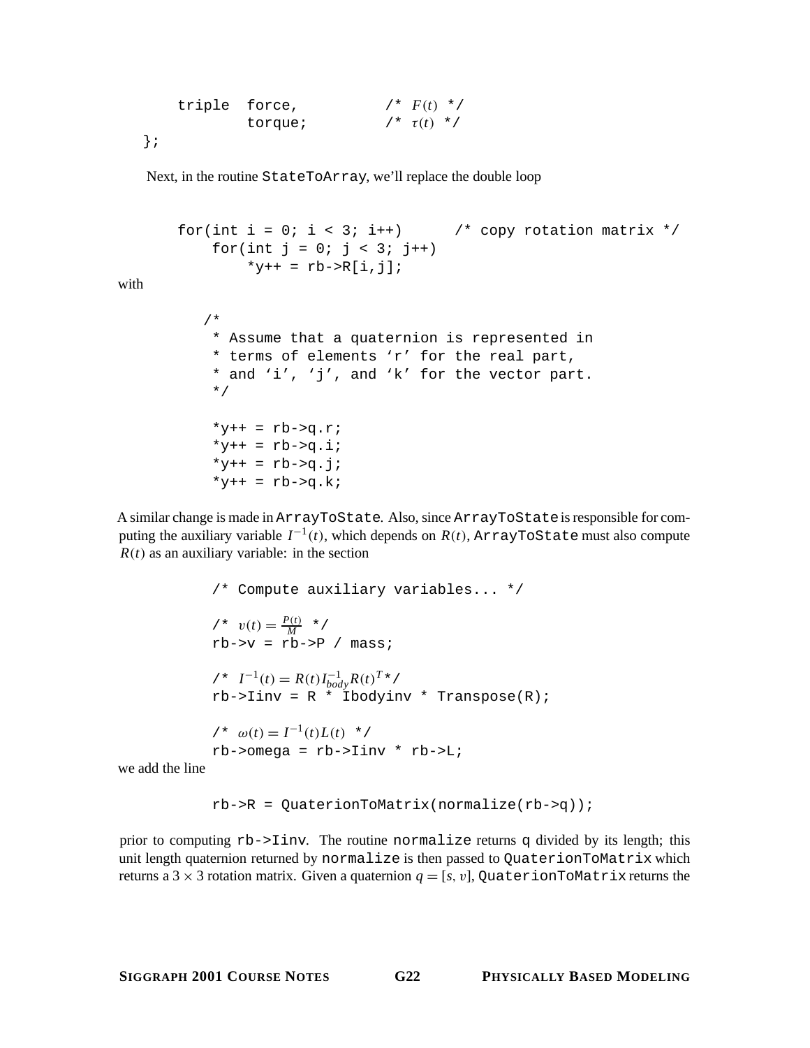```
    triple  force,          /* F(t) */
            torque;         /* τ(t) */
};
```

Next, in the routine StateToArray, we'll replace the double loop

```
    for(int i = 0; i < 3; i++)       /* copy rotation matrix */
        for(int j = 0; j < 3; j++)
            *y++ = rb->R[i,j];
```

with

```
    /*
     * Assume that a quaternion is represented in
     * terms of elements 'r' for the real part,
     * and 'i', 'j', and 'k' for the vector part.
     */

    *y++ = rb->q.r;
    *y++ = rb->q.i;
    *y++ = rb->q.j;
    *y++ = rb->q.k;
```

A similar change is made in ArrayToState. Also, since ArrayToState is responsible for computing the auxiliary variable $I^{-1}(t)$, which depends on $R(t)$, ArrayToState must also compute $R(t)$ as an auxiliary variable: in the section

```
    /* Compute auxiliary variables... */

    /* v(t) = P(t)/M */
    rb->v = rb->P / mass;

    /* I^{-1}(t) = R(t) I_{body}^{-1} R(t)^T */
    rb->Iinv = R * Ibodyinv * Transpose(R);

    /* ω(t) = I^{-1}(t) L(t) */
    rb->omega = rb->Iinv * rb->L;
```

we add the line

```
    rb->R = QuaterionToMatrix(normalize(rb->q));
```

prior to computing rb->Iinv. The routine normalize returns q divided by its length; this unit length quaternion returned by normalize is then passed to QuaterionToMatrix which returns a $3 \times 3$ rotation matrix. Given a quaternion $q = [s, v]$, QuaterionToMatrix returns the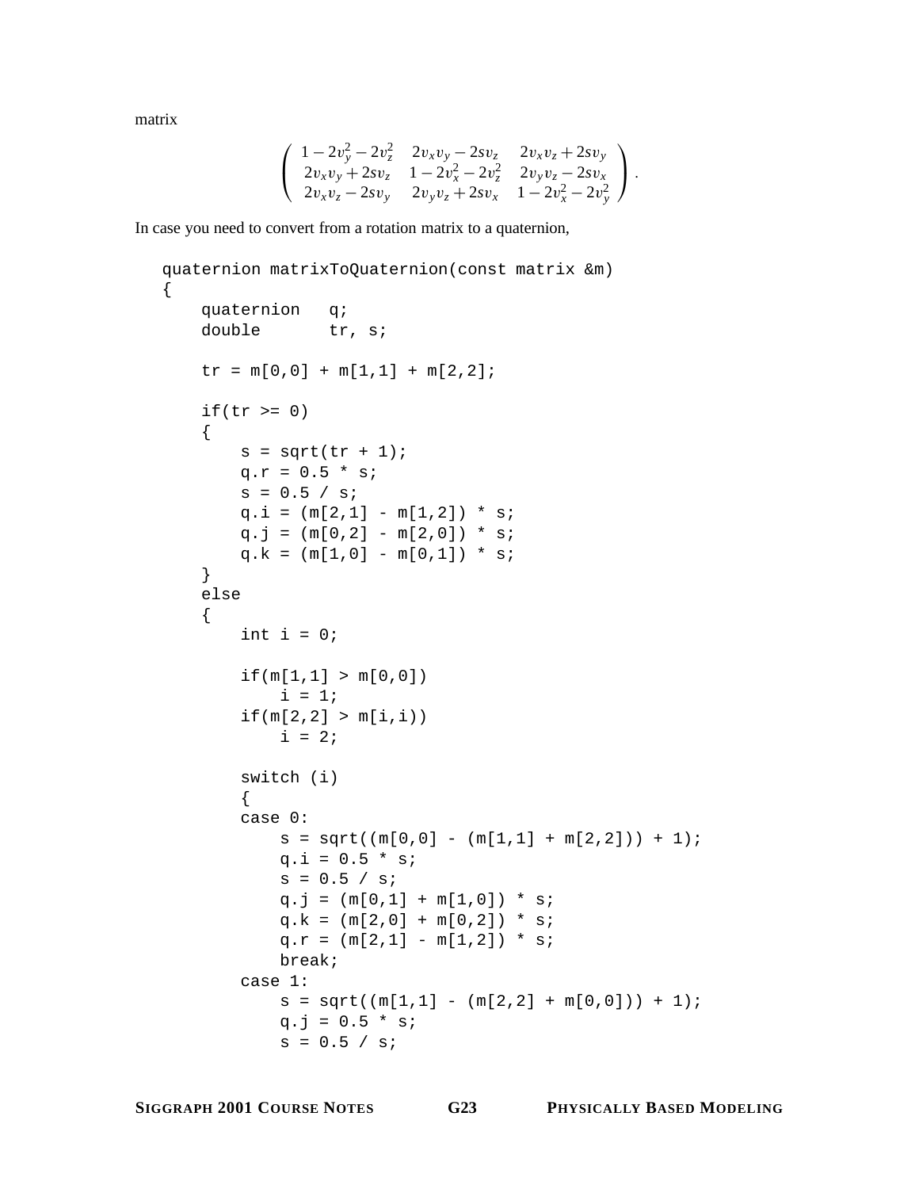matrix

$$\begin{pmatrix} 1-2v_y^2-2v_z^2 & 2v_xv_y-2sv_z & 2v_xv_z+2sv_y \\ 2v_xv_y+2sv_z & 1-2v_x^2-2v_z^2 & 2v_yv_z-2sv_x \\ 2v_xv_z-2sv_y & 2v_yv_z+2sv_x & 1-2v_x^2-2v_y^2 \end{pmatrix}.$$

In case you need to convert from a rotation matrix to a quaternion,

```
quaternion matrixToQuaternion(const matrix &m)
{
    quaternion   q;
    double       tr, s;

    tr = m[0,0] + m[1,1] + m[2,2];

    if(tr >= 0)
    {
        s = sqrt(tr + 1);
        q.r = 0.5 * s;
        s = 0.5 / s;
        q.i = (m[2,1] - m[1,2]) * s;
        q.j = (m[0,2] - m[2,0]) * s;
        q.k = (m[1,0] - m[0,1]) * s;
    }
    else
    {
        int i = 0;

        if(m[1,1] > m[0,0])
            i = 1;
        if(m[2,2] > m[i,i))
            i = 2;

        switch (i)
        {
        case 0:
            s = sqrt((m[0,0] - (m[1,1] + m[2,2])) + 1);
            q.i = 0.5 * s;
            s = 0.5 / s;
            q.j = (m[0,1] + m[1,0]) * s;
            q.k = (m[2,0] + m[0,2]) * s;
            q.r = (m[2,1] - m[1,2]) * s;
            break;
        case 1:
            s = sqrt((m[1,1] - (m[2,2] + m[0,0])) + 1);
            q.j = 0.5 * s;
            s = 0.5 / s;
```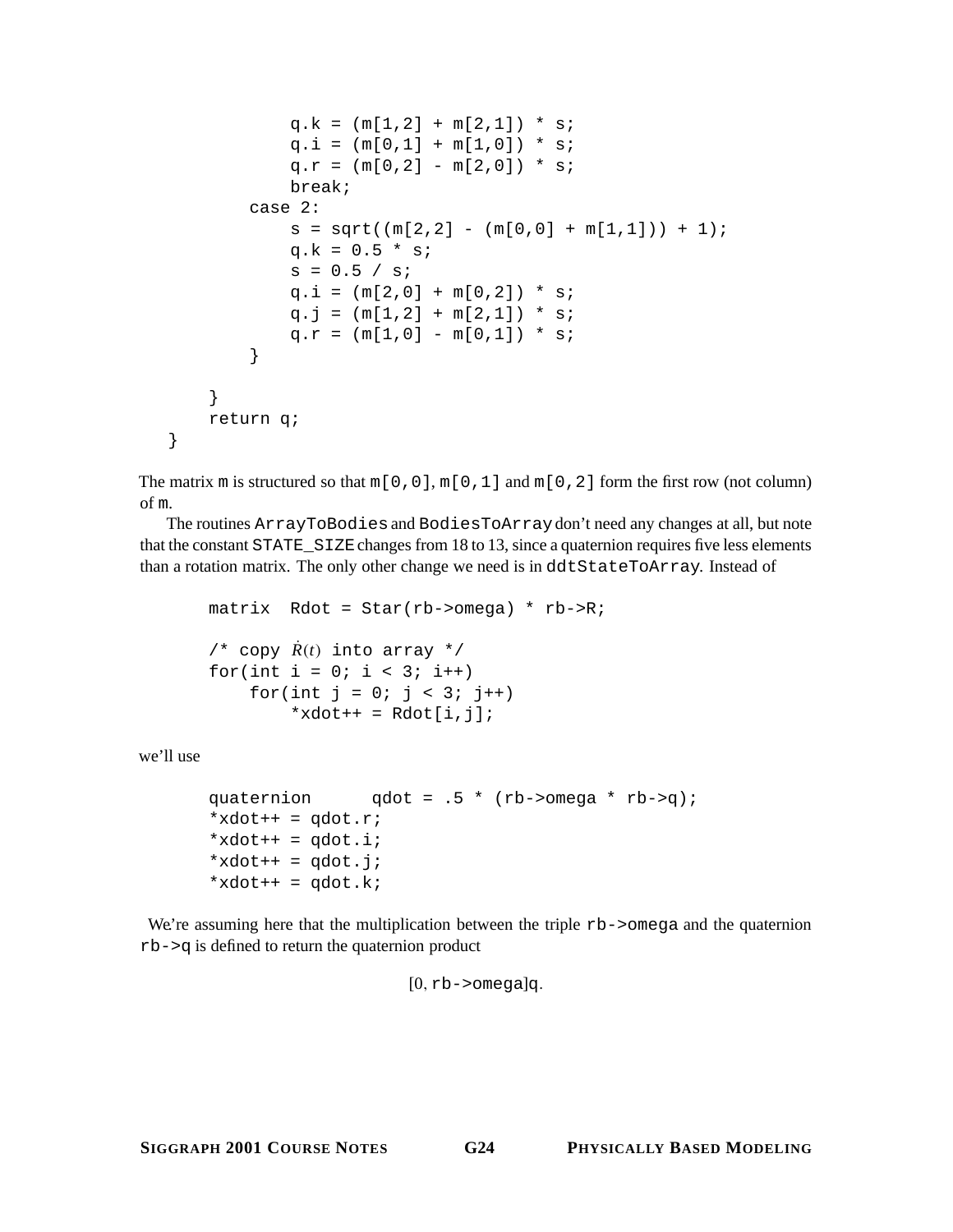```
            q.k = (m[1,2] + m[2,1]) * s;
            q.i = (m[0,1] + m[1,0]) * s;
            q.r = (m[0,2] - m[2,0]) * s;
            break;
        case 2:
            s = sqrt((m[2,2] - (m[0,0] + m[1,1])) + 1);
            q.k = 0.5 * s;
            s = 0.5 / s;
            q.i = (m[2,0] + m[0,2]) * s;
            q.j = (m[1,2] + m[2,1]) * s;
            q.r = (m[1,0] - m[0,1]) * s;
        }

    }
    return q;
}
```

The matrix `m` is structured so that `m[0,0]`, `m[0,1]` and `m[0,2]` form the first row (not column) of `m`.

The routines `ArrayToBodies` and `BodiesToArray` don't need any changes at all, but note that the constant `STATE_SIZE` changes from 18 to 13, since a quaternion requires five less elements than a rotation matrix. The only other change we need is in `ddtStateToArray`. Instead of

```
matrix  Rdot = Star(rb->omega) * rb->R;

/* copy Ṙ(t) into array */
for(int i = 0; i < 3; i++)
    for(int j = 0; j < 3; j++)
        *xdot++ = Rdot[i,j];
```

we'll use

```
quaternion     qdot = .5 * (rb->omega * rb->q);
*xdot++ = qdot.r;
*xdot++ = qdot.i;
*xdot++ = qdot.j;
*xdot++ = qdot.k;
```

We're assuming here that the multiplication between the triple `rb->omega` and the quaternion `rb->q` is defined to return the quaternion product

$$[0, \texttt{rb->omega}]\texttt{q}.$$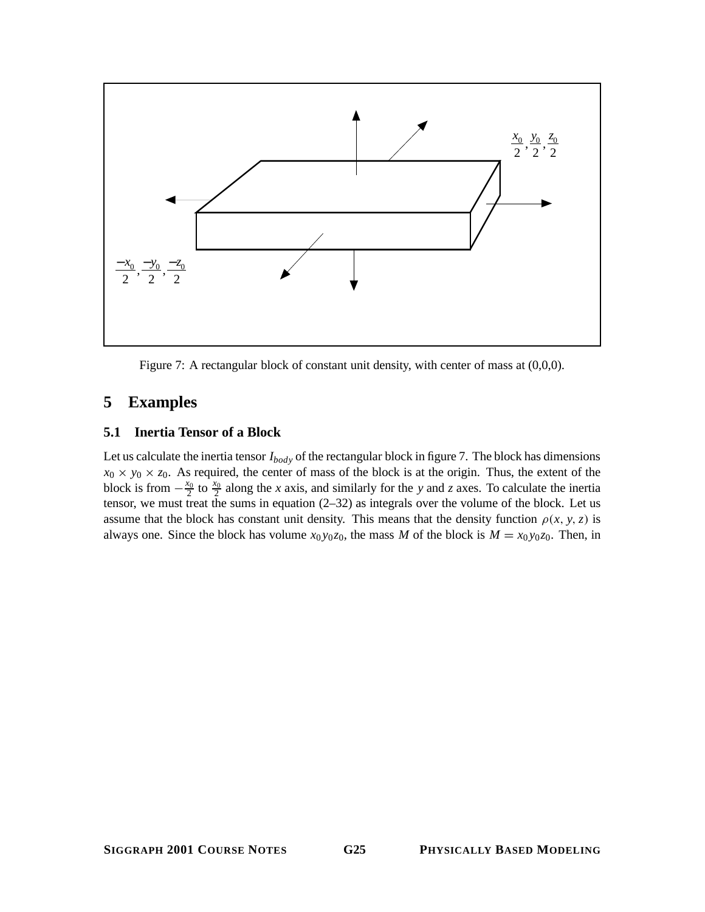Figure 7: A rectangular block of constant unit density, with center of mass at (0,0,0).

# 5 Examples

## 5.1 Inertia Tensor of a Block

Let us calculate the inertia tensor $I_{body}$ of the rectangular block in figure 7. The block has dimensions $x_0 \times y_0 \times z_0$. As required, the center of mass of the block is at the origin. Thus, the extent of the block is from $-\frac{x_0}{2}$ to $\frac{x_0}{2}$ along the $x$ axis, and similarly for the $y$ and $z$ axes. To calculate the inertia tensor, we must treat the sums in equation (2–32) as integrals over the volume of the block. Let us assume that the block has constant unit density. This means that the density function $\rho(x, y, z)$ is always one. Since the block has volume $x_0 y_0 z_0$, the mass $M$ of the block is $M = x_0 y_0 z_0$. Then, in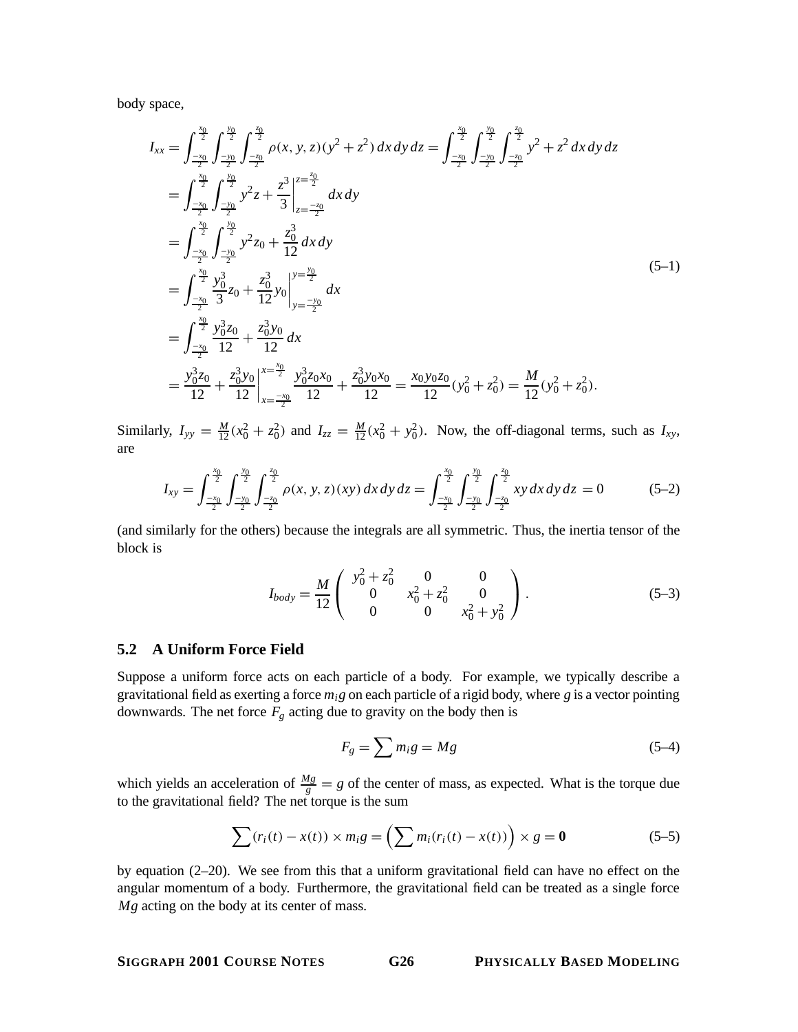body space,

$$
\begin{aligned}
I_{xx} &= \int_{\frac{-x_0}{2}}^{\frac{x_0}{2}} \int_{\frac{-y_0}{2}}^{\frac{y_0}{2}} \int_{\frac{-z_0}{2}}^{\frac{z_0}{2}} \rho(x, y, z)(y^2 + z^2)\, dx\, dy\, dz = \int_{\frac{-x_0}{2}}^{\frac{x_0}{2}} \int_{\frac{-y_0}{2}}^{\frac{y_0}{2}} \int_{\frac{-z_0}{2}}^{\frac{z_0}{2}} y^2 + z^2\, dx\, dy\, dz \\
&= \int_{\frac{-x_0}{2}}^{\frac{x_0}{2}} \int_{\frac{-y_0}{2}}^{\frac{y_0}{2}} y^2 z + \frac{z^3}{3} \Big|_{z=\frac{-z_0}{2}}^{z=\frac{z_0}{2}} dx\, dy \\
&= \int_{\frac{-x_0}{2}}^{\frac{x_0}{2}} \int_{\frac{-y_0}{2}}^{\frac{y_0}{2}} y^2 z_0 + \frac{z_0^3}{12}\, dx\, dy \\
&= \int_{\frac{-x_0}{2}}^{\frac{x_0}{2}} \frac{y_0^3}{3} z_0 + \frac{z_0^3}{12} y_0 \Big|_{y=\frac{-y_0}{2}}^{y=\frac{y_0}{2}} dx \\
&= \int_{\frac{-x_0}{2}}^{\frac{x_0}{2}} \frac{y_0^3 z_0}{12} + \frac{z_0^3 y_0}{12}\, dx \\
&= \frac{y_0^3 z_0}{12} + \frac{z_0^3 y_0}{12} \Big|_{x=\frac{-x_0}{2}}^{x=\frac{x_0}{2}} \frac{y_0^3 z_0 x_0}{12} + \frac{z_0^3 y_0 x_0}{12} = \frac{x_0 y_0 z_0}{12}(y_0^2 + z_0^2) = \frac{M}{12}(y_0^2 + z_0^2).
\end{aligned}
\tag{5–1}
$$

Similarly, $I_{yy} = \frac{M}{12}(x_0^2 + z_0^2)$ and $I_{zz} = \frac{M}{12}(x_0^2 + y_0^2)$. Now, the off-diagonal terms, such as $I_{xy}$, are

$$
I_{xy} = \int_{\frac{-x_0}{2}}^{\frac{x_0}{2}} \int_{\frac{-y_0}{2}}^{\frac{y_0}{2}} \int_{\frac{-z_0}{2}}^{\frac{z_0}{2}} \rho(x, y, z)(xy)\, dx\, dy\, dz = \int_{\frac{-x_0}{2}}^{\frac{x_0}{2}} \int_{\frac{-y_0}{2}}^{\frac{y_0}{2}} \int_{\frac{-z_0}{2}}^{\frac{z_0}{2}} xy\, dx\, dy\, dz = 0 \tag{5–2}
$$

(and similarly for the others) because the integrals are all symmetric. Thus, the inertia tensor of the block is

$$
I_{body} = \frac{M}{12} \begin{pmatrix} y_0^2 + z_0^2 & 0 & 0 \\ 0 & x_0^2 + z_0^2 & 0 \\ 0 & 0 & x_0^2 + y_0^2 \end{pmatrix}. \tag{5–3}
$$

## 5.2 A Uniform Force Field

Suppose a uniform force acts on each particle of a body. For example, we typically describe a gravitational field as exerting a force $m_i g$ on each particle of a rigid body, where $g$ is a vector pointing downwards. The net force $F_g$ acting due to gravity on the body then is

$$
F_g = \sum m_i g = Mg \tag{5–4}
$$

which yields an acceleration of $\frac{Mg}{g} = g$ of the center of mass, as expected. What is the torque due to the gravitational field? The net torque is the sum

$$
\sum (r_i(t) - x(t)) \times m_i g = \left( \sum m_i (r_i(t) - x(t)) \right) \times g = \mathbf{0} \tag{5–5}
$$

by equation (2–20). We see from this that a uniform gravitational field can have no effect on the angular momentum of a body. Furthermore, the gravitational field can be treated as a single force $Mg$ acting on the body at its center of mass.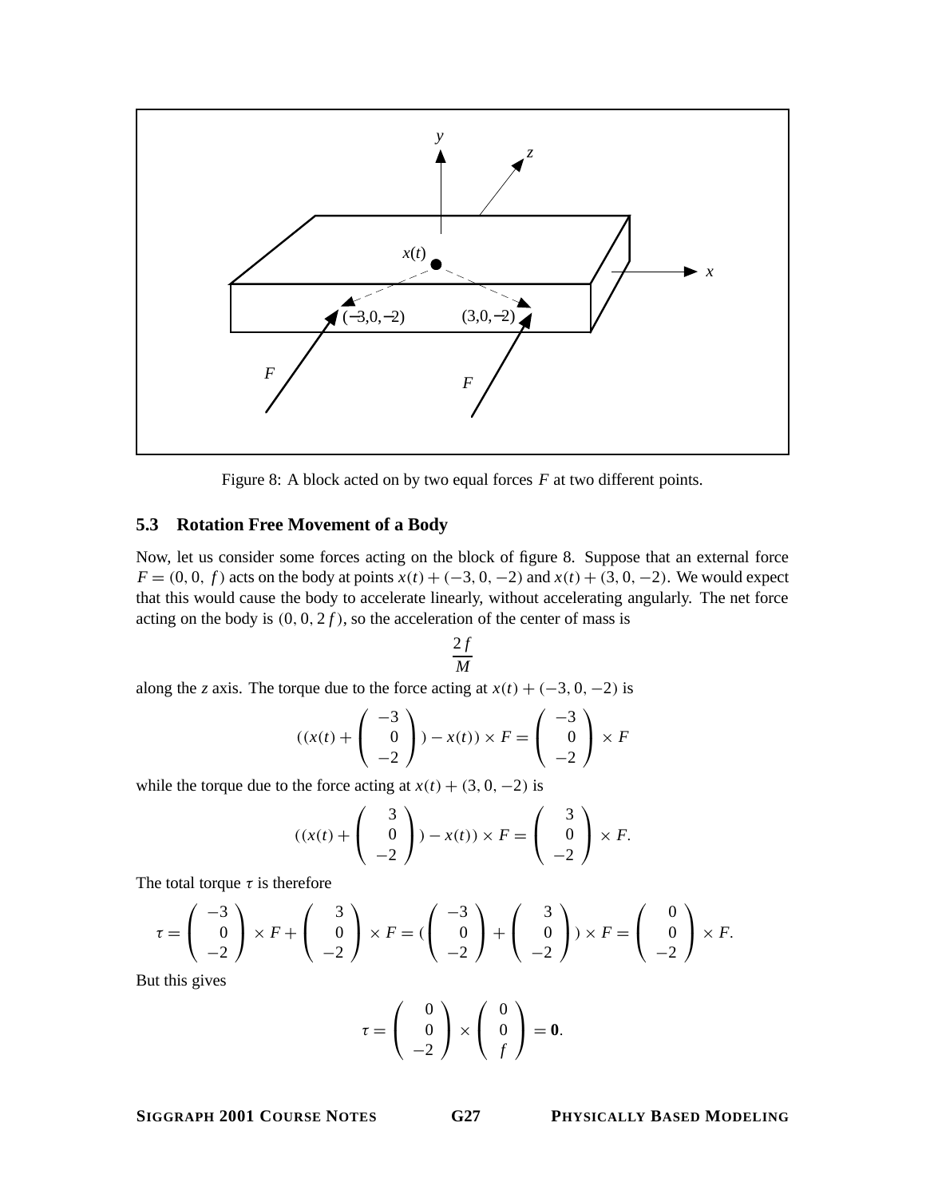Figure 8: A block acted on by two equal forces $F$ at two different points.

### 5.3 Rotation Free Movement of a Body

Now, let us consider some forces acting on the block of figure 8. Suppose that an external force $F = (0, 0, f)$ acts on the body at points $x(t) + (-3, 0, -2)$ and $x(t) + (3, 0, -2)$. We would expect that this would cause the body to accelerate linearly, without accelerating angularly. The net force acting on the body is $(0, 0, 2f)$, so the acceleration of the center of mass is

$$\frac{2f}{M}$$

along the $z$ axis. The torque due to the force acting at $x(t) + (-3, 0, -2)$ is

$$((x(t) + \begin{pmatrix} -3 \\ 0 \\ -2 \end{pmatrix}) - x(t)) \times F = \begin{pmatrix} -3 \\ 0 \\ -2 \end{pmatrix} \times F$$

while the torque due to the force acting at $x(t) + (3, 0, -2)$ is

$$((x(t) + \begin{pmatrix} 3 \\ 0 \\ -2 \end{pmatrix}) - x(t)) \times F = \begin{pmatrix} 3 \\ 0 \\ -2 \end{pmatrix} \times F.$$

The total torque $\tau$ is therefore

$$\tau = \begin{pmatrix} -3 \\ 0 \\ -2 \end{pmatrix} \times F + \begin{pmatrix} 3 \\ 0 \\ -2 \end{pmatrix} \times F = (\begin{pmatrix} -3 \\ 0 \\ -2 \end{pmatrix} + \begin{pmatrix} 3 \\ 0 \\ -2 \end{pmatrix}) \times F = \begin{pmatrix} 0 \\ 0 \\ -2 \end{pmatrix} \times F.$$

But this gives

$$\tau = \begin{pmatrix} 0 \\ 0 \\ -2 \end{pmatrix} \times \begin{pmatrix} 0 \\ 0 \\ f \end{pmatrix} = \mathbf{0}.$$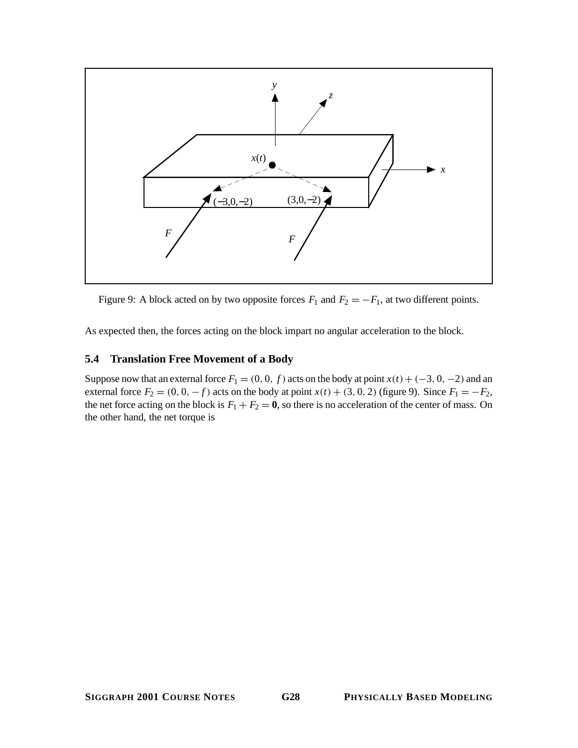Figure 9: A block acted on by two opposite forces $F_1$ and $F_2 = -F_1$, at two different points.

As expected then, the forces acting on the block impart no angular acceleration to the block.

### 5.4 Translation Free Movement of a Body

Suppose now that an external force $F_1 = (0, 0, f)$ acts on the body at point $x(t) + (-3, 0, -2)$ and an external force $F_2 = (0, 0, -f)$ acts on the body at point $x(t) + (3, 0, 2)$ (figure 9). Since $F_1 = -F_2$, the net force acting on the block is $F_1 + F_2 = \mathbf{0}$, so there is no acceleration of the center of mass. On the other hand, the net torque is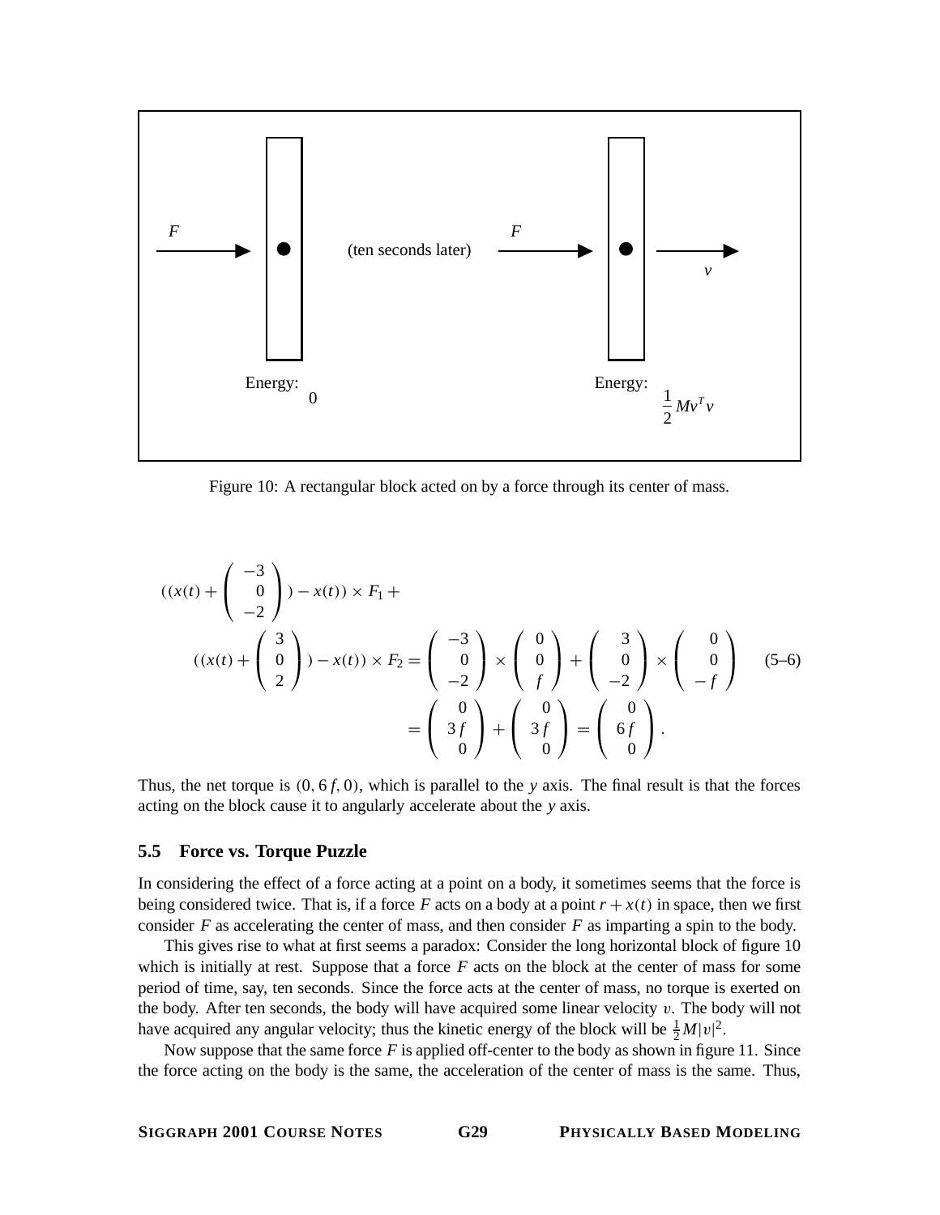Figure 10: A rectangular block acted on by a force through its center of mass.

$$
\begin{aligned}
&((x(t) + \begin{pmatrix} -3 \\ 0 \\ -2 \end{pmatrix}) - x(t)) \times F_1 + \\
&\quad ((x(t) + \begin{pmatrix} 3 \\ 0 \\ 2 \end{pmatrix}) - x(t)) \times F_2 = \begin{pmatrix} -3 \\ 0 \\ -2 \end{pmatrix} \times \begin{pmatrix} 0 \\ 0 \\ f \end{pmatrix} + \begin{pmatrix} 3 \\ 0 \\ -2 \end{pmatrix} \times \begin{pmatrix} 0 \\ 0 \\ -f \end{pmatrix} \\
&\qquad\qquad\qquad\qquad\qquad\qquad = \begin{pmatrix} 0 \\ 3f \\ 0 \end{pmatrix} + \begin{pmatrix} 0 \\ 3f \\ 0 \end{pmatrix} = \begin{pmatrix} 0 \\ 6f \\ 0 \end{pmatrix}.
\end{aligned}
\tag{5–6}
$$

Thus, the net torque is $(0, 6f, 0)$, which is parallel to the $y$ axis. The final result is that the forces acting on the block cause it to angularly accelerate about the $y$ axis.

### 5.5 Force vs. Torque Puzzle

In considering the effect of a force acting at a point on a body, it sometimes seems that the force is being considered twice. That is, if a force $F$ acts on a body at a point $r + x(t)$ in space, then we first consider $F$ as accelerating the center of mass, and then consider $F$ as imparting a spin to the body.

This gives rise to what at first seems a paradox: Consider the long horizontal block of figure 10 which is initially at rest. Suppose that a force $F$ acts on the block at the center of mass for some period of time, say, ten seconds. Since the force acts at the center of mass, no torque is exerted on the body. After ten seconds, the body will have acquired some linear velocity $v$. The body will not have acquired any angular velocity; thus the kinetic energy of the block will be $\frac{1}{2}M|v|^2$.

Now suppose that the same force $F$ is applied off-center to the body as shown in figure 11. Since the force acting on the body is the same, the acceleration of the center of mass is the same. Thus,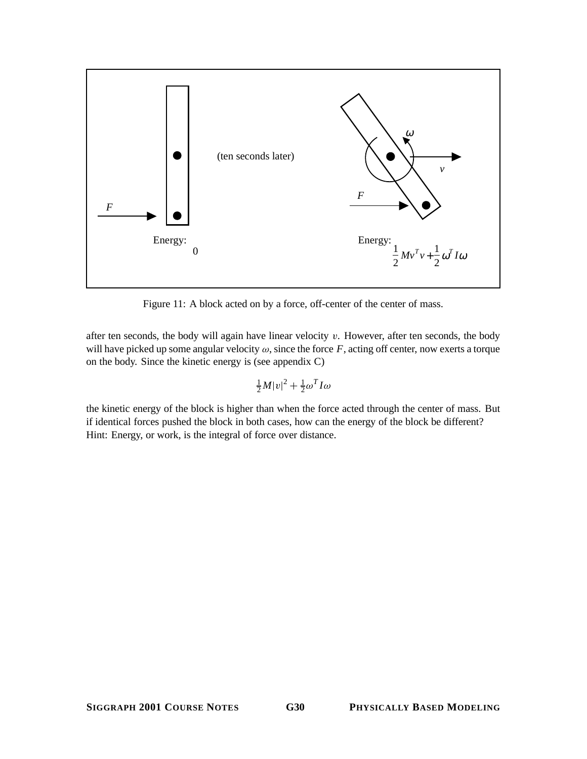Figure 11: A block acted on by a force, off-center of the center of mass.

after ten seconds, the body will again have linear velocity $v$. However, after ten seconds, the body will have picked up some angular velocity $\omega$, since the force $F$, acting off center, now exerts a torque on the body. Since the kinetic energy is (see appendix C)

$$\frac{1}{2}M|v|^2 + \frac{1}{2}\omega^T I\omega$$

the kinetic energy of the block is higher than when the force acted through the center of mass. But if identical forces pushed the block in both cases, how can the energy of the block be different? Hint: Energy, or work, is the integral of force over distance.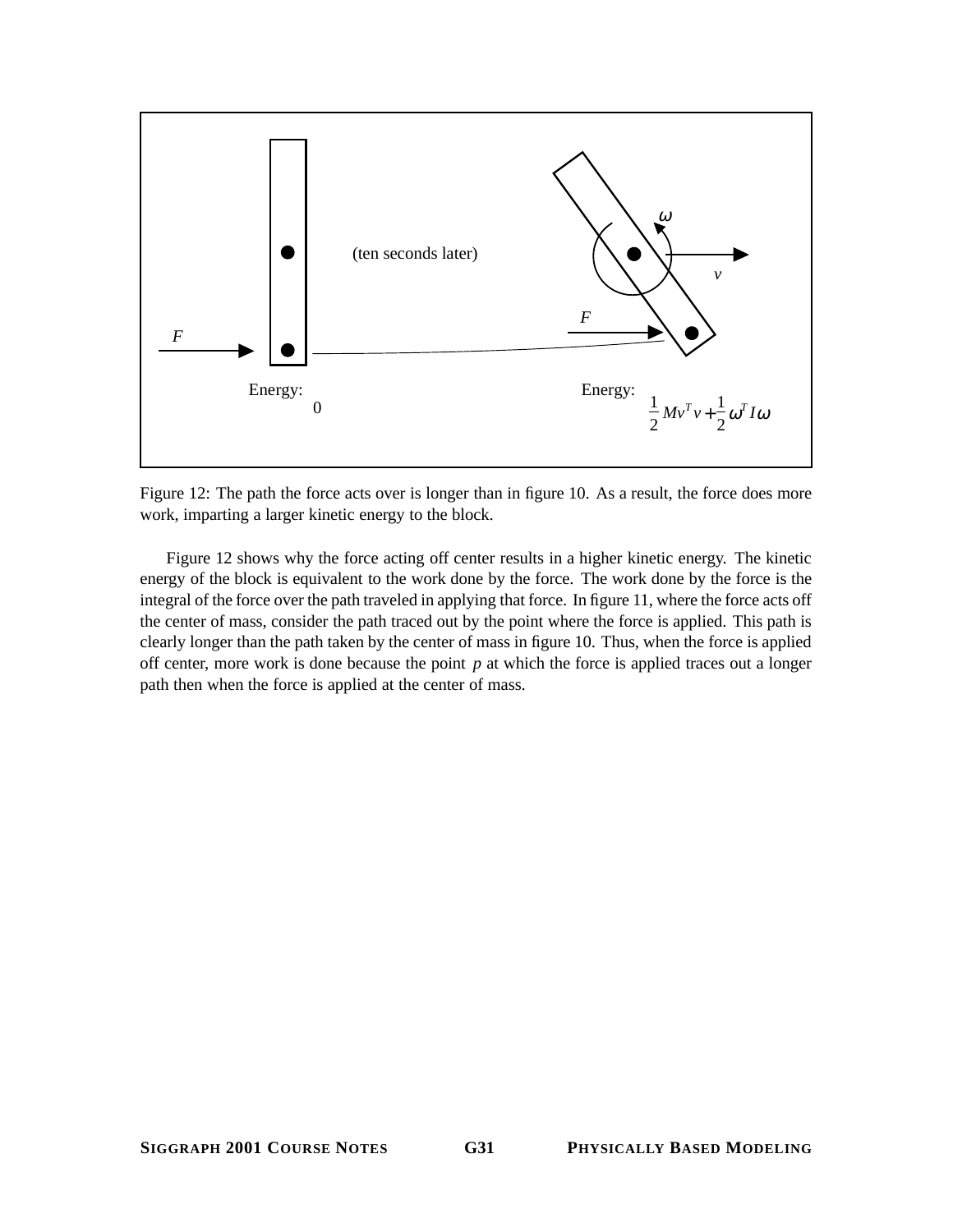Figure 12: The path the force acts over is longer than in figure 10. As a result, the force does more work, imparting a larger kinetic energy to the block.

Figure 12 shows why the force acting off center results in a higher kinetic energy. The kinetic energy of the block is equivalent to the work done by the force. The work done by the force is the integral of the force over the path traveled in applying that force. In figure 11, where the force acts off the center of mass, consider the path traced out by the point where the force is applied. This path is clearly longer than the path taken by the center of mass in figure 10. Thus, when the force is applied off center, more work is done because the point $p$ at which the force is applied traces out a longer path then when the force is applied at the center of mass.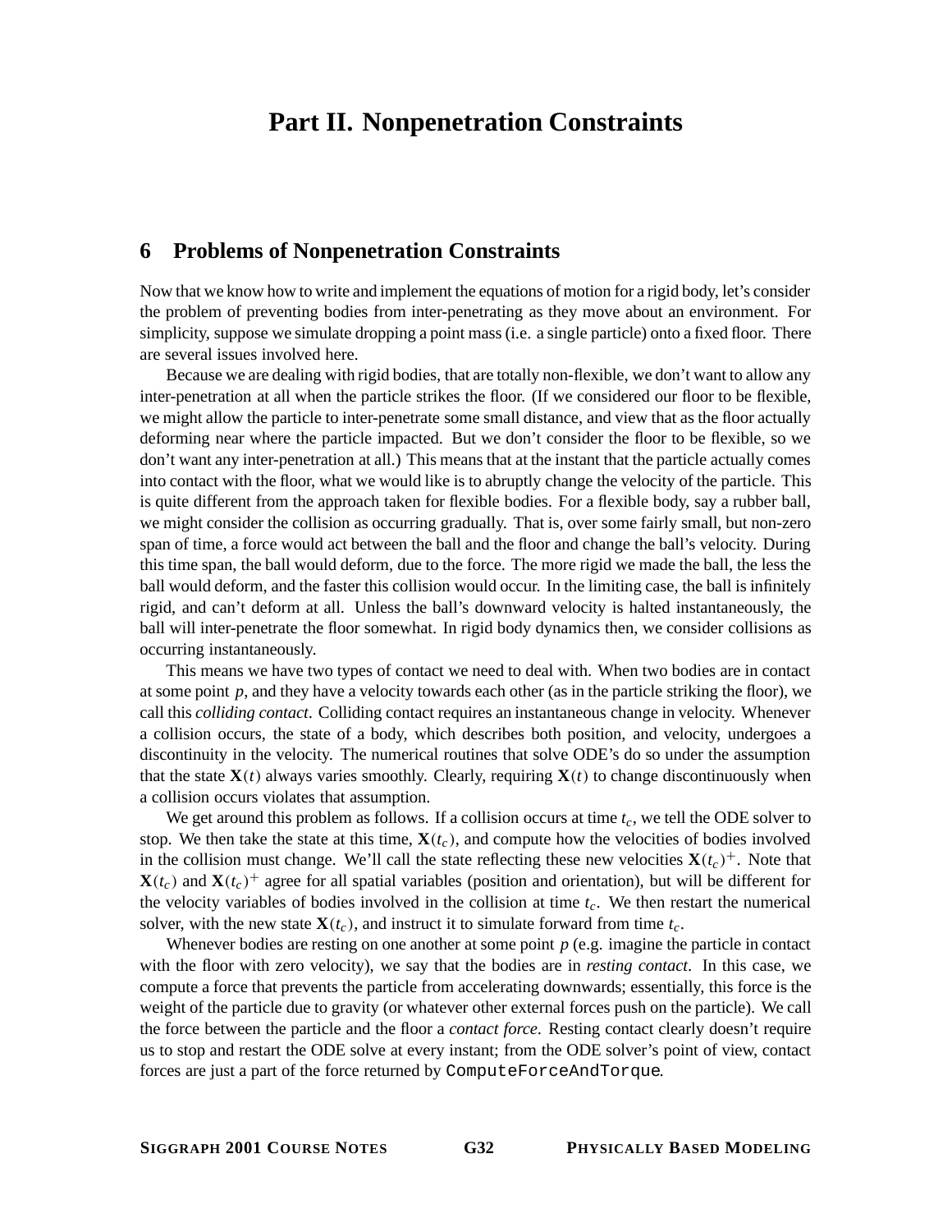# Part II. Nonpenetration Constraints

## 6 Problems of Nonpenetration Constraints

Now that we know how to write and implement the equations of motion for a rigid body, let's consider the problem of preventing bodies from inter-penetrating as they move about an environment. For simplicity, suppose we simulate dropping a point mass (i.e. a single particle) onto a fixed floor. There are several issues involved here.

Because we are dealing with rigid bodies, that are totally non-flexible, we don't want to allow any inter-penetration at all when the particle strikes the floor. (If we considered our floor to be flexible, we might allow the particle to inter-penetrate some small distance, and view that as the floor actually deforming near where the particle impacted. But we don't consider the floor to be flexible, so we don't want any inter-penetration at all.) This means that at the instant that the particle actually comes into contact with the floor, what we would like is to abruptly change the velocity of the particle. This is quite different from the approach taken for flexible bodies. For a flexible body, say a rubber ball, we might consider the collision as occurring gradually. That is, over some fairly small, but non-zero span of time, a force would act between the ball and the floor and change the ball's velocity. During this time span, the ball would deform, due to the force. The more rigid we made the ball, the less the ball would deform, and the faster this collision would occur. In the limiting case, the ball is infinitely rigid, and can't deform at all. Unless the ball's downward velocity is halted instantaneously, the ball will inter-penetrate the floor somewhat. In rigid body dynamics then, we consider collisions as occurring instantaneously.

This means we have two types of contact we need to deal with. When two bodies are in contact at some point $p$, and they have a velocity towards each other (as in the particle striking the floor), we call this *colliding contact*. Colliding contact requires an instantaneous change in velocity. Whenever a collision occurs, the state of a body, which describes both position, and velocity, undergoes a discontinuity in the velocity. The numerical routines that solve ODE's do so under the assumption that the state $\mathbf{X}(t)$ always varies smoothly. Clearly, requiring $\mathbf{X}(t)$ to change discontinuously when a collision occurs violates that assumption.

We get around this problem as follows. If a collision occurs at time $t_c$, we tell the ODE solver to stop. We then take the state at this time, $\mathbf{X}(t_c)$, and compute how the velocities of bodies involved in the collision must change. We'll call the state reflecting these new velocities $\mathbf{X}(t_c)^+$. Note that $\mathbf{X}(t_c)$ and $\mathbf{X}(t_c)^+$ agree for all spatial variables (position and orientation), but will be different for the velocity variables of bodies involved in the collision at time $t_c$. We then restart the numerical solver, with the new state $\mathbf{X}(t_c)$, and instruct it to simulate forward from time $t_c$.

Whenever bodies are resting on one another at some point $p$ (e.g. imagine the particle in contact with the floor with zero velocity), we say that the bodies are in *resting contact*. In this case, we compute a force that prevents the particle from accelerating downwards; essentially, this force is the weight of the particle due to gravity (or whatever other external forces push on the particle). We call the force between the particle and the floor a *contact force*. Resting contact clearly doesn't require us to stop and restart the ODE solve at every instant; from the ODE solver's point of view, contact forces are just a part of the force returned by `ComputeForceAndTorque`.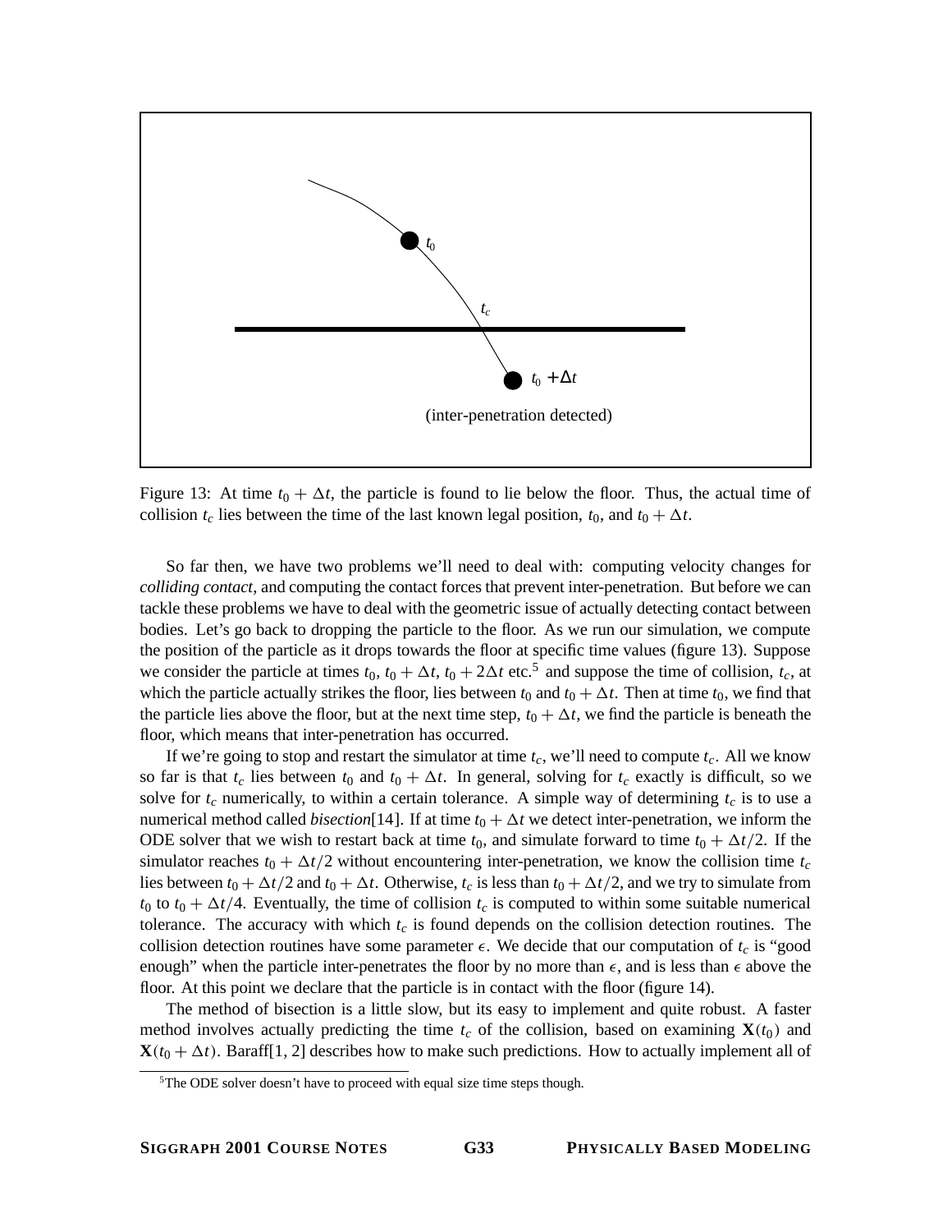Figure 13: At time $t_0 + \Delta t$, the particle is found to lie below the floor. Thus, the actual time of collision $t_c$ lies between the time of the last known legal position, $t_0$, and $t_0 + \Delta t$.

So far then, we have two problems we'll need to deal with: computing velocity changes for *colliding contact*, and computing the contact forces that prevent inter-penetration. But before we can tackle these problems we have to deal with the geometric issue of actually detecting contact between bodies. Let's go back to dropping the particle to the floor. As we run our simulation, we compute the position of the particle as it drops towards the floor at specific time values (figure 13). Suppose we consider the particle at times $t_0$, $t_0 + \Delta t$, $t_0 + 2\Delta t$ etc.[5] and suppose the time of collision, $t_c$, at which the particle actually strikes the floor, lies between $t_0$ and $t_0 + \Delta t$. Then at time $t_0$, we find that the particle lies above the floor, but at the next time step, $t_0 + \Delta t$, we find the particle is beneath the floor, which means that inter-penetration has occurred.

If we're going to stop and restart the simulator at time $t_c$, we'll need to compute $t_c$. All we know so far is that $t_c$ lies between $t_0$ and $t_0 + \Delta t$. In general, solving for $t_c$ exactly is difficult, so we solve for $t_c$ numerically, to within a certain tolerance. A simple way of determining $t_c$ is to use a numerical method called *bisection*[14]. If at time $t_0 + \Delta t$ we detect inter-penetration, we inform the ODE solver that we wish to restart back at time $t_0$, and simulate forward to time $t_0 + \Delta t/2$. If the simulator reaches $t_0 + \Delta t/2$ without encountering inter-penetration, we know the collision time $t_c$ lies between $t_0 + \Delta t/2$ and $t_0 + \Delta t$. Otherwise, $t_c$ is less than $t_0 + \Delta t/2$, and we try to simulate from $t_0$ to $t_0 + \Delta t/4$. Eventually, the time of collision $t_c$ is computed to within some suitable numerical tolerance. The accuracy with which $t_c$ is found depends on the collision detection routines. The collision detection routines have some parameter $\epsilon$. We decide that our computation of $t_c$ is "good enough" when the particle inter-penetrates the floor by no more than $\epsilon$, and is less than $\epsilon$ above the floor. At this point we declare that the particle is in contact with the floor (figure 14).

The method of bisection is a little slow, but its easy to implement and quite robust. A faster method involves actually predicting the time $t_c$ of the collision, based on examining $\mathbf{X}(t_0)$ and $\mathbf{X}(t_0 + \Delta t)$. Baraff[1, 2] describes how to make such predictions. How to actually implement all of

[5] The ODE solver doesn't have to proceed with equal size time steps though.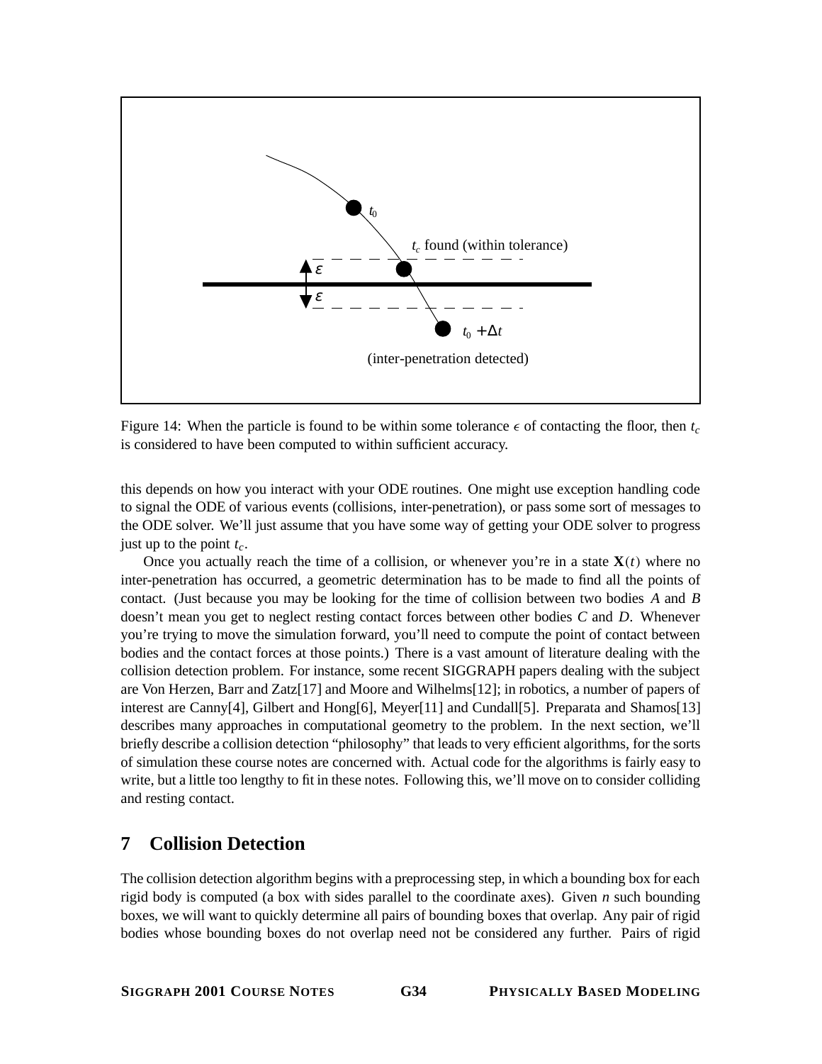Figure 14: When the particle is found to be within some tolerance $\epsilon$ of contacting the floor, then $t_c$ is considered to have been computed to within sufficient accuracy.

this depends on how you interact with your ODE routines. One might use exception handling code to signal the ODE of various events (collisions, inter-penetration), or pass some sort of messages to the ODE solver. We'll just assume that you have some way of getting your ODE solver to progress just up to the point $t_c$.

Once you actually reach the time of a collision, or whenever you're in a state $\mathbf{X}(t)$ where no inter-penetration has occurred, a geometric determination has to be made to find all the points of contact. (Just because you may be looking for the time of collision between two bodies $A$ and $B$ doesn't mean you get to neglect resting contact forces between other bodies $C$ and $D$. Whenever you're trying to move the simulation forward, you'll need to compute the point of contact between bodies and the contact forces at those points.) There is a vast amount of literature dealing with the collision detection problem. For instance, some recent SIGGRAPH papers dealing with the subject are Von Herzen, Barr and Zatz[17] and Moore and Wilhelms[12]; in robotics, a number of papers of interest are Canny[4], Gilbert and Hong[6], Meyer[11] and Cundall[5]. Preparata and Shamos[13] describes many approaches in computational geometry to the problem. In the next section, we'll briefly describe a collision detection "philosophy" that leads to very efficient algorithms, for the sorts of simulation these course notes are concerned with. Actual code for the algorithms is fairly easy to write, but a little too lengthy to fit in these notes. Following this, we'll move on to consider colliding and resting contact.

## 7 Collision Detection

The collision detection algorithm begins with a preprocessing step, in which a bounding box for each rigid body is computed (a box with sides parallel to the coordinate axes). Given $n$ such bounding boxes, we will want to quickly determine all pairs of bounding boxes that overlap. Any pair of rigid bodies whose bounding boxes do not overlap need not be considered any further. Pairs of rigid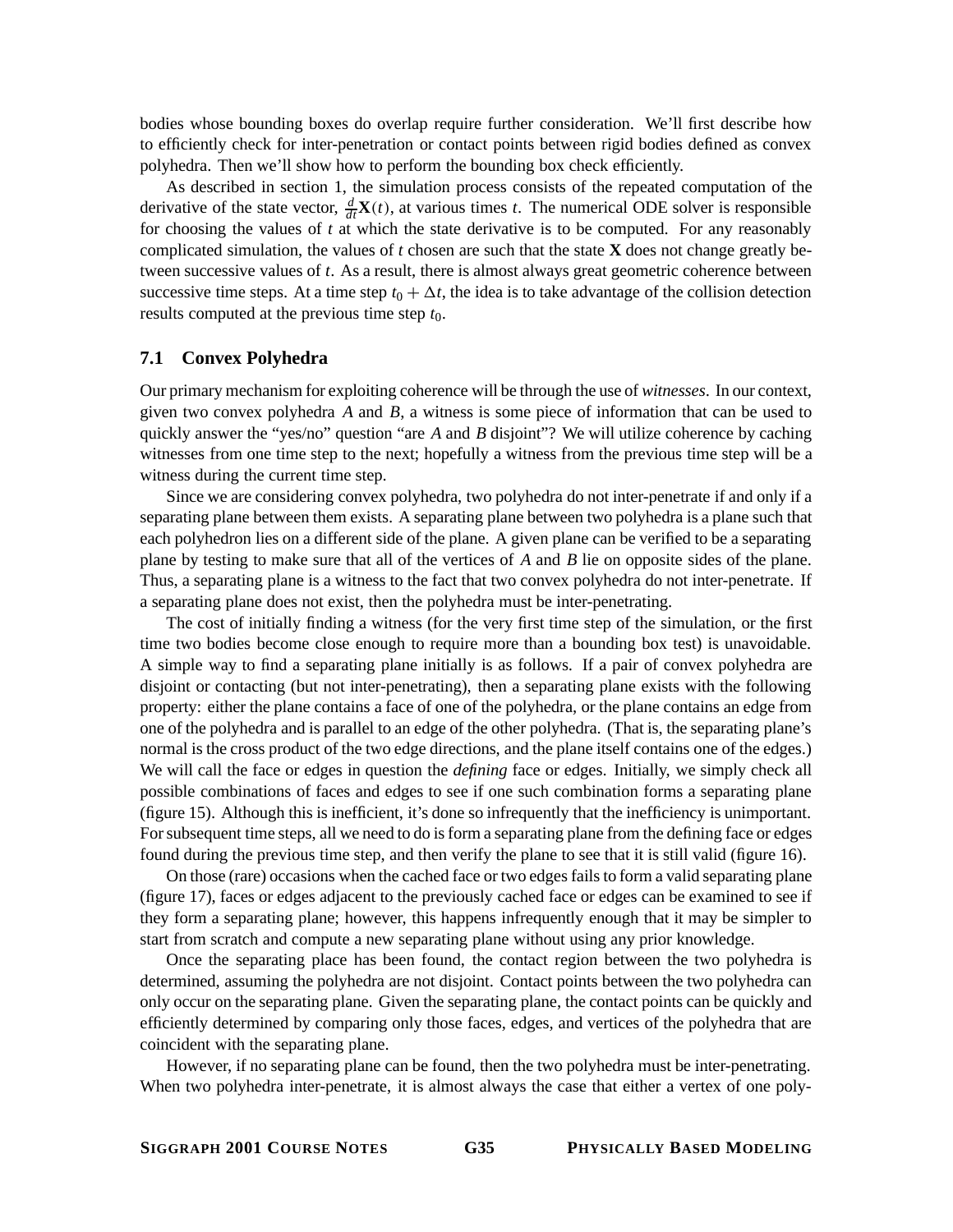bodies whose bounding boxes do overlap require further consideration. We'll first describe how to efficiently check for inter-penetration or contact points between rigid bodies defined as convex polyhedra. Then we'll show how to perform the bounding box check efficiently.

As described in section 1, the simulation process consists of the repeated computation of the derivative of the state vector, $\frac{d}{dt}\mathbf{X}(t)$, at various times $t$. The numerical ODE solver is responsible for choosing the values of $t$ at which the state derivative is to be computed. For any reasonably complicated simulation, the values of $t$ chosen are such that the state $\mathbf{X}$ does not change greatly between successive values of $t$. As a result, there is almost always great geometric coherence between successive time steps. At a time step $t_0 + \Delta t$, the idea is to take advantage of the collision detection results computed at the previous time step $t_0$.

### 7.1 Convex Polyhedra

Our primary mechanism for exploiting coherence will be through the use of *witnesses*. In our context, given two convex polyhedra $A$ and $B$, a witness is some piece of information that can be used to quickly answer the "yes/no" question "are $A$ and $B$ disjoint"? We will utilize coherence by caching witnesses from one time step to the next; hopefully a witness from the previous time step will be a witness during the current time step.

Since we are considering convex polyhedra, two polyhedra do not inter-penetrate if and only if a separating plane between them exists. A separating plane between two polyhedra is a plane such that each polyhedron lies on a different side of the plane. A given plane can be verified to be a separating plane by testing to make sure that all of the vertices of $A$ and $B$ lie on opposite sides of the plane. Thus, a separating plane is a witness to the fact that two convex polyhedra do not inter-penetrate. If a separating plane does not exist, then the polyhedra must be inter-penetrating.

The cost of initially finding a witness (for the very first time step of the simulation, or the first time two bodies become close enough to require more than a bounding box test) is unavoidable. A simple way to find a separating plane initially is as follows. If a pair of convex polyhedra are disjoint or contacting (but not inter-penetrating), then a separating plane exists with the following property: either the plane contains a face of one of the polyhedra, or the plane contains an edge from one of the polyhedra and is parallel to an edge of the other polyhedra. (That is, the separating plane's normal is the cross product of the two edge directions, and the plane itself contains one of the edges.) We will call the face or edges in question the *defining* face or edges. Initially, we simply check all possible combinations of faces and edges to see if one such combination forms a separating plane (figure 15). Although this is inefficient, it's done so infrequently that the inefficiency is unimportant. For subsequent time steps, all we need to do is form a separating plane from the defining face or edges found during the previous time step, and then verify the plane to see that it is still valid (figure 16).

On those (rare) occasions when the cached face or two edges fails to form a valid separating plane (figure 17), faces or edges adjacent to the previously cached face or edges can be examined to see if they form a separating plane; however, this happens infrequently enough that it may be simpler to start from scratch and compute a new separating plane without using any prior knowledge.

Once the separating place has been found, the contact region between the two polyhedra is determined, assuming the polyhedra are not disjoint. Contact points between the two polyhedra can only occur on the separating plane. Given the separating plane, the contact points can be quickly and efficiently determined by comparing only those faces, edges, and vertices of the polyhedra that are coincident with the separating plane.

However, if no separating plane can be found, then the two polyhedra must be inter-penetrating. When two polyhedra inter-penetrate, it is almost always the case that either a vertex of one poly-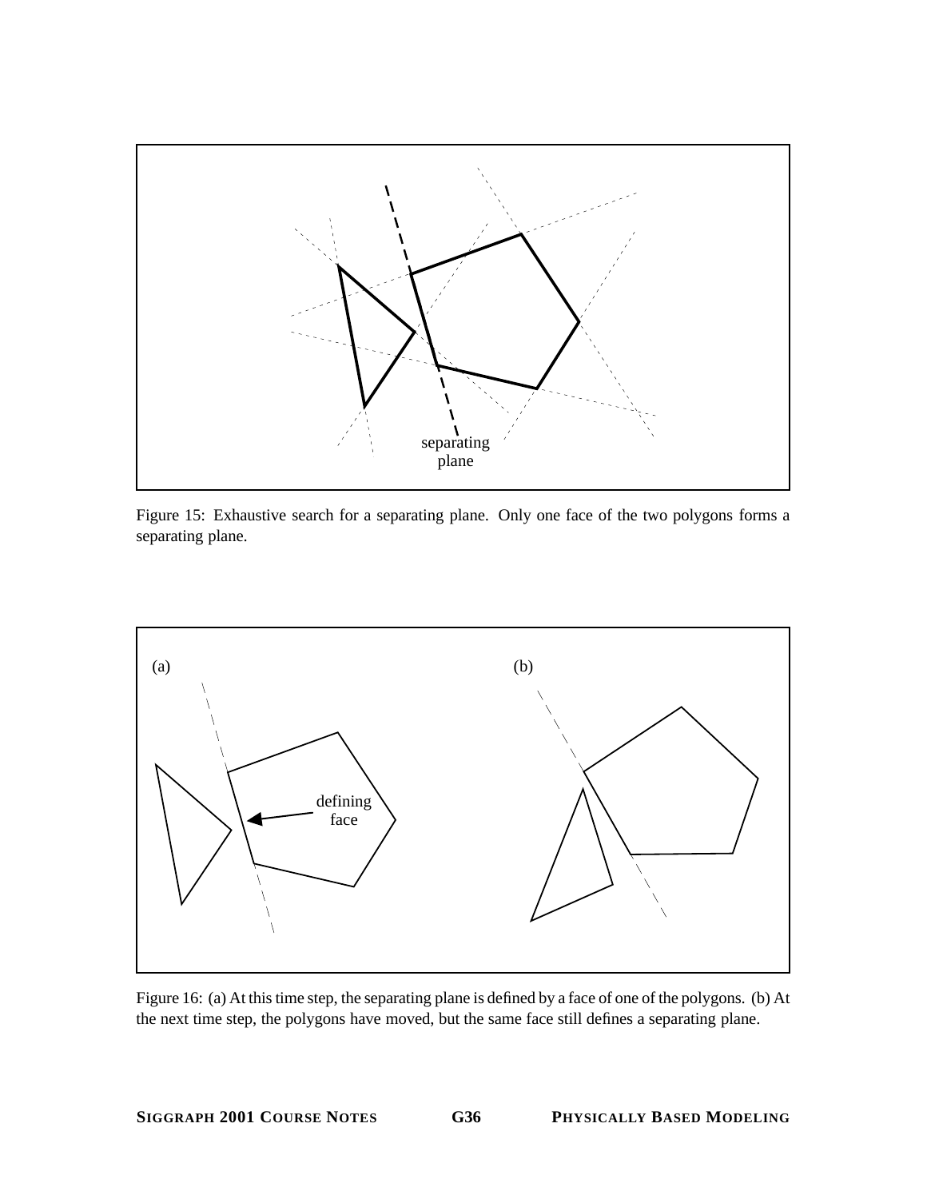Figure 15: Exhaustive search for a separating plane. Only one face of the two polygons forms a separating plane.

Figure 16: (a) At this time step, the separating plane is defined by a face of one of the polygons. (b) At the next time step, the polygons have moved, but the same face still defines a separating plane.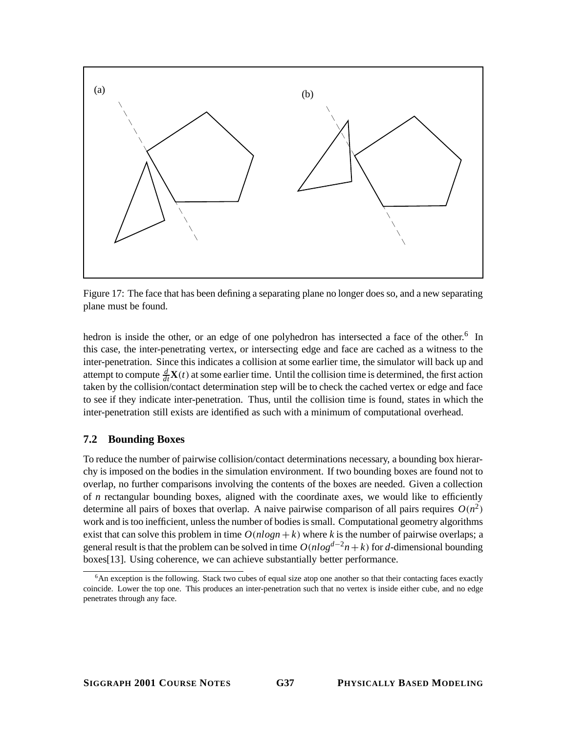Figure 17: The face that has been defining a separating plane no longer does so, and a new separating plane must be found.

hedron is inside the other, or an edge of one polyhedron has intersected a face of the other.[6] In this case, the inter-penetrating vertex, or intersecting edge and face are cached as a witness to the inter-penetration. Since this indicates a collision at some earlier time, the simulator will back up and attempt to compute $\frac{d}{dt}\mathbf{X}(t)$ at some earlier time. Until the collision time is determined, the first action taken by the collision/contact determination step will be to check the cached vertex or edge and face to see if they indicate inter-penetration. Thus, until the collision time is found, states in which the inter-penetration still exists are identified as such with a minimum of computational overhead.

## 7.2 Bounding Boxes

To reduce the number of pairwise collision/contact determinations necessary, a bounding box hierarchy is imposed on the bodies in the simulation environment. If two bounding boxes are found not to overlap, no further comparisons involving the contents of the boxes are needed. Given a collection of $n$ rectangular bounding boxes, aligned with the coordinate axes, we would like to efficiently determine all pairs of boxes that overlap. A naive pairwise comparison of all pairs requires $O(n^2)$ work and is too inefficient, unless the number of bodies is small. Computational geometry algorithms exist that can solve this problem in time $O(n \log n + k)$ where $k$ is the number of pairwise overlaps; a general result is that the problem can be solved in time $O(n \log^{d-2} n + k)$ for $d$-dimensional bounding boxes[13]. Using coherence, we can achieve substantially better performance.

[6] An exception is the following. Stack two cubes of equal size atop one another so that their contacting faces exactly coincide. Lower the top one. This produces an inter-penetration such that no vertex is inside either cube, and no edge penetrates through any face.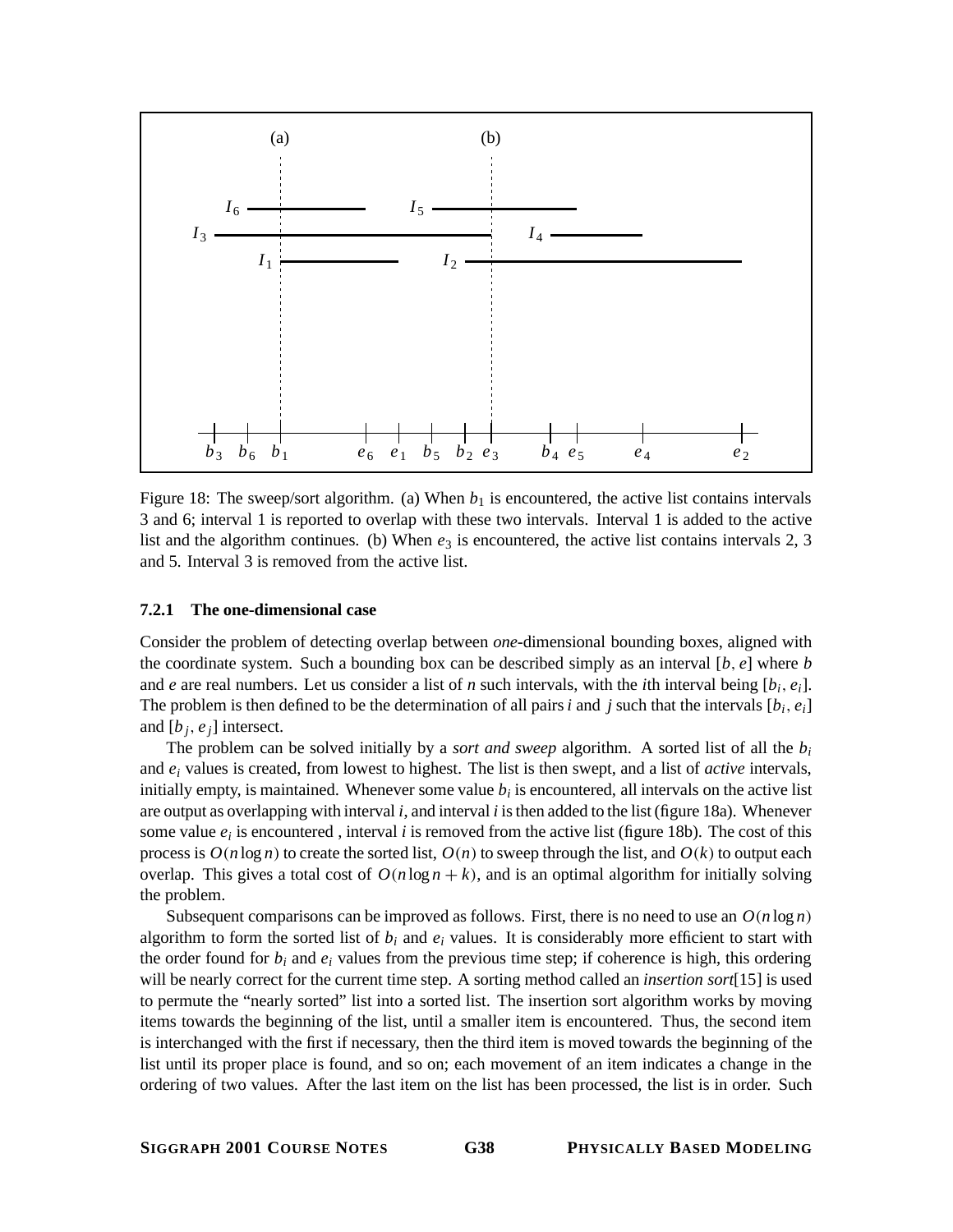Figure 18: The sweep/sort algorithm. (a) When $b_1$ is encountered, the active list contains intervals 3 and 6; interval 1 is reported to overlap with these two intervals. Interval 1 is added to the active list and the algorithm continues. (b) When $e_3$ is encountered, the active list contains intervals 2, 3 and 5. Interval 3 is removed from the active list.

#### 7.2.1 The one-dimensional case

Consider the problem of detecting overlap between *one*-dimensional bounding boxes, aligned with the coordinate system. Such a bounding box can be described simply as an interval $[b, e]$ where $b$ and $e$ are real numbers. Let us consider a list of $n$ such intervals, with the $i$th interval being $[b_i, e_i]$. The problem is then defined to be the determination of all pairs $i$ and $j$ such that the intervals $[b_i, e_i]$ and $[b_j, e_j]$ intersect.

The problem can be solved initially by a *sort and sweep* algorithm. A sorted list of all the $b_i$ and $e_i$ values is created, from lowest to highest. The list is then swept, and a list of *active* intervals, initially empty, is maintained. Whenever some value $b_i$ is encountered, all intervals on the active list are output as overlapping with interval $i$, and interval $i$ is then added to the list (figure 18a). Whenever some value $e_i$ is encountered , interval $i$ is removed from the active list (figure 18b). The cost of this process is $O(n \log n)$ to create the sorted list, $O(n)$ to sweep through the list, and $O(k)$ to output each overlap. This gives a total cost of $O(n \log n + k)$, and is an optimal algorithm for initially solving the problem.

Subsequent comparisons can be improved as follows. First, there is no need to use an $O(n \log n)$ algorithm to form the sorted list of $b_i$ and $e_i$ values. It is considerably more efficient to start with the order found for $b_i$ and $e_i$ values from the previous time step; if coherence is high, this ordering will be nearly correct for the current time step. A sorting method called an *insertion sort*[15] is used to permute the "nearly sorted" list into a sorted list. The insertion sort algorithm works by moving items towards the beginning of the list, until a smaller item is encountered. Thus, the second item is interchanged with the first if necessary, then the third item is moved towards the beginning of the list until its proper place is found, and so on; each movement of an item indicates a change in the ordering of two values. After the last item on the list has been processed, the list is in order. Such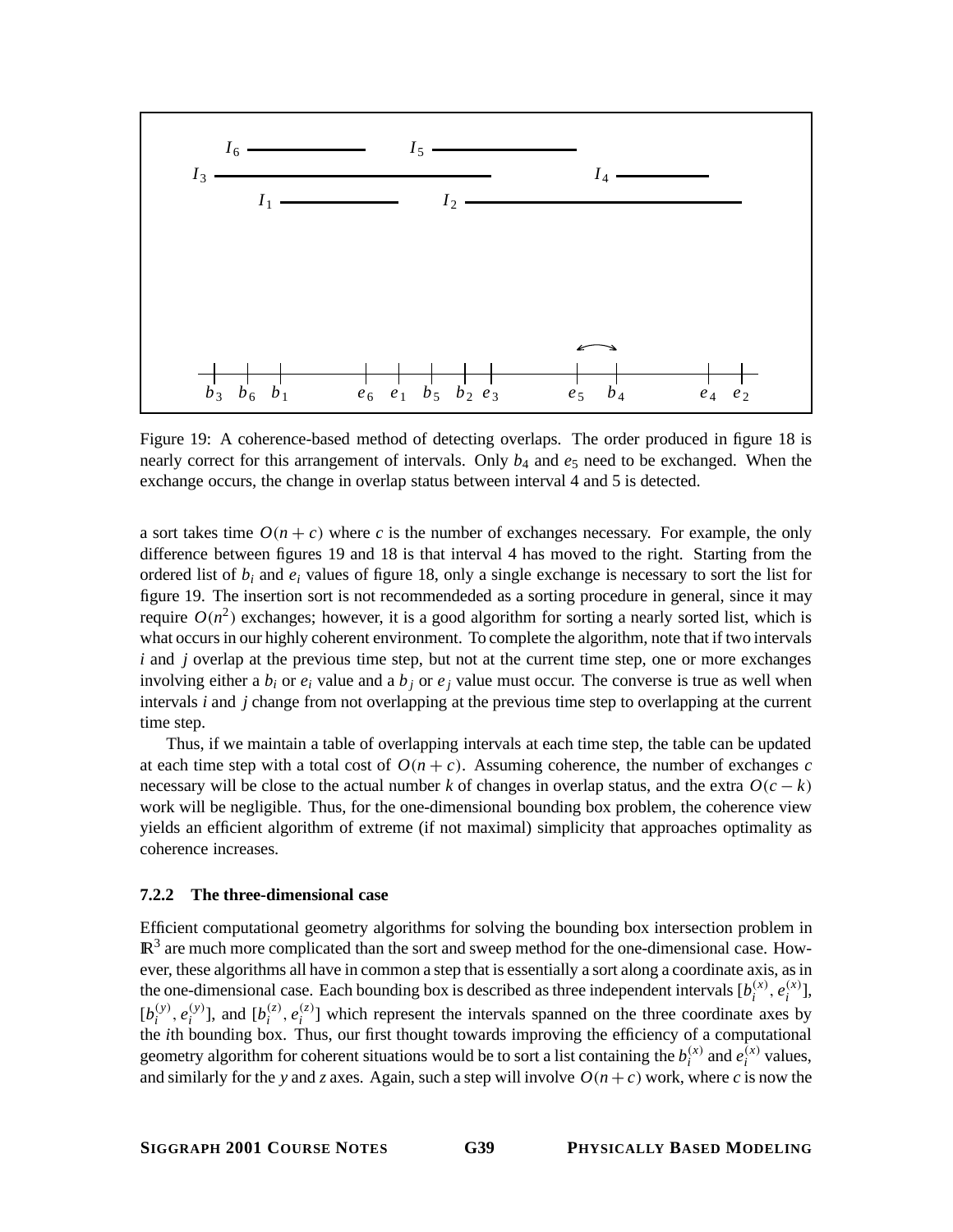Figure 19: A coherence-based method of detecting overlaps. The order produced in figure 18 is nearly correct for this arrangement of intervals. Only $b_4$ and $e_5$ need to be exchanged. When the exchange occurs, the change in overlap status between interval 4 and 5 is detected.

a sort takes time $O(n + c)$ where $c$ is the number of exchanges necessary. For example, the only difference between figures 19 and 18 is that interval 4 has moved to the right. Starting from the ordered list of $b_i$ and $e_i$ values of figure 18, only a single exchange is necessary to sort the list for figure 19. The insertion sort is not recommendeded as a sorting procedure in general, since it may require $O(n^2)$ exchanges; however, it is a good algorithm for sorting a nearly sorted list, which is what occurs in our highly coherent environment. To complete the algorithm, note that if two intervals $i$ and $j$ overlap at the previous time step, but not at the current time step, one or more exchanges involving either a $b_i$ or $e_i$ value and a $b_j$ or $e_j$ value must occur. The converse is true as well when intervals $i$ and $j$ change from not overlapping at the previous time step to overlapping at the current time step.

Thus, if we maintain a table of overlapping intervals at each time step, the table can be updated at each time step with a total cost of $O(n + c)$. Assuming coherence, the number of exchanges $c$ necessary will be close to the actual number $k$ of changes in overlap status, and the extra $O(c - k)$ work will be negligible. Thus, for the one-dimensional bounding box problem, the coherence view yields an efficient algorithm of extreme (if not maximal) simplicity that approaches optimality as coherence increases.

### 7.2.2 The three-dimensional case

Efficient computational geometry algorithms for solving the bounding box intersection problem in $\mathbb{R}^3$ are much more complicated than the sort and sweep method for the one-dimensional case. However, these algorithms all have in common a step that is essentially a sort along a coordinate axis, as in the one-dimensional case. Each bounding box is described as three independent intervals $[b_i^{(x)}, e_i^{(x)}]$, $[b_i^{(y)}, e_i^{(y)}]$, and $[b_i^{(z)}, e_i^{(z)}]$ which represent the intervals spanned on the three coordinate axes by the $i$th bounding box. Thus, our first thought towards improving the efficiency of a computational geometry algorithm for coherent situations would be to sort a list containing the $b_i^{(x)}$ and $e_i^{(x)}$ values, and similarly for the $y$ and $z$ axes. Again, such a step will involve $O(n + c)$ work, where $c$ is now the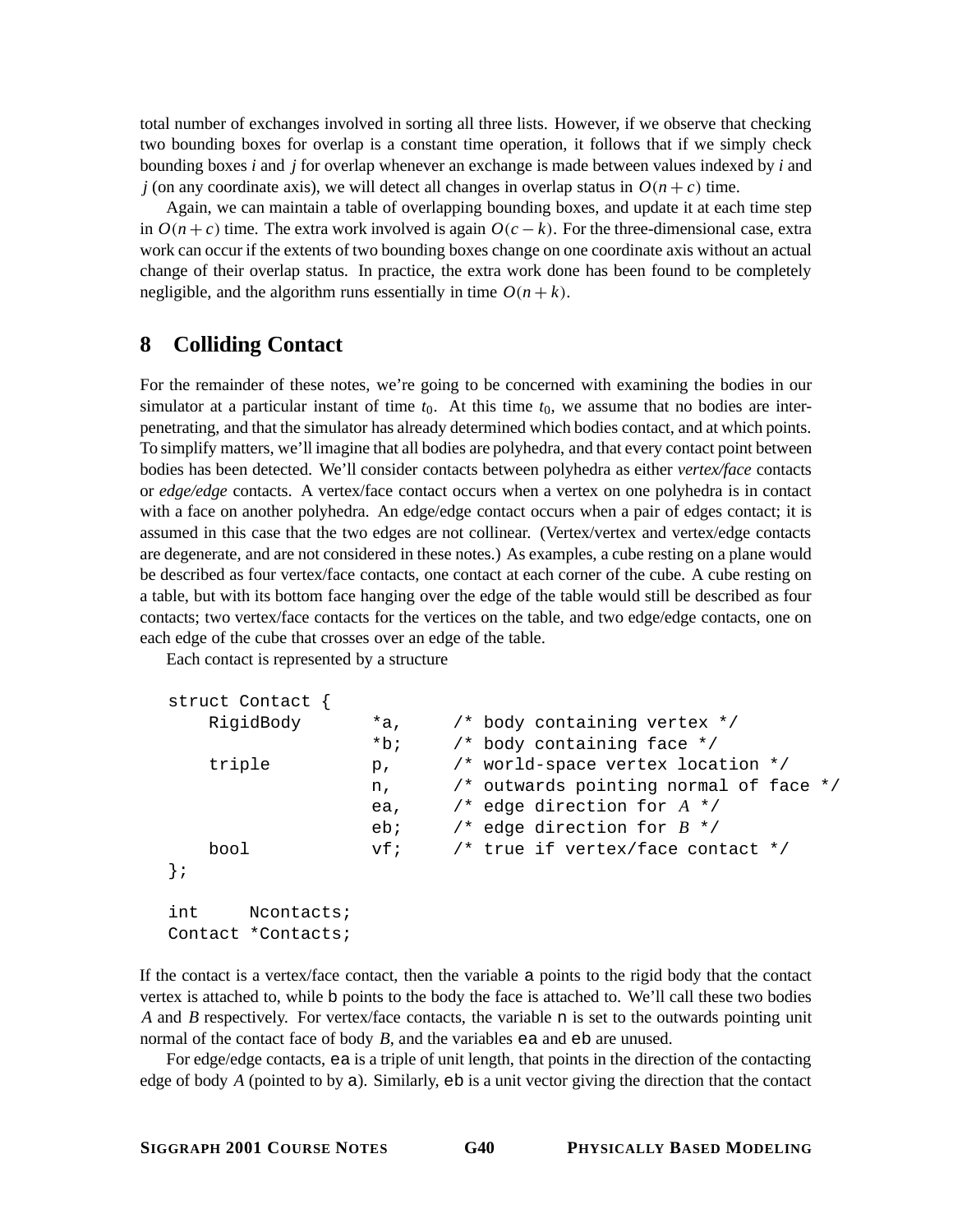total number of exchanges involved in sorting all three lists. However, if we observe that checking two bounding boxes for overlap is a constant time operation, it follows that if we simply check bounding boxes $i$ and $j$ for overlap whenever an exchange is made between values indexed by $i$ and $j$ (on any coordinate axis), we will detect all changes in overlap status in $O(n+c)$ time.

Again, we can maintain a table of overlapping bounding boxes, and update it at each time step in $O(n+c)$ time. The extra work involved is again $O(c-k)$. For the three-dimensional case, extra work can occur if the extents of two bounding boxes change on one coordinate axis without an actual change of their overlap status. In practice, the extra work done has been found to be completely negligible, and the algorithm runs essentially in time $O(n+k)$.

## 8 Colliding Contact

For the remainder of these notes, we're going to be concerned with examining the bodies in our simulator at a particular instant of time $t_0$. At this time $t_0$, we assume that no bodies are interpenetrating, and that the simulator has already determined which bodies contact, and at which points. To simplify matters, we'll imagine that all bodies are polyhedra, and that every contact point between bodies has been detected. We'll consider contacts between polyhedra as either *vertex/face* contacts or *edge/edge* contacts. A vertex/face contact occurs when a vertex on one polyhedra is in contact with a face on another polyhedra. An edge/edge contact occurs when a pair of edges contact; it is assumed in this case that the two edges are not collinear. (Vertex/vertex and vertex/edge contacts are degenerate, and are not considered in these notes.) As examples, a cube resting on a plane would be described as four vertex/face contacts, one contact at each corner of the cube. A cube resting on a table, but with its bottom face hanging over the edge of the table would still be described as four contacts; two vertex/face contacts for the vertices on the table, and two edge/edge contacts, one on each edge of the cube that crosses over an edge of the table.

Each contact is represented by a structure

```
struct Contact {
    RigidBody       *a,     /* body containing vertex */
                    *b;     /* body containing face */
    triple          p,      /* world-space vertex location */
                    n,      /* outwards pointing normal of face */
                    ea,     /* edge direction for A */
                    eb;     /* edge direction for B */
    bool            vf;     /* true if vertex/face contact */
};

int     Ncontacts;
Contact *Contacts;
```

If the contact is a vertex/face contact, then the variable a points to the rigid body that the contact vertex is attached to, while b points to the body the face is attached to. We'll call these two bodies $A$ and $B$ respectively. For vertex/face contacts, the variable n is set to the outwards pointing unit normal of the contact face of body $B$, and the variables ea and eb are unused.

For edge/edge contacts, ea is a triple of unit length, that points in the direction of the contacting edge of body $A$ (pointed to by a). Similarly, eb is a unit vector giving the direction that the contact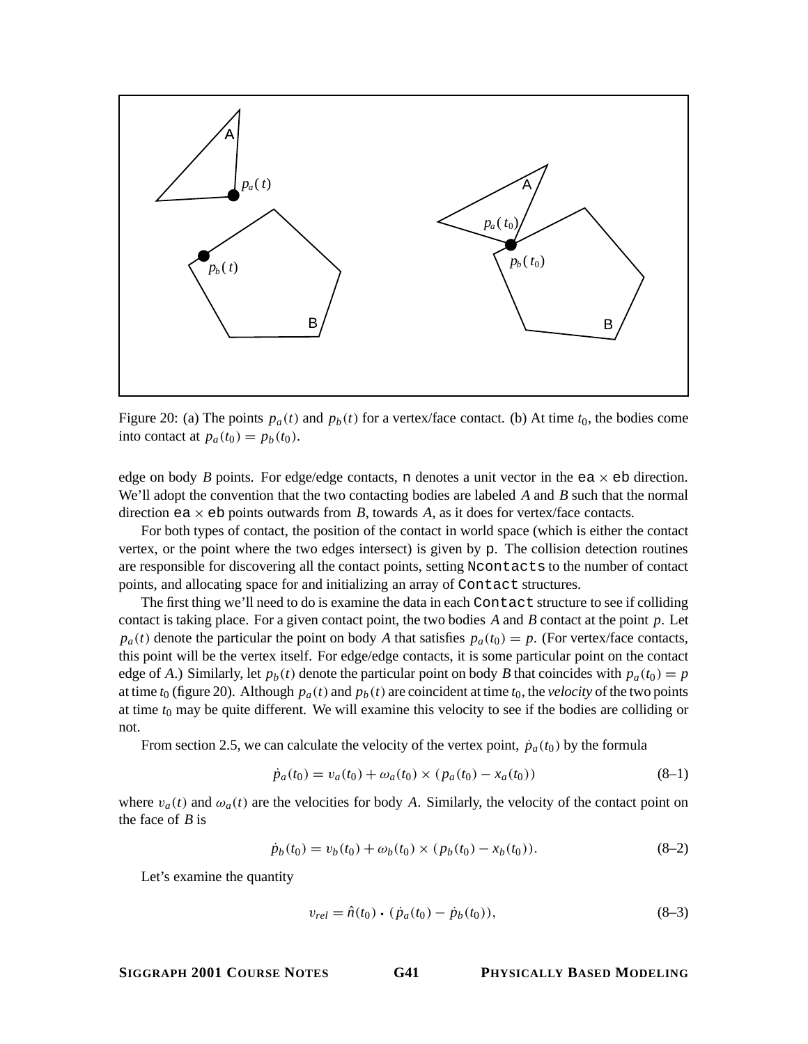Figure 20: (a) The points $p_a(t)$ and $p_b(t)$ for a vertex/face contact. (b) At time $t_0$, the bodies come into contact at $p_a(t_0) = p_b(t_0)$.

edge on body $B$ points. For edge/edge contacts, `n` denotes a unit vector in the `ea` $\times$ `eb` direction. We'll adopt the convention that the two contacting bodies are labeled $A$ and $B$ such that the normal direction `ea` $\times$ `eb` points outwards from $B$, towards $A$, as it does for vertex/face contacts.

For both types of contact, the position of the contact in world space (which is either the contact vertex, or the point where the two edges intersect) is given by `p`. The collision detection routines are responsible for discovering all the contact points, setting `Ncontacts` to the number of contact points, and allocating space for and initializing an array of `Contact` structures.

The first thing we'll need to do is examine the data in each `Contact` structure to see if colliding contact is taking place. For a given contact point, the two bodies $A$ and $B$ contact at the point $p$. Let $p_a(t)$ denote the particular the point on body $A$ that satisfies $p_a(t_0) = p$. (For vertex/face contacts, this point will be the vertex itself. For edge/edge contacts, it is some particular point on the contact edge of $A$.) Similarly, let $p_b(t)$ denote the particular point on body $B$ that coincides with $p_a(t_0) = p$ at time $t_0$ (figure 20). Although $p_a(t)$ and $p_b(t)$ are coincident at time $t_0$, the *velocity* of the two points at time $t_0$ may be quite different. We will examine this velocity to see if the bodies are colliding or not.

From section 2.5, we can calculate the velocity of the vertex point, $\dot{p}_a(t_0)$ by the formula

$$\dot{p}_a(t_0) = v_a(t_0) + \omega_a(t_0) \times (p_a(t_0) - x_a(t_0)) \tag{8–1}$$

where $v_a(t)$ and $\omega_a(t)$ are the velocities for body $A$. Similarly, the velocity of the contact point on the face of $B$ is

$$\dot{p}_b(t_0) = v_b(t_0) + \omega_b(t_0) \times (p_b(t_0) - x_b(t_0)). \tag{8–2}$$

Let's examine the quantity

$$v_{rel} = \hat{n}(t_0) \cdot (\dot{p}_a(t_0) - \dot{p}_b(t_0)), \tag{8–3}$$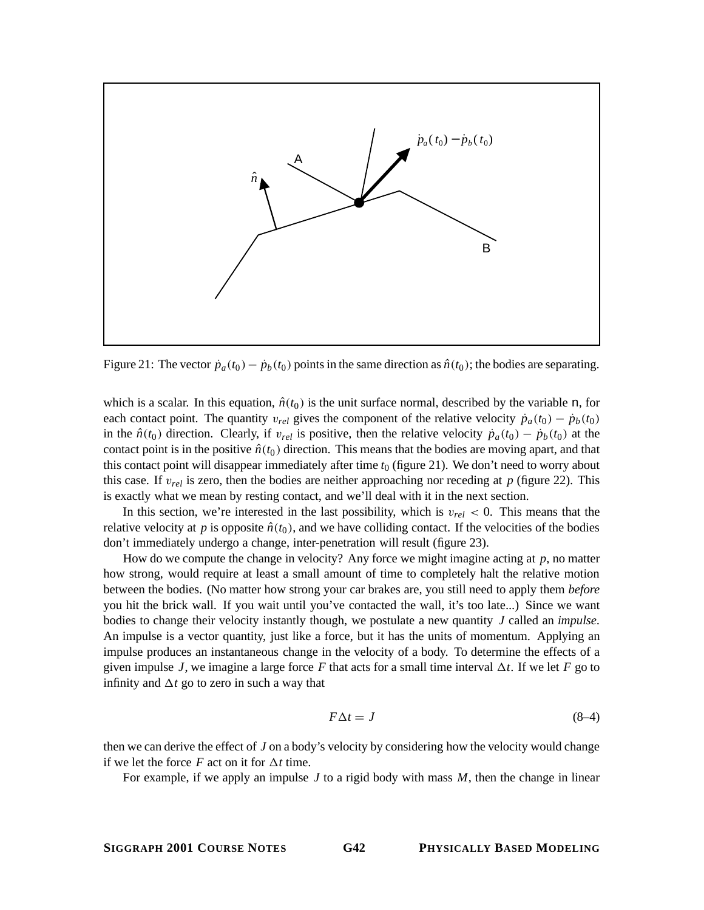Figure 21: The vector $\dot{p}_a(t_0) - \dot{p}_b(t_0)$ points in the same direction as $\hat{n}(t_0)$; the bodies are separating.

which is a scalar. In this equation, $\hat{n}(t_0)$ is the unit surface normal, described by the variable n, for each contact point. The quantity $v_{rel}$ gives the component of the relative velocity $\dot{p}_a(t_0) - \dot{p}_b(t_0)$ in the $\hat{n}(t_0)$ direction. Clearly, if $v_{rel}$ is positive, then the relative velocity $\dot{p}_a(t_0) - \dot{p}_b(t_0)$ at the contact point is in the positive $\hat{n}(t_0)$ direction. This means that the bodies are moving apart, and that this contact point will disappear immediately after time $t_0$ (figure 21). We don't need to worry about this case. If $v_{rel}$ is zero, then the bodies are neither approaching nor receding at $p$ (figure 22). This is exactly what we mean by resting contact, and we'll deal with it in the next section.

In this section, we're interested in the last possibility, which is $v_{rel} < 0$. This means that the relative velocity at $p$ is opposite $\hat{n}(t_0)$, and we have colliding contact. If the velocities of the bodies don't immediately undergo a change, inter-penetration will result (figure 23).

How do we compute the change in velocity? Any force we might imagine acting at $p$, no matter how strong, would require at least a small amount of time to completely halt the relative motion between the bodies. (No matter how strong your car brakes are, you still need to apply them *before* you hit the brick wall. If you wait until you've contacted the wall, it's too late...) Since we want bodies to change their velocity instantly though, we postulate a new quantity $J$ called an *impulse*. An impulse is a vector quantity, just like a force, but it has the units of momentum. Applying an impulse produces an instantaneous change in the velocity of a body. To determine the effects of a given impulse $J$, we imagine a large force $F$ that acts for a small time interval $\Delta t$. If we let $F$ go to infinity and $\Delta t$ go to zero in such a way that

$$F\Delta t = J \tag{8–4}$$

then we can derive the effect of $J$ on a body's velocity by considering how the velocity would change if we let the force $F$ act on it for $\Delta t$ time.

For example, if we apply an impulse $J$ to a rigid body with mass $M$, then the change in linear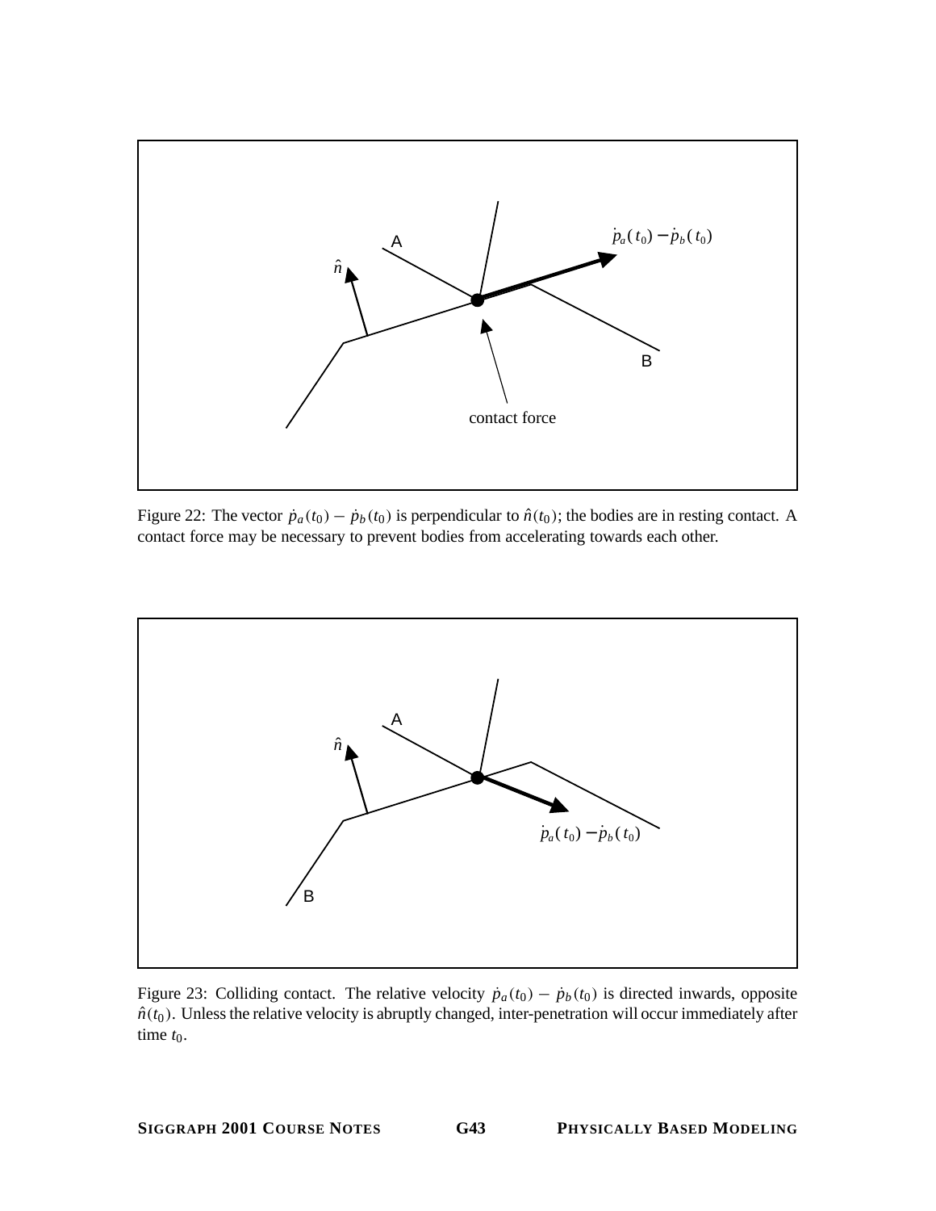Figure 22: The vector $\dot{p}_a(t_0) - \dot{p}_b(t_0)$ is perpendicular to $\hat{n}(t_0)$; the bodies are in resting contact. A contact force may be necessary to prevent bodies from accelerating towards each other.

Figure 23: Colliding contact. The relative velocity $\dot{p}_a(t_0) - \dot{p}_b(t_0)$ is directed inwards, opposite $\hat{n}(t_0)$. Unless the relative velocity is abruptly changed, inter-penetration will occur immediately after time $t_0$.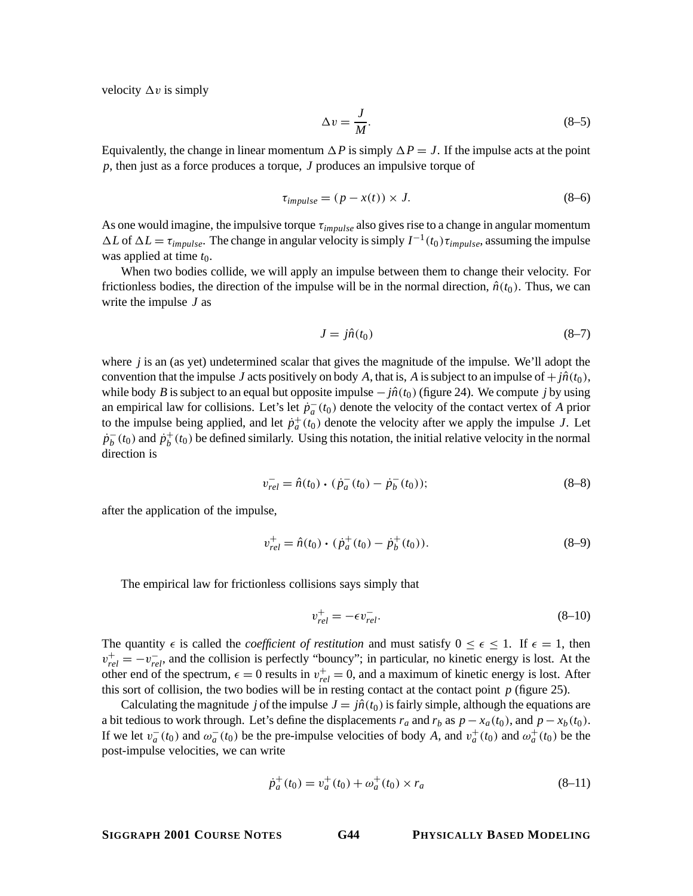velocity $\Delta v$ is simply

$$\Delta v = \frac{J}{M}. \tag{8–5}$$

Equivalently, the change in linear momentum $\Delta P$ is simply $\Delta P = J$. If the impulse acts at the point $p$, then just as a force produces a torque, $J$ produces an impulsive torque of

$$\tau_{impulse} = (p - x(t)) \times J. \tag{8–6}$$

As one would imagine, the impulsive torque $\tau_{impulse}$ also gives rise to a change in angular momentum $\Delta L$ of $\Delta L = \tau_{impulse}$. The change in angular velocity is simply $I^{-1}(t_0)\tau_{impulse}$, assuming the impulse was applied at time $t_0$.

When two bodies collide, we will apply an impulse between them to change their velocity. For frictionless bodies, the direction of the impulse will be in the normal direction, $\hat{n}(t_0)$. Thus, we can write the impulse $J$ as

$$J = j\hat{n}(t_0) \tag{8–7}$$

where $j$ is an (as yet) undetermined scalar that gives the magnitude of the impulse. We'll adopt the convention that the impulse $J$ acts positively on body $A$, that is, $A$ is subject to an impulse of $+j\hat{n}(t_0)$, while body $B$ is subject to an equal but opposite impulse $-j\hat{n}(t_0)$ (figure 24). We compute $j$ by using an empirical law for collisions. Let's let $\dot{p}_a^-(t_0)$ denote the velocity of the contact vertex of $A$ prior to the impulse being applied, and let $\dot{p}_a^+(t_0)$ denote the velocity after we apply the impulse $J$. Let $\dot{p}_b^-(t_0)$ and $\dot{p}_b^+(t_0)$ be defined similarly. Using this notation, the initial relative velocity in the normal direction is

$$v_{rel}^- = \hat{n}(t_0) \cdot (\dot{p}_a^-(t_0) - \dot{p}_b^-(t_0)); \tag{8–8}$$

after the application of the impulse,

$$v_{rel}^+ = \hat{n}(t_0) \cdot (\dot{p}_a^+(t_0) - \dot{p}_b^+(t_0)). \tag{8–9}$$

The empirical law for frictionless collisions says simply that

$$v_{rel}^+ = -\epsilon v_{rel}^-. \tag{8–10}$$

The quantity $\epsilon$ is called the *coefficient of restitution* and must satisfy $0 \leq \epsilon \leq 1$. If $\epsilon = 1$, then $v_{rel}^+ = -v_{rel}^-$, and the collision is perfectly "bouncy"; in particular, no kinetic energy is lost. At the other end of the spectrum, $\epsilon = 0$ results in $v_{rel}^+ = 0$, and a maximum of kinetic energy is lost. After this sort of collision, the two bodies will be in resting contact at the contact point $p$ (figure 25).

Calculating the magnitude $j$ of the impulse $J = j\hat{n}(t_0)$ is fairly simple, although the equations are a bit tedious to work through. Let's define the displacements $r_a$ and $r_b$ as $p - x_a(t_0)$, and $p - x_b(t_0)$. If we let $v_a^-(t_0)$ and $\omega_a^-(t_0)$ be the pre-impulse velocities of body $A$, and $v_a^+(t_0)$ and $\omega_a^+(t_0)$ be the post-impulse velocities, we can write

$$\dot{p}_a^+(t_0) = v_a^+(t_0) + \omega_a^+(t_0) \times r_a \tag{8–11}$$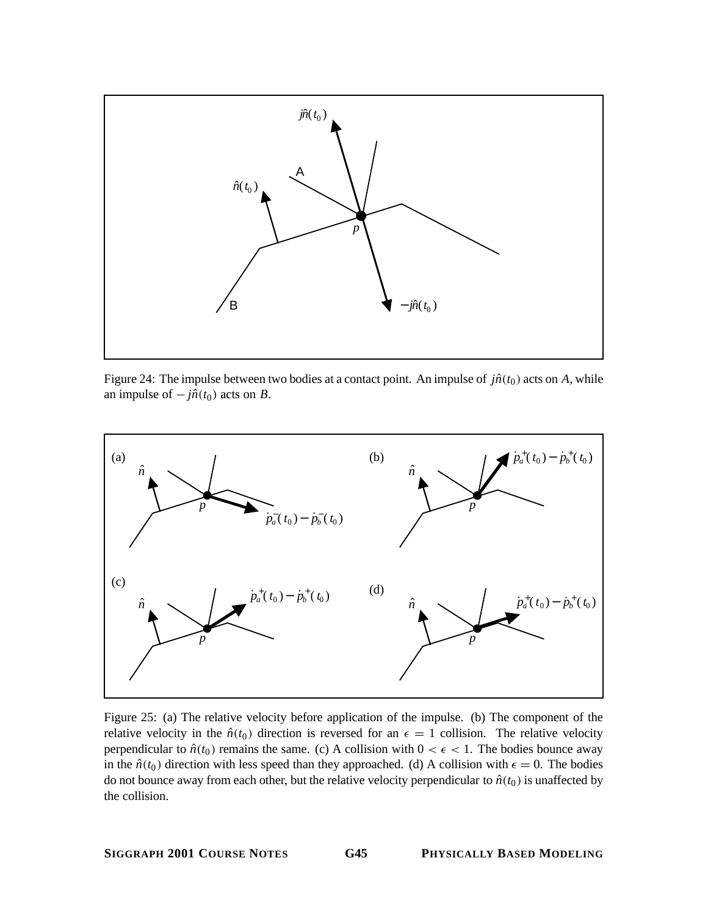Figure 24: The impulse between two bodies at a contact point. An impulse of $j\hat{n}(t_0)$ acts on $A$, while an impulse of $-j\hat{n}(t_0)$ acts on $B$.

Figure 25: (a) The relative velocity before application of the impulse. (b) The component of the relative velocity in the $\hat{n}(t_0)$ direction is reversed for an $\epsilon = 1$ collision. The relative velocity perpendicular to $\hat{n}(t_0)$ remains the same. (c) A collision with $0 < \epsilon < 1$. The bodies bounce away in the $\hat{n}(t_0)$ direction with less speed than they approached. (d) A collision with $\epsilon = 0$. The bodies do not bounce away from each other, but the relative velocity perpendicular to $\hat{n}(t_0)$ is unaffected by the collision.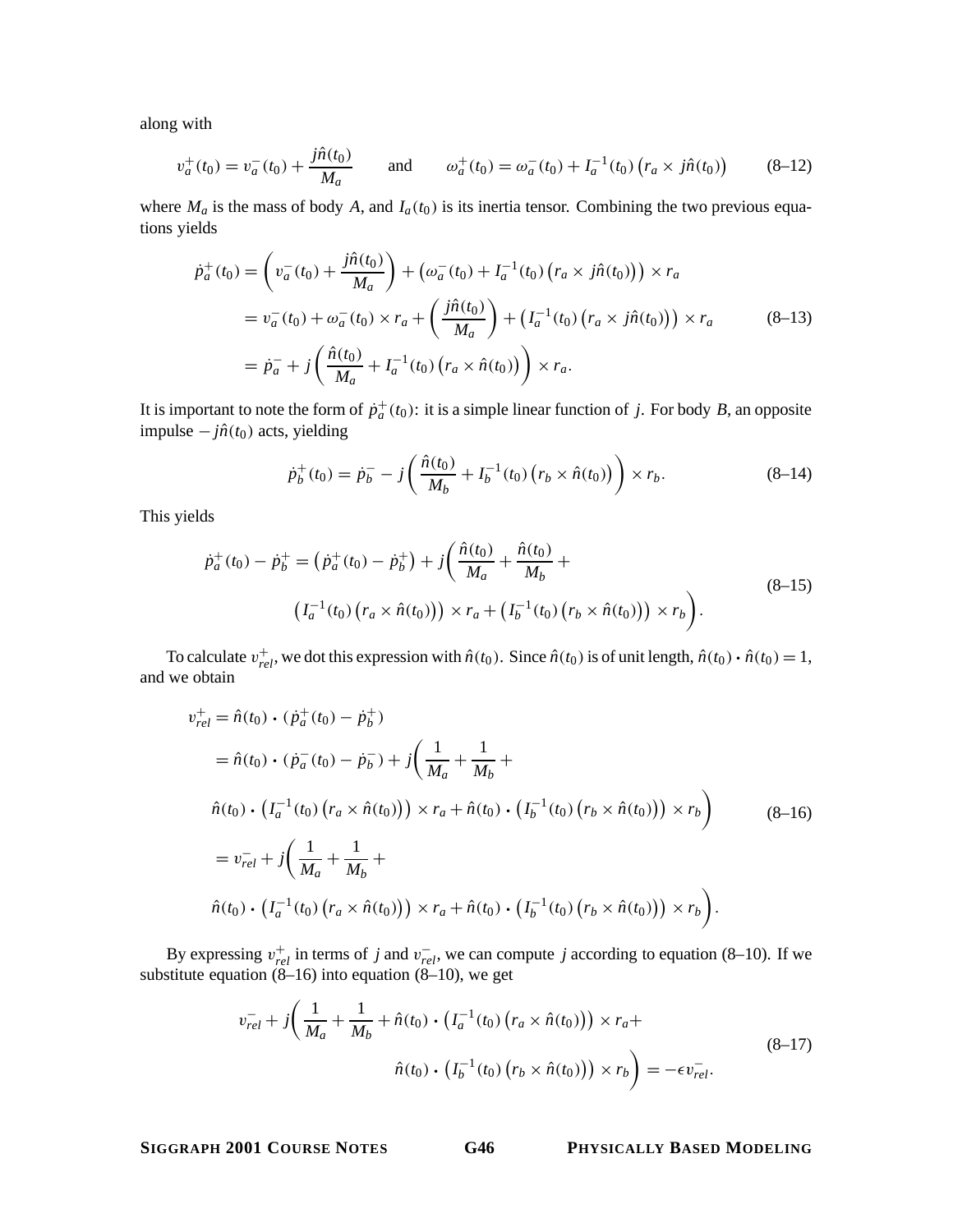along with

$$v_a^+(t_0) = v_a^-(t_0) + \frac{j\hat{n}(t_0)}{M_a} \qquad \text{and} \qquad \omega_a^+(t_0) = \omega_a^-(t_0) + I_a^{-1}(t_0)\left(r_a \times j\hat{n}(t_0)\right) \tag{8–12}$$

where $M_a$ is the mass of body $A$, and $I_a(t_0)$ is its inertia tensor. Combining the two previous equations yields

$$\begin{aligned}
\dot{p}_a^+(t_0) &= \left(v_a^-(t_0) + \frac{j\hat{n}(t_0)}{M_a}\right) + \left(\omega_a^-(t_0) + I_a^{-1}(t_0)\left(r_a \times j\hat{n}(t_0)\right)\right) \times r_a \\
&= v_a^-(t_0) + \omega_a^-(t_0) \times r_a + \left(\frac{j\hat{n}(t_0)}{M_a}\right) + \left(I_a^{-1}(t_0)\left(r_a \times j\hat{n}(t_0)\right)\right) \times r_a \\
&= \dot{p}_a^- + j\left(\frac{\hat{n}(t_0)}{M_a} + I_a^{-1}(t_0)\left(r_a \times \hat{n}(t_0)\right)\right) \times r_a.
\end{aligned} \tag{8–13}$$

It is important to note the form of $\dot{p}_a^+(t_0)$: it is a simple linear function of $j$. For body $B$, an opposite impulse $-j\hat{n}(t_0)$ acts, yielding

$$\dot{p}_b^+(t_0) = \dot{p}_b^- - j\left(\frac{\hat{n}(t_0)}{M_b} + I_b^{-1}(t_0)\left(r_b \times \hat{n}(t_0)\right)\right) \times r_b. \tag{8–14}$$

This yields

$$\begin{aligned}
\dot{p}_a^+(t_0) - \dot{p}_b^+ = \left(\dot{p}_a^+(t_0) - \dot{p}_b^+\right) + j\bigg(&\frac{\hat{n}(t_0)}{M_a} + \frac{\hat{n}(t_0)}{M_b} + \\
&\left(I_a^{-1}(t_0)\left(r_a \times \hat{n}(t_0)\right)\right) \times r_a + \left(I_b^{-1}(t_0)\left(r_b \times \hat{n}(t_0)\right)\right) \times r_b\bigg).
\end{aligned} \tag{8–15}$$

To calculate $v_{rel}^+$, we dot this expression with $\hat{n}(t_0)$. Since $\hat{n}(t_0)$ is of unit length, $\hat{n}(t_0) \cdot \hat{n}(t_0) = 1$, and we obtain

$$\begin{aligned}
v_{rel}^+ &= \hat{n}(t_0) \cdot (\dot{p}_a^+(t_0) - \dot{p}_b^+) \\
&= \hat{n}(t_0) \cdot (\dot{p}_a^-(t_0) - \dot{p}_b^-) + j\bigg(\frac{1}{M_a} + \frac{1}{M_b} + \\
&\quad \hat{n}(t_0) \cdot \left(I_a^{-1}(t_0)\left(r_a \times \hat{n}(t_0)\right)\right) \times r_a + \hat{n}(t_0) \cdot \left(I_b^{-1}(t_0)\left(r_b \times \hat{n}(t_0)\right)\right) \times r_b\bigg) \\
&= v_{rel}^- + j\bigg(\frac{1}{M_a} + \frac{1}{M_b} + \\
&\quad \hat{n}(t_0) \cdot \left(I_a^{-1}(t_0)\left(r_a \times \hat{n}(t_0)\right)\right) \times r_a + \hat{n}(t_0) \cdot \left(I_b^{-1}(t_0)\left(r_b \times \hat{n}(t_0)\right)\right) \times r_b\bigg).
\end{aligned} \tag{8–16}$$

By expressing $v_{rel}^+$ in terms of $j$ and $v_{rel}^-$, we can compute $j$ according to equation (8–10). If we substitute equation (8–16) into equation (8–10), we get

$$\begin{aligned}
v_{rel}^- + j\bigg(\frac{1}{M_a} + \frac{1}{M_b} + \hat{n}(t_0) \cdot \left(I_a^{-1}(t_0)\left(r_a \times \hat{n}(t_0)\right)\right) \times r_a + \\
\hat{n}(t_0) \cdot \left(I_b^{-1}(t_0)\left(r_b \times \hat{n}(t_0)\right)\right) \times r_b\bigg) = -\epsilon v_{rel}^-.
\end{aligned} \tag{8–17}$$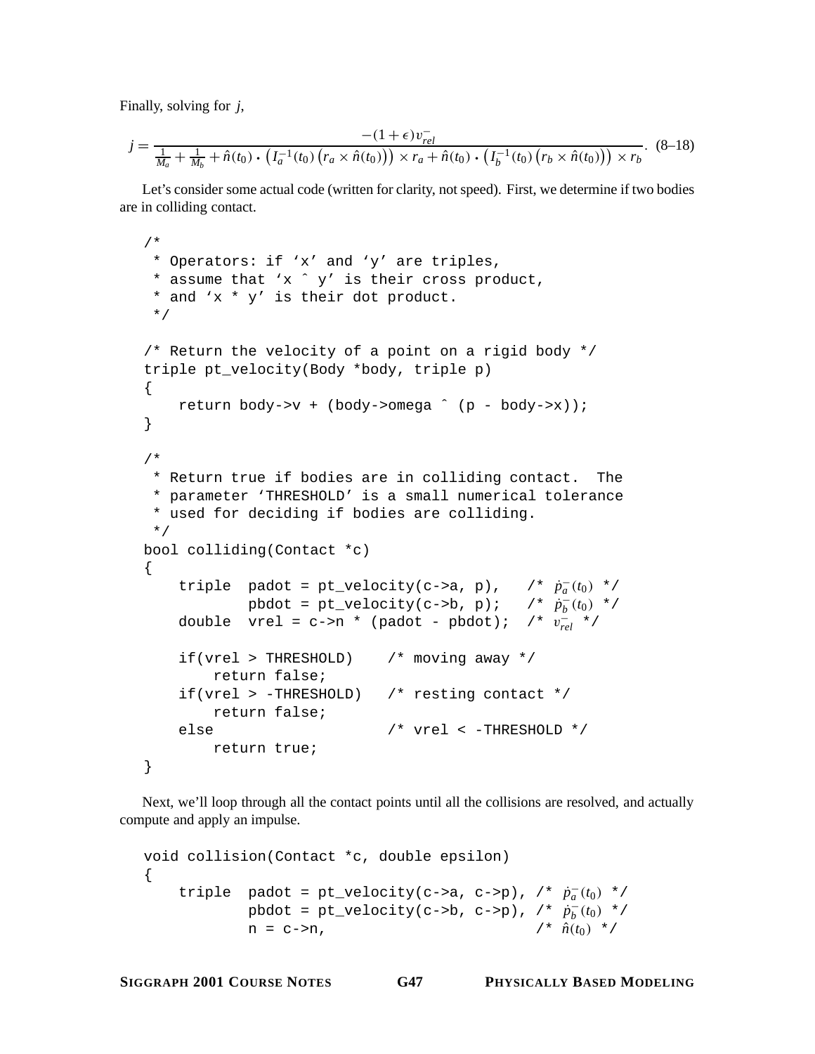Finally, solving for $j$,

$$j = \frac{-(1+\epsilon)v_{rel}^{-}}{\frac{1}{M_a} + \frac{1}{M_b} + \hat{n}(t_0) \cdot \left(I_a^{-1}(t_0)\left(r_a \times \hat{n}(t_0)\right)\right) \times r_a + \hat{n}(t_0) \cdot \left(I_b^{-1}(t_0)\left(r_b \times \hat{n}(t_0)\right)\right) \times r_b}. \quad (8\text{–}18)$$

Let's consider some actual code (written for clarity, not speed). First, we determine if two bodies are in colliding contact.

```
/*
 * Operators: if 'x' and 'y' are triples,
 * assume that 'x ^ y' is their cross product,
 * and 'x * y' is their dot product.
 */

/* Return the velocity of a point on a rigid body */
triple pt_velocity(Body *body, triple p)
{
    return body->v + (body->omega ^ (p - body->x));
}

/*
 * Return true if bodies are in colliding contact.  The
 * parameter 'THRESHOLD' is a small numerical tolerance
 * used for deciding if bodies are colliding.
 */
bool colliding(Contact *c)
{
    triple  padot = pt_velocity(c->a, p),   /* ṗa⁻(t0) */
            pbdot = pt_velocity(c->b, p);   /* ṗb⁻(t0) */
    double  vrel = c->n * (padot - pbdot);  /* vrel⁻ */

    if(vrel > THRESHOLD)    /* moving away */
        return false;
    if(vrel > -THRESHOLD)   /* resting contact */
        return false;
    else                    /* vrel < -THRESHOLD */
        return true;
}
```

Next, we'll loop through all the contact points until all the collisions are resolved, and actually compute and apply an impulse.

```
void collision(Contact *c, double epsilon)
{
    triple  padot = pt_velocity(c->a, c->p), /* ṗa⁻(t0) */
            pbdot = pt_velocity(c->b, c->p), /* ṗb⁻(t0) */
            n = c->n,                        /* n̂(t0) */
```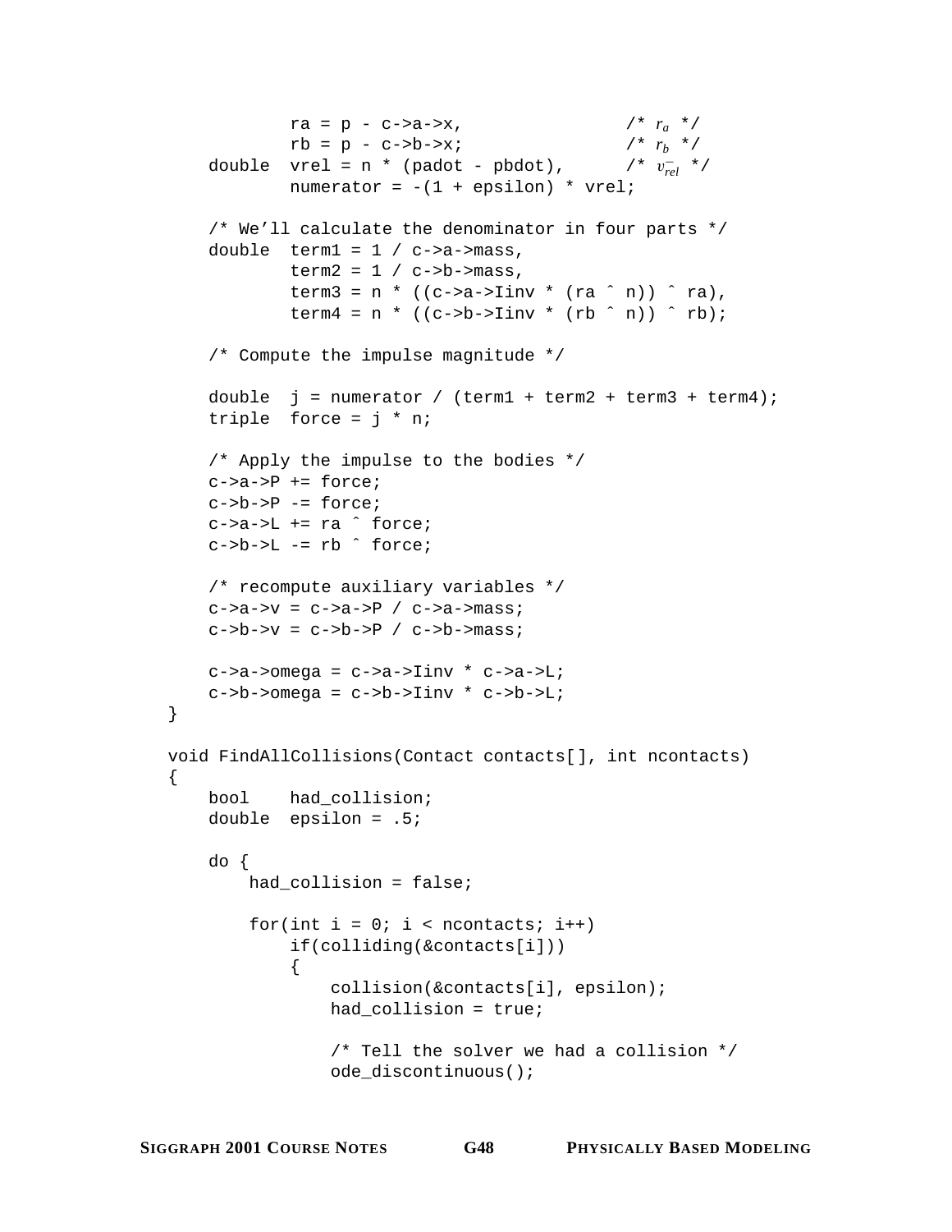```
            ra = p - c->a->x,               /* r_a */
            rb = p - c->b->x;               /* r_b */
    double  vrel = n * (padot - pbdot),     /* v_rel */
            numerator = -(1 + epsilon) * vrel;

    /* We'll calculate the denominator in four parts */
    double  term1 = 1 / c->a->mass,
            term2 = 1 / c->b->mass,
            term3 = n * ((c->a->Iinv * (ra ^ n)) ^ ra),
            term4 = n * ((c->b->Iinv * (rb ^ n)) ^ rb);

    /* Compute the impulse magnitude */

    double  j = numerator / (term1 + term2 + term3 + term4);
    triple  force = j * n;

    /* Apply the impulse to the bodies */
    c->a->P += force;
    c->b->P -= force;
    c->a->L += ra ^ force;
    c->b->L -= rb ^ force;

    /* recompute auxiliary variables */
    c->a->v = c->a->P / c->a->mass;
    c->b->v = c->b->P / c->b->mass;

    c->a->omega = c->a->Iinv * c->a->L;
    c->b->omega = c->b->Iinv * c->b->L;
}

void FindAllCollisions(Contact contacts[], int ncontacts)
{
    bool    had_collision;
    double  epsilon = .5;

    do {
        had_collision = false;

        for(int i = 0; i < ncontacts; i++)
            if(colliding(&contacts[i]))
            {
                collision(&contacts[i], epsilon);
                had_collision = true;

                /* Tell the solver we had a collision */
                ode_discontinuous();
```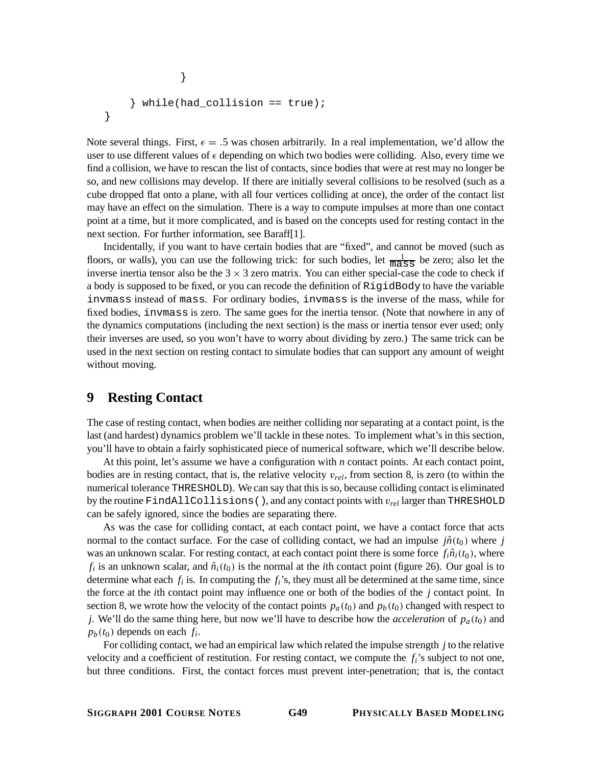```
            }

        } while(had_collision == true);
    }
```

Note several things. First, $\epsilon = .5$ was chosen arbitrarily. In a real implementation, we'd allow the user to use different values of $\epsilon$ depending on which two bodies were colliding. Also, every time we find a collision, we have to rescan the list of contacts, since bodies that were at rest may no longer be so, and new collisions may develop. If there are initially several collisions to be resolved (such as a cube dropped flat onto a plane, with all four vertices colliding at once), the order of the contact list may have an effect on the simulation. There is a way to compute impulses at more than one contact point at a time, but it more complicated, and is based on the concepts used for resting contact in the next section. For further information, see Baraff[1].

Incidentally, if you want to have certain bodies that are "fixed", and cannot be moved (such as floors, or walls), you can use the following trick: for such bodies, let $\frac{1}{\texttt{mass}}$ be zero; also let the inverse inertia tensor also be the $3 \times 3$ zero matrix. You can either special-case the code to check if a body is supposed to be fixed, or you can recode the definition of `RigidBody` to have the variable `invmass` instead of `mass`. For ordinary bodies, `invmass` is the inverse of the mass, while for fixed bodies, `invmass` is zero. The same goes for the inertia tensor. (Note that nowhere in any of the dynamics computations (including the next section) is the mass or inertia tensor ever used; only their inverses are used, so you won't have to worry about dividing by zero.) The same trick can be used in the next section on resting contact to simulate bodies that can support any amount of weight without moving.

## 9 Resting Contact

The case of resting contact, when bodies are neither colliding nor separating at a contact point, is the last (and hardest) dynamics problem we'll tackle in these notes. To implement what's in this section, you'll have to obtain a fairly sophisticated piece of numerical software, which we'll describe below.

At this point, let's assume we have a configuration with $n$ contact points. At each contact point, bodies are in resting contact, that is, the relative velocity $v_{rel}$, from section 8, is zero (to within the numerical tolerance `THRESHOLD`). We can say that this is so, because colliding contact is eliminated by the routine `FindAllCollisions()`, and any contact points with $v_{rel}$ larger than `THRESHOLD` can be safely ignored, since the bodies are separating there.

As was the case for colliding contact, at each contact point, we have a contact force that acts normal to the contact surface. For the case of colliding contact, we had an impulse $j\hat{n}(t_0)$ where $j$ was an unknown scalar. For resting contact, at each contact point there is some force $f_i\hat{n}_i(t_0)$, where $f_i$ is an unknown scalar, and $\hat{n}_i(t_0)$ is the normal at the $i$th contact point (figure 26). Our goal is to determine what each $f_i$ is. In computing the $f_i$'s, they must all be determined at the same time, since the force at the $i$th contact point may influence one or both of the bodies of the $j$ contact point. In section 8, we wrote how the velocity of the contact points $p_a(t_0)$ and $p_b(t_0)$ changed with respect to $j$. We'll do the same thing here, but now we'll have to describe how the *acceleration* of $p_a(t_0)$ and $p_b(t_0)$ depends on each $f_i$.

For colliding contact, we had an empirical law which related the impulse strength $j$ to the relative velocity and a coefficient of restitution. For resting contact, we compute the $f_i$'s subject to not one, but three conditions. First, the contact forces must prevent inter-penetration; that is, the contact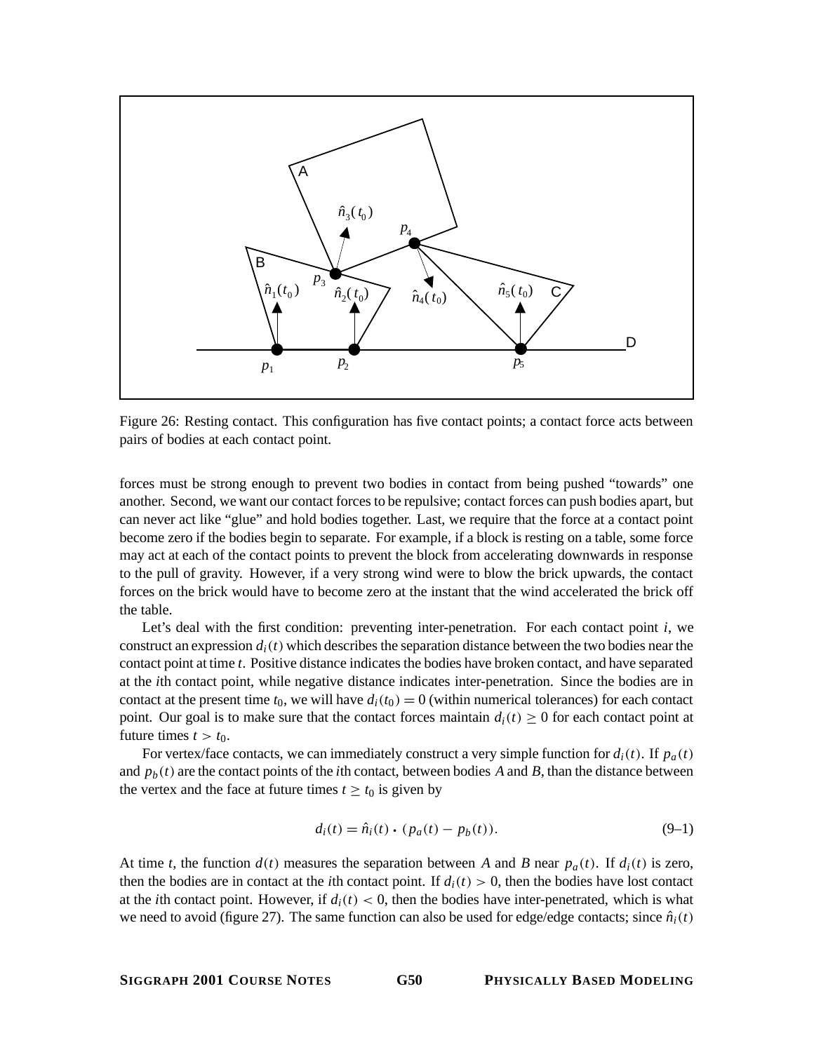Figure 26: Resting contact. This configuration has five contact points; a contact force acts between pairs of bodies at each contact point.

forces must be strong enough to prevent two bodies in contact from being pushed "towards" one another. Second, we want our contact forces to be repulsive; contact forces can push bodies apart, but can never act like "glue" and hold bodies together. Last, we require that the force at a contact point become zero if the bodies begin to separate. For example, if a block is resting on a table, some force may act at each of the contact points to prevent the block from accelerating downwards in response to the pull of gravity. However, if a very strong wind were to blow the brick upwards, the contact forces on the brick would have to become zero at the instant that the wind accelerated the brick off the table.

Let's deal with the first condition: preventing inter-penetration. For each contact point $i$, we construct an expression $d_i(t)$ which describes the separation distance between the two bodies near the contact point at time $t$. Positive distance indicates the bodies have broken contact, and have separated at the $i$th contact point, while negative distance indicates inter-penetration. Since the bodies are in contact at the present time $t_0$, we will have $d_i(t_0) = 0$ (within numerical tolerances) for each contact point. Our goal is to make sure that the contact forces maintain $d_i(t) \geq 0$ for each contact point at future times $t > t_0$.

For vertex/face contacts, we can immediately construct a very simple function for $d_i(t)$. If $p_a(t)$ and $p_b(t)$ are the contact points of the $i$th contact, between bodies $A$ and $B$, than the distance between the vertex and the face at future times $t \geq t_0$ is given by

$$d_i(t) = \hat{n}_i(t) \cdot (p_a(t) - p_b(t)). \tag{9–1}$$

At time $t$, the function $d(t)$ measures the separation between $A$ and $B$ near $p_a(t)$. If $d_i(t)$ is zero, then the bodies are in contact at the $i$th contact point. If $d_i(t) > 0$, then the bodies have lost contact at the $i$th contact point. However, if $d_i(t) < 0$, then the bodies have inter-penetrated, which is what we need to avoid (figure 27). The same function can also be used for edge/edge contacts; since $\hat{n}_i(t)$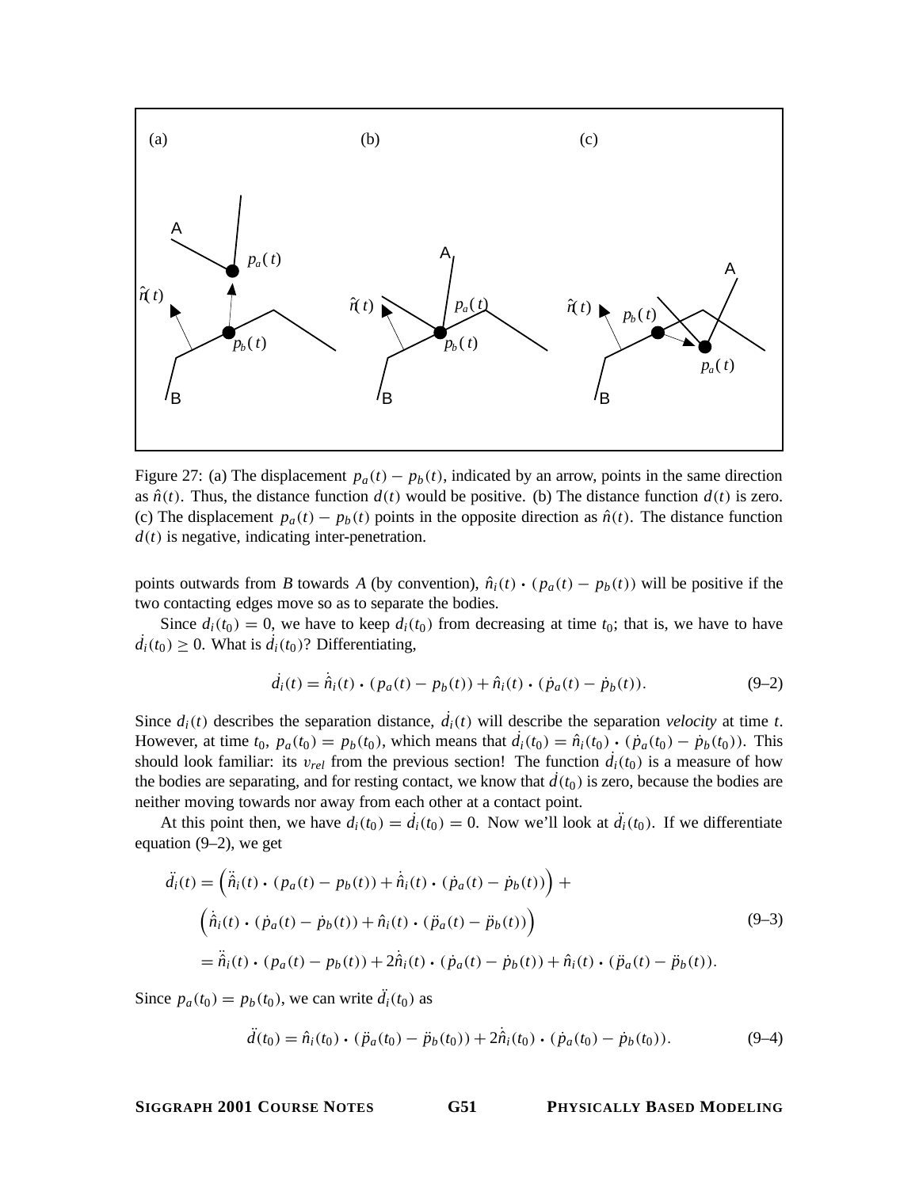Figure 27: (a) The displacement $p_a(t) - p_b(t)$, indicated by an arrow, points in the same direction as $\hat{n}(t)$. Thus, the distance function $d(t)$ would be positive. (b) The distance function $d(t)$ is zero. (c) The displacement $p_a(t) - p_b(t)$ points in the opposite direction as $\hat{n}(t)$. The distance function $d(t)$ is negative, indicating inter-penetration.

points outwards from $B$ towards $A$ (by convention), $\hat{n}_i(t) \cdot (p_a(t) - p_b(t))$ will be positive if the two contacting edges move so as to separate the bodies.

Since $d_i(t_0) = 0$, we have to keep $d_i(t_0)$ from decreasing at time $t_0$; that is, we have to have $\dot{d}_i(t_0) \geq 0$. What is $\dot{d}_i(t_0)$? Differentiating,

$$\dot{d}_i(t) = \dot{\hat{n}}_i(t) \cdot (p_a(t) - p_b(t)) + \hat{n}_i(t) \cdot (\dot{p}_a(t) - \dot{p}_b(t)). \tag{9–2}$$

Since $d_i(t)$ describes the separation distance, $\dot{d}_i(t)$ will describe the separation *velocity* at time $t$. However, at time $t_0$, $p_a(t_0) = p_b(t_0)$, which means that $\dot{d}_i(t_0) = \hat{n}_i(t_0) \cdot (\dot{p}_a(t_0) - \dot{p}_b(t_0))$. This should look familiar: its $v_{rel}$ from the previous section! The function $\dot{d}_i(t_0)$ is a measure of how the bodies are separating, and for resting contact, we know that $\dot{d}(t_0)$ is zero, because the bodies are neither moving towards nor away from each other at a contact point.

At this point then, we have $d_i(t_0) = \dot{d}_i(t_0) = 0$. Now we'll look at $\ddot{d}_i(t_0)$. If we differentiate equation (9–2), we get

$$\begin{aligned}
\ddot{d}_i(t) &= \left(\ddot{\hat{n}}_i(t) \cdot (p_a(t) - p_b(t)) + \dot{\hat{n}}_i(t) \cdot (\dot{p}_a(t) - \dot{p}_b(t))\right) + \\
&\quad \left(\dot{\hat{n}}_i(t) \cdot (\dot{p}_a(t) - \dot{p}_b(t)) + \hat{n}_i(t) \cdot (\ddot{p}_a(t) - \ddot{p}_b(t))\right) \\
&= \ddot{\hat{n}}_i(t) \cdot (p_a(t) - p_b(t)) + 2\dot{\hat{n}}_i(t) \cdot (\dot{p}_a(t) - \dot{p}_b(t)) + \hat{n}_i(t) \cdot (\ddot{p}_a(t) - \ddot{p}_b(t)).
\end{aligned} \tag{9–3}$$

Since $p_a(t_0) = p_b(t_0)$, we can write $\ddot{d}_i(t_0)$ as

$$\ddot{d}(t_0) = \hat{n}_i(t_0) \cdot (\ddot{p}_a(t_0) - \ddot{p}_b(t_0)) + 2\dot{\hat{n}}_i(t_0) \cdot (\dot{p}_a(t_0) - \dot{p}_b(t_0)). \tag{9–4}$$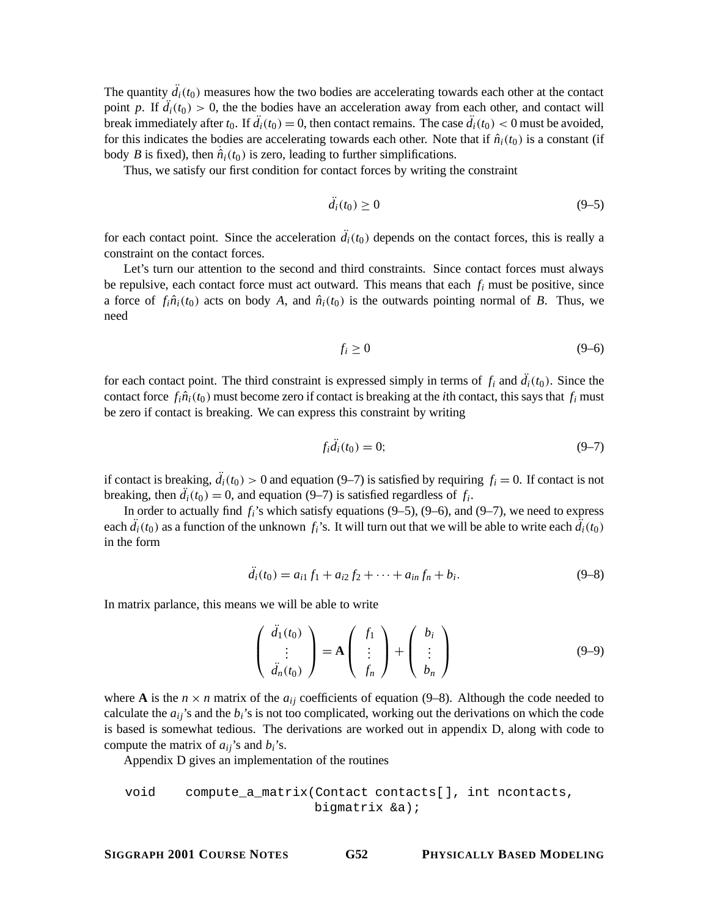The quantity $\ddot{d}_i(t_0)$ measures how the two bodies are accelerating towards each other at the contact point $p$. If $\ddot{d}_i(t_0) > 0$, the the bodies have an acceleration away from each other, and contact will break immediately after $t_0$. If $\ddot{d}_i(t_0) = 0$, then contact remains. The case $\ddot{d}_i(t_0) < 0$ must be avoided, for this indicates the bodies are accelerating towards each other. Note that if $\hat{n}_i(t_0)$ is a constant (if body $B$ is fixed), then $\dot{\hat{n}}_i(t_0)$ is zero, leading to further simplifications.

Thus, we satisfy our first condition for contact forces by writing the constraint

$$\ddot{d}_i(t_0) \geq 0 \tag{9–5}$$

for each contact point. Since the acceleration $\ddot{d}_i(t_0)$ depends on the contact forces, this is really a constraint on the contact forces.

Let's turn our attention to the second and third constraints. Since contact forces must always be repulsive, each contact force must act outward. This means that each $f_i$ must be positive, since a force of $f_i\hat{n}_i(t_0)$ acts on body $A$, and $\hat{n}_i(t_0)$ is the outwards pointing normal of $B$. Thus, we need

$$f_i \geq 0 \tag{9–6}$$

for each contact point. The third constraint is expressed simply in terms of $f_i$ and $\ddot{d}_i(t_0)$. Since the contact force $f_i\hat{n}_i(t_0)$ must become zero if contact is breaking at the $i$th contact, this says that $f_i$ must be zero if contact is breaking. We can express this constraint by writing

$$f_i\ddot{d}_i(t_0) = 0; \tag{9–7}$$

if contact is breaking, $\ddot{d}_i(t_0) > 0$ and equation (9–7) is satisfied by requiring $f_i = 0$. If contact is not breaking, then $\ddot{d}_i(t_0) = 0$, and equation (9–7) is satisfied regardless of $f_i$.

In order to actually find $f_i$'s which satisfy equations (9–5), (9–6), and (9–7), we need to express each $\ddot{d}_i(t_0)$ as a function of the unknown $f_i$'s. It will turn out that we will be able to write each $\ddot{d}_i(t_0)$ in the form

$$\ddot{d}_i(t_0) = a_{i1} f_1 + a_{i2} f_2 + \cdots + a_{in} f_n + b_i. \tag{9–8}$$

In matrix parlance, this means we will be able to write

$$\begin{pmatrix} \ddot{d}_1(t_0) \\ \vdots \\ \ddot{d}_n(t_0) \end{pmatrix} = \mathbf{A} \begin{pmatrix} f_1 \\ \vdots \\ f_n \end{pmatrix} + \begin{pmatrix} b_i \\ \vdots \\ b_n \end{pmatrix} \tag{9–9}$$

where $\mathbf{A}$ is the $n \times n$ matrix of the $a_{ij}$ coefficients of equation (9–8). Although the code needed to calculate the $a_{ij}$'s and the $b_i$'s is not too complicated, working out the derivations on which the code is based is somewhat tedious. The derivations are worked out in appendix D, along with code to compute the matrix of $a_{ij}$'s and $b_i$'s.

Appendix D gives an implementation of the routines

```
void    compute_a_matrix(Contact contacts[], int ncontacts,
                         bigmatrix &a);
```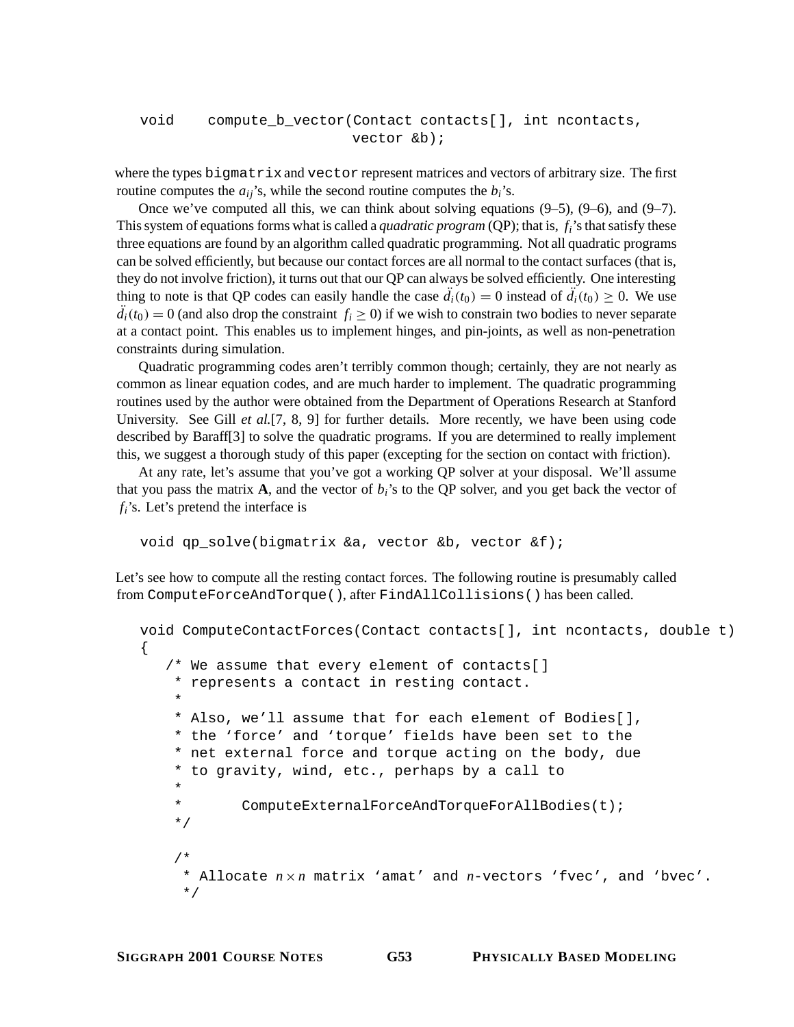```
void    compute_b_vector(Contact contacts[], int ncontacts,
                         vector &b);
```

where the types `bigmatrix` and `vector` represent matrices and vectors of arbitrary size. The first routine computes the $a_{ij}$'s, while the second routine computes the $b_i$'s.

Once we've computed all this, we can think about solving equations (9–5), (9–6), and (9–7). This system of equations forms what is called a *quadratic program* (QP); that is, $f_i$'s that satisfy these three equations are found by an algorithm called quadratic programming. Not all quadratic programs can be solved efficiently, but because our contact forces are all normal to the contact surfaces (that is, they do not involve friction), it turns out that our QP can always be solved efficiently. One interesting thing to note is that QP codes can easily handle the case $\ddot{d}_i(t_0) = 0$ instead of $\ddot{d}_i(t_0) \geq 0$. We use $\ddot{d}_i(t_0) = 0$ (and also drop the constraint $f_i \geq 0$) if we wish to constrain two bodies to never separate at a contact point. This enables us to implement hinges, and pin-joints, as well as non-penetration constraints during simulation.

Quadratic programming codes aren't terribly common though; certainly, they are not nearly as common as linear equation codes, and are much harder to implement. The quadratic programming routines used by the author were obtained from the Department of Operations Research at Stanford University. See Gill *et al.*[7, 8, 9] for further details. More recently, we have been using code described by Baraff[3] to solve the quadratic programs. If you are determined to really implement this, we suggest a thorough study of this paper (excepting for the section on contact with friction).

At any rate, let's assume that you've got a working QP solver at your disposal. We'll assume that you pass the matrix **A**, and the vector of $b_i$'s to the QP solver, and you get back the vector of $f_i$'s. Let's pretend the interface is

```
void qp_solve(bigmatrix &a, vector &b, vector &f);
```

Let's see how to compute all the resting contact forces. The following routine is presumably called from `ComputeForceAndTorque()`, after `FindAllCollisions()` has been called.

```
void ComputeContactForces(Contact contacts[], int ncontacts, double t)
{
   /* We assume that every element of contacts[]
    * represents a contact in resting contact.
    *
    * Also, we'll assume that for each element of Bodies[],
    * the 'force' and 'torque' fields have been set to the
    * net external force and torque acting on the body, due
    * to gravity, wind, etc., perhaps by a call to
    *
    *       ComputeExternalForceAndTorqueForAllBodies(t);
    */

    /*
     * Allocate n × n matrix 'amat' and n-vectors 'fvec', and 'bvec'.
     */
```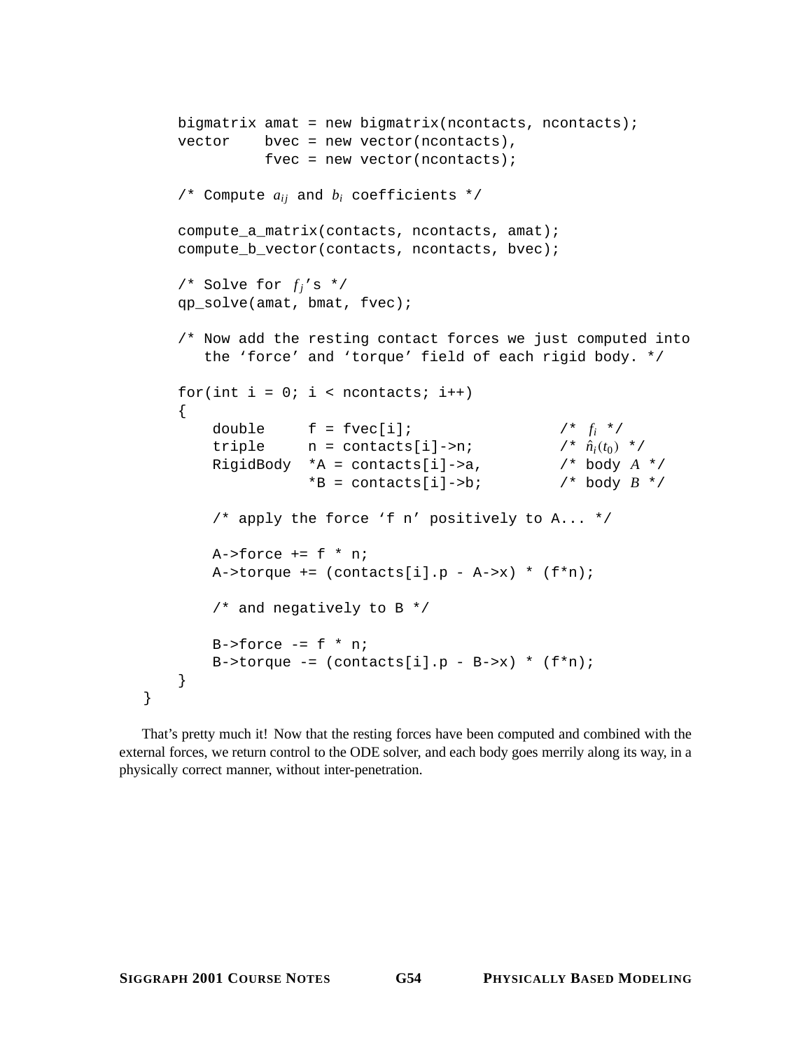```
    bigmatrix amat = new bigmatrix(ncontacts, ncontacts);
    vector    bvec = new vector(ncontacts),
              fvec = new vector(ncontacts);

    /* Compute a_ij and b_i coefficients */

    compute_a_matrix(contacts, ncontacts, amat);
    compute_b_vector(contacts, ncontacts, bvec);

    /* Solve for f_j's */
    qp_solve(amat, bmat, fvec);

    /* Now add the resting contact forces we just computed into
       the 'force' and 'torque' field of each rigid body. */

    for(int i = 0; i < ncontacts; i++)
    {
        double     f = fvec[i];                /* f_i */
        triple     n = contacts[i]->n;         /* n̂_i(t_0) */
        RigidBody  *A = contacts[i]->a,        /* body A */
                   *B = contacts[i]->b;        /* body B */

        /* apply the force 'f n' positively to A... */

        A->force += f * n;
        A->torque += (contacts[i].p - A->x) * (f*n);

        /* and negatively to B */

        B->force -= f * n;
        B->torque -= (contacts[i].p - B->x) * (f*n);
    }
}
```

That's pretty much it! Now that the resting forces have been computed and combined with the external forces, we return control to the ODE solver, and each body goes merrily along its way, in a physically correct manner, without inter-penetration.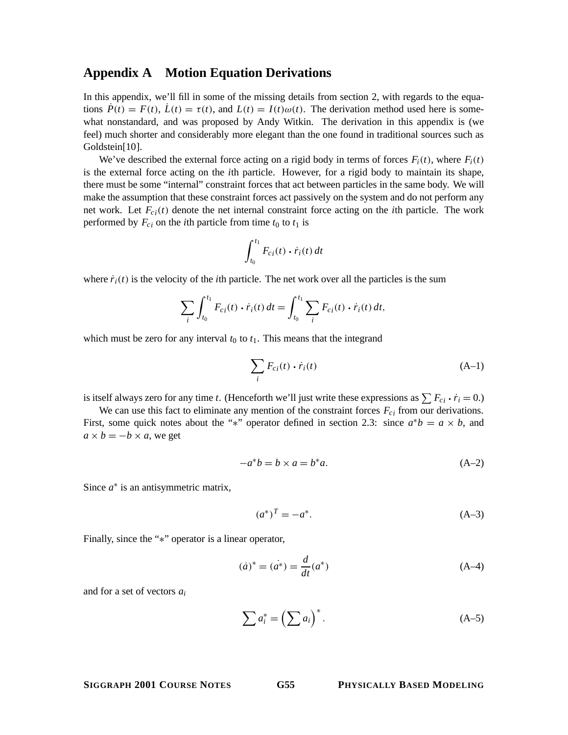# Appendix A    Motion Equation Derivations

In this appendix, we'll fill in some of the missing details from section 2, with regards to the equations $\dot{P}(t) = F(t)$, $\dot{L}(t) = \tau(t)$, and $L(t) = I(t)\omega(t)$. The derivation method used here is somewhat nonstandard, and was proposed by Andy Witkin. The derivation in this appendix is (we feel) much shorter and considerably more elegant than the one found in traditional sources such as Goldstein[10].

We've described the external force acting on a rigid body in terms of forces $F_i(t)$, where $F_i(t)$ is the external force acting on the $i$th particle. However, for a rigid body to maintain its shape, there must be some "internal" constraint forces that act between particles in the same body. We will make the assumption that these constraint forces act passively on the system and do not perform any net work. Let $F_{ci}(t)$ denote the net internal constraint force acting on the $i$th particle. The work performed by $F_{ci}$ on the $i$th particle from time $t_0$ to $t_1$ is

$$\int_{t_0}^{t_1} F_{ci}(t) \cdot \dot{r}_i(t)\, dt$$

where $\dot{r}_i(t)$ is the velocity of the $i$th particle. The net work over all the particles is the sum

$$\sum_i \int_{t_0}^{t_1} F_{ci}(t) \cdot \dot{r}_i(t)\, dt = \int_{t_0}^{t_1} \sum_i F_{ci}(t) \cdot \dot{r}_i(t)\, dt,$$

which must be zero for any interval $t_0$ to $t_1$. This means that the integrand

$$\sum_i F_{ci}(t) \cdot \dot{r}_i(t) \tag{A–1}$$

is itself always zero for any time $t$. (Henceforth we'll just write these expressions as $\sum F_{ci} \cdot \dot{r}_i = 0$.)

We can use this fact to eliminate any mention of the constraint forces $F_{ci}$ from our derivations. First, some quick notes about the "$*$" operator defined in section 2.3: since $a^* b = a \times b$, and $a \times b = -b \times a$, we get

$$-a^* b = b \times a = b^* a. \tag{A–2}$$

Since $a^*$ is an antisymmetric matrix,

$$(a^*)^T = -a^*. \tag{A–3}$$

Finally, since the "$*$" operator is a linear operator,

$$(\dot{a})^* = \dot{(a^*)} = \frac{d}{dt}(a^*) \tag{A–4}$$

and for a set of vectors $a_i$

$$\sum a_i^* = \left(\sum a_i\right)^*. \tag{A–5}$$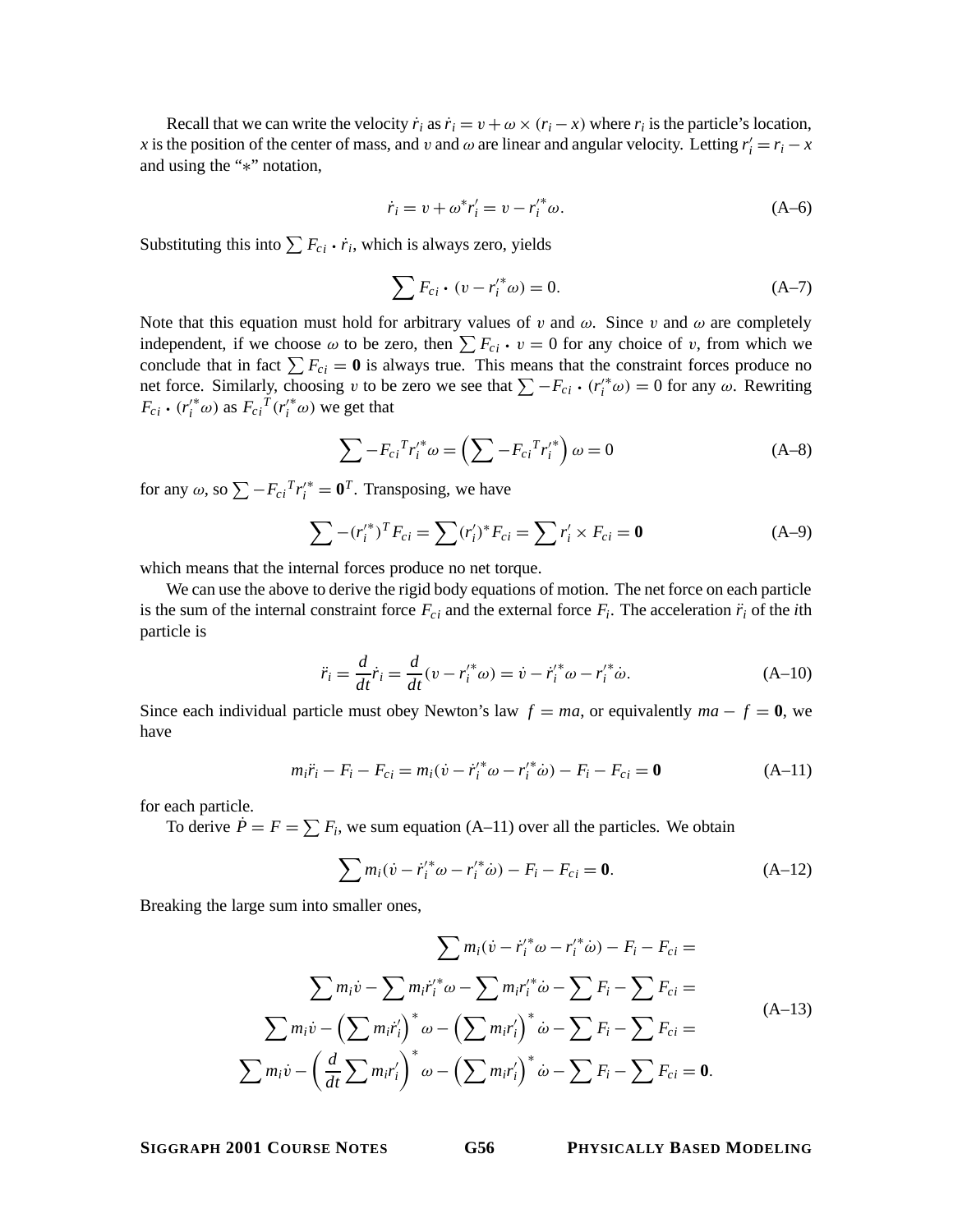Recall that we can write the velocity $\dot{r}_i$ as $\dot{r}_i = v + \omega \times (r_i - x)$ where $r_i$ is the particle's location, $x$ is the position of the center of mass, and $v$ and $\omega$ are linear and angular velocity. Letting $r_i' = r_i - x$ and using the "$*$" notation,

$$\dot{r}_i = v + \omega^* r_i' = v - r_i'^* \omega. \tag{A–6}$$

Substituting this into $\sum F_{ci} \cdot \dot{r}_i$, which is always zero, yields

$$\sum F_{ci} \cdot (v - r_i'^* \omega) = 0. \tag{A–7}$$

Note that this equation must hold for arbitrary values of $v$ and $\omega$. Since $v$ and $\omega$ are completely independent, if we choose $\omega$ to be zero, then $\sum F_{ci} \cdot v = 0$ for any choice of $v$, from which we conclude that in fact $\sum F_{ci} = \mathbf{0}$ is always true. This means that the constraint forces produce no net force. Similarly, choosing $v$ to be zero we see that $\sum -F_{ci} \cdot (r_i'^* \omega) = 0$ for any $\omega$. Rewriting $F_{ci} \cdot (r_i'^* \omega)$ as $F_{ci}{}^T (r_i'^* \omega)$ we get that

$$\sum -F_{ci}{}^T r_i'^* \omega = \left( \sum -F_{ci}{}^T r_i'^* \right) \omega = 0 \tag{A–8}$$

for any $\omega$, so $\sum -F_{ci}{}^T r_i'^* = \mathbf{0}^T$. Transposing, we have

$$\sum -(r_i'^*)^T F_{ci} = \sum (r_i')^* F_{ci} = \sum r_i' \times F_{ci} = \mathbf{0} \tag{A–9}$$

which means that the internal forces produce no net torque.

We can use the above to derive the rigid body equations of motion. The net force on each particle is the sum of the internal constraint force $F_{ci}$ and the external force $F_i$. The acceleration $\ddot{r}_i$ of the $i$th particle is

$$\ddot{r}_i = \frac{d}{dt} \dot{r}_i = \frac{d}{dt} (v - r_i'^* \omega) = \dot{v} - \dot{r}_i'^* \omega - r_i'^* \dot{\omega}. \tag{A–10}$$

Since each individual particle must obey Newton's law $f = ma$, or equivalently $ma - f = \mathbf{0}$, we have

$$m_i \ddot{r}_i - F_i - F_{ci} = m_i (\dot{v} - \dot{r}_i'^* \omega - r_i'^* \dot{\omega}) - F_i - F_{ci} = \mathbf{0} \tag{A–11}$$

for each particle.

To derive $\dot{P} = F = \sum F_i$, we sum equation (A–11) over all the particles. We obtain

$$\sum m_i (\dot{v} - \dot{r}_i'^* \omega - r_i'^* \dot{\omega}) - F_i - F_{ci} = \mathbf{0}. \tag{A–12}$$

Breaking the large sum into smaller ones,

$$
\begin{aligned}
\sum m_i (\dot{v} - \dot{r}_i'^* \omega - r_i'^* \dot{\omega}) - F_i - F_{ci} &= \\
\sum m_i \dot{v} - \sum m_i \dot{r}_i'^* \omega - \sum m_i r_i'^* \dot{\omega} - \sum F_i - \sum F_{ci} &= \\
\sum m_i \dot{v} - \left( \sum m_i \dot{r}_i' \right)^* \omega - \left( \sum m_i r_i' \right)^* \dot{\omega} - \sum F_i - \sum F_{ci} &= \\
\sum m_i \dot{v} - \left( \frac{d}{dt} \sum m_i r_i' \right)^* \omega - \left( \sum m_i r_i' \right)^* \dot{\omega} - \sum F_i - \sum F_{ci} &= \mathbf{0}.
\end{aligned}
\tag{A–13}
$$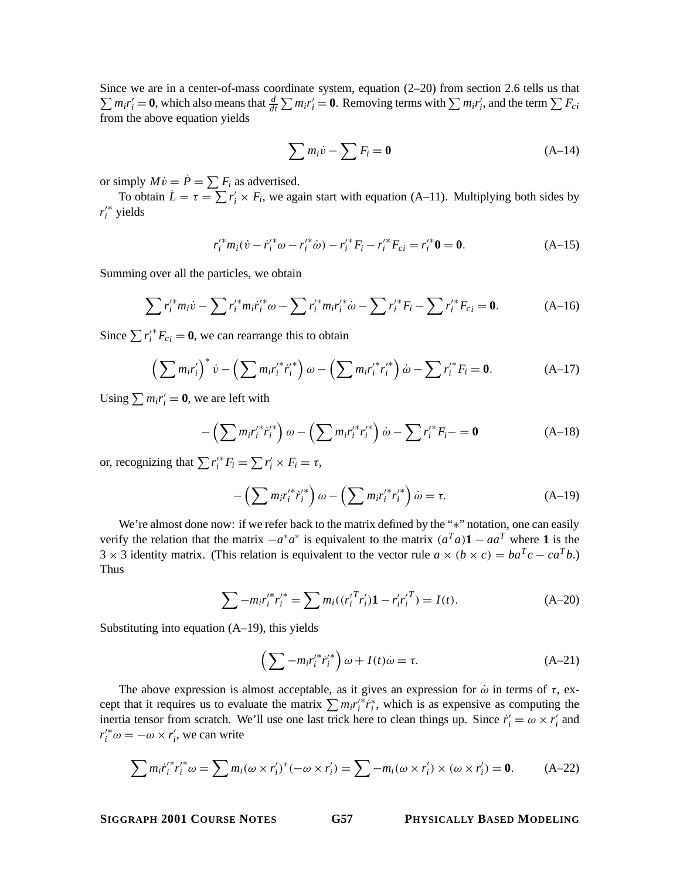Since we are in a center-of-mass coordinate system, equation (2–20) from section 2.6 tells us that $\sum m_i r'_i = \mathbf{0}$, which also means that $\frac{d}{dt}\sum m_i r'_i = \mathbf{0}$. Removing terms with $\sum m_i r'_i$, and the term $\sum F_{ci}$ from the above equation yields

$$\sum m_i \dot{v} - \sum F_i = \mathbf{0} \tag{A–14}$$

or simply $M\dot{v} = \dot{P} = \sum F_i$ as advertised.

To obtain $\dot{L} = \tau = \sum r'_i \times F_i$, we again start with equation (A–11). Multiplying both sides by $r_i'^*$ yields

$$r_i'^* m_i(\dot{v} - \dot{r}_i'^* \omega - r_i'^* \dot{\omega}) - r_i'^* F_i - r_i'^* F_{ci} = r_i'^* \mathbf{0} = \mathbf{0}. \tag{A–15}$$

Summing over all the particles, we obtain

$$\sum r_i'^* m_i \dot{v} - \sum r_i'^* m_i \dot{r}_i'^* \omega - \sum r_i'^* m_i r_i'^* \dot{\omega} - \sum r_i'^* F_i - \sum r_i'^* F_{ci} = \mathbf{0}. \tag{A–16}$$

Since $\sum r_i'^* F_{ci} = \mathbf{0}$, we can rearrange this to obtain

$$\left(\sum m_i r'_i\right)^* \dot{v} - \left(\sum m_i r_i'^* \dot{r}_i'^*\right)\omega - \left(\sum m_i r_i'^* r_i'^*\right)\dot{\omega} - \sum r_i'^* F_i = \mathbf{0}. \tag{A–17}$$

Using $\sum m_i r'_i = \mathbf{0}$, we are left with

$$-\left(\sum m_i r_i'^* \dot{r}_i'^*\right)\omega - \left(\sum m_i r_i'^* r_i'^*\right)\dot{\omega} - \sum r_i'^* F_i - = \mathbf{0} \tag{A–18}$$

or, recognizing that $\sum r_i'^* F_i = \sum r'_i \times F_i = \tau$,

$$-\left(\sum m_i r_i'^* \dot{r}_i'^*\right)\omega - \left(\sum m_i r_i'^* r_i'^*\right)\dot{\omega} = \tau. \tag{A–19}$$

We're almost done now: if we refer back to the matrix defined by the "$*$" notation, one can easily verify the relation that the matrix $-a^* a^*$ is equivalent to the matrix $(a^T a)\mathbf{1} - aa^T$ where $\mathbf{1}$ is the $3 \times 3$ identity matrix. (This relation is equivalent to the vector rule $a \times (b \times c) = ba^T c - ca^T b$.) Thus

$$\sum -m_i r_i'^* r_i'^* = \sum m_i((r_i'^T r'_i)\mathbf{1} - r'_i r_i'^T) = I(t). \tag{A–20}$$

Substituting into equation (A–19), this yields

$$\left(\sum -m_i r_i'^* \dot{r}_i'^*\right)\omega + I(t)\dot{\omega} = \tau. \tag{A–21}$$

The above expression is almost acceptable, as it gives an expression for $\dot{\omega}$ in terms of $\tau$, except that it requires us to evaluate the matrix $\sum m_i r_i'^* \dot{r}_i^*$, which is as expensive as computing the inertia tensor from scratch. We'll use one last trick here to clean things up. Since $\dot{r}'_i = \omega \times r'_i$ and $r_i'^* \omega = -\omega \times r'_i$, we can write

$$\sum m_i \dot{r}_i'^* r_i'^* \omega = \sum m_i(\omega \times r'_i)^*(-\omega \times r'_i) = \sum -m_i(\omega \times r'_i) \times (\omega \times r'_i) = \mathbf{0}. \tag{A–22}$$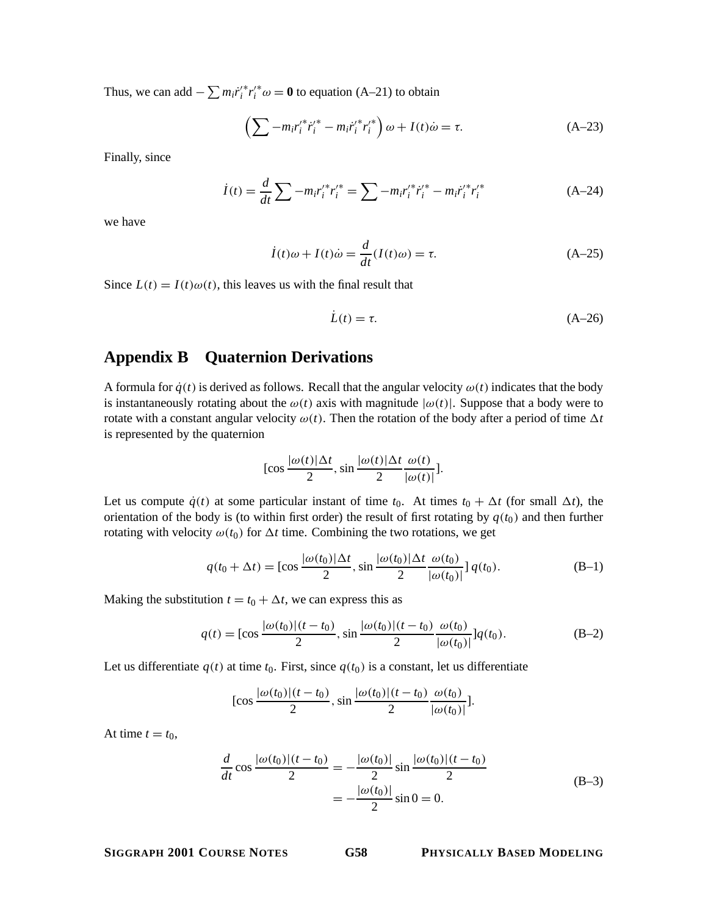Thus, we can add $-\sum m_i \dot{r}_i'^* r_i'^* \omega = \mathbf{0}$ to equation (A–21) to obtain

$$\left(\sum -m_i r_i'^* \dot{r}_i'^* - m_i \dot{r}_i'^* r_i'^*\right) \omega + I(t)\dot{\omega} = \tau. \tag{A–23}$$

Finally, since

$$\dot{I}(t) = \frac{d}{dt} \sum -m_i r_i'^* r_i'^* = \sum -m_i r_i'^* \dot{r}_i'^* - m_i \dot{r}_i'^* r_i'^* \tag{A–24}$$

we have

$$\dot{I}(t)\omega + I(t)\dot{\omega} = \frac{d}{dt}(I(t)\omega) = \tau. \tag{A–25}$$

Since $L(t) = I(t)\omega(t)$, this leaves us with the final result that

$$\dot{L}(t) = \tau. \tag{A–26}$$

# Appendix B Quaternion Derivations

A formula for $\dot{q}(t)$ is derived as follows. Recall that the angular velocity $\omega(t)$ indicates that the body is instantaneously rotating about the $\omega(t)$ axis with magnitude $|\omega(t)|$. Suppose that a body were to rotate with a constant angular velocity $\omega(t)$. Then the rotation of the body after a period of time $\Delta t$ is represented by the quaternion

$$[\cos \frac{|\omega(t)|\Delta t}{2}, \sin \frac{|\omega(t)|\Delta t}{2} \frac{\omega(t)}{|\omega(t)|}].$$

Let us compute $\dot{q}(t)$ at some particular instant of time $t_0$. At times $t_0 + \Delta t$ (for small $\Delta t$), the orientation of the body is (to within first order) the result of first rotating by $q(t_0)$ and then further rotating with velocity $\omega(t_0)$ for $\Delta t$ time. Combining the two rotations, we get

$$q(t_0 + \Delta t) = [\cos \frac{|\omega(t_0)|\Delta t}{2}, \sin \frac{|\omega(t_0)|\Delta t}{2} \frac{\omega(t_0)}{|\omega(t_0)|}]\, q(t_0). \tag{B–1}$$

Making the substitution $t = t_0 + \Delta t$, we can express this as

$$q(t) = [\cos \frac{|\omega(t_0)|(t - t_0)}{2}, \sin \frac{|\omega(t_0)|(t - t_0)}{2} \frac{\omega(t_0)}{|\omega(t_0)|}] q(t_0). \tag{B–2}$$

Let us differentiate $q(t)$ at time $t_0$. First, since $q(t_0)$ is a constant, let us differentiate

$$[\cos \frac{|\omega(t_0)|(t - t_0)}{2}, \sin \frac{|\omega(t_0)|(t - t_0)}{2} \frac{\omega(t_0)}{|\omega(t_0)|}].$$

At time $t = t_0$,

$$\begin{aligned} \frac{d}{dt} \cos \frac{|\omega(t_0)|(t - t_0)}{2} &= -\frac{|\omega(t_0)|}{2} \sin \frac{|\omega(t_0)|(t - t_0)}{2} \\ &= -\frac{|\omega(t_0)|}{2} \sin 0 = 0. \end{aligned} \tag{B–3}$$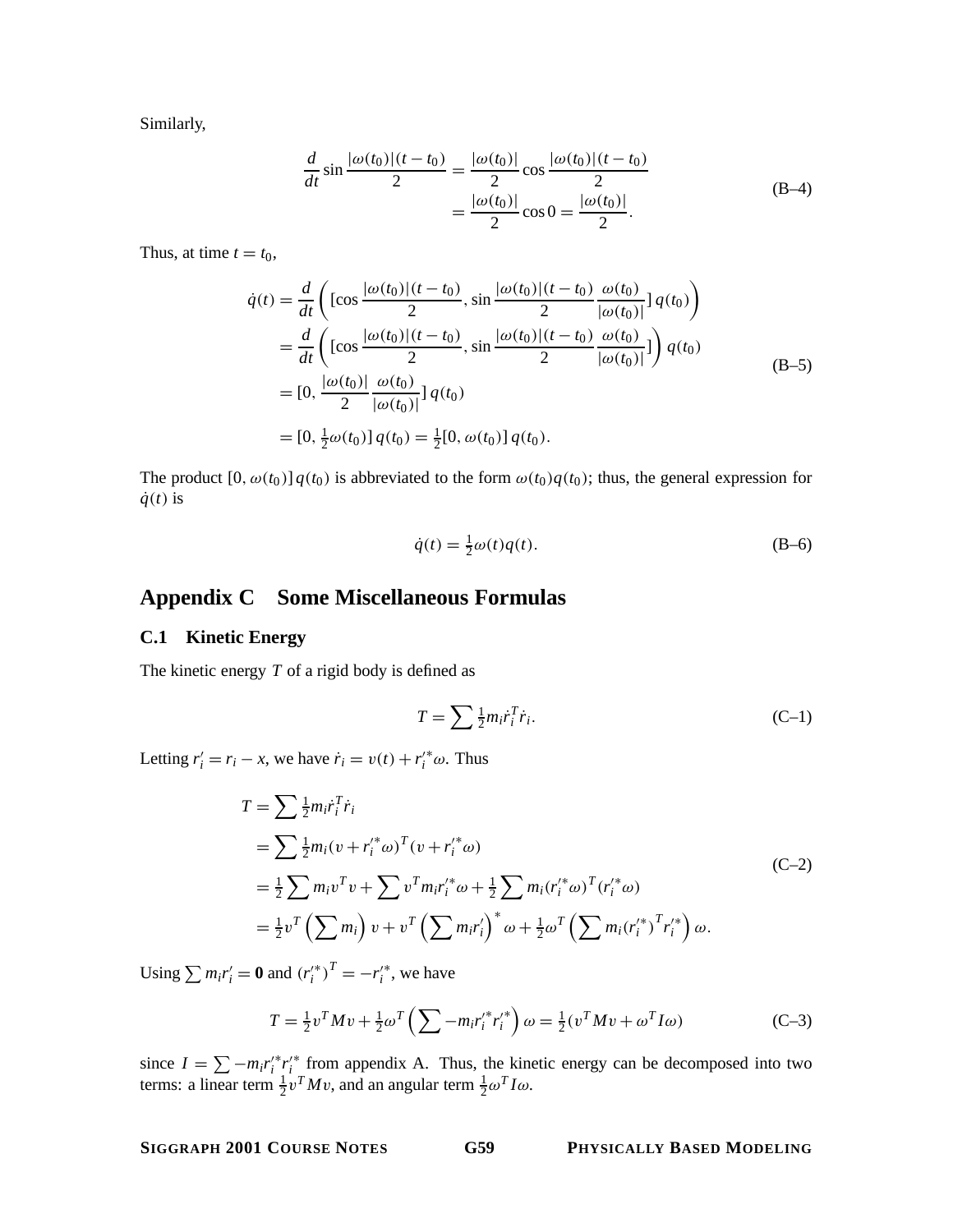Similarly,

$$
\begin{aligned}
\frac{d}{dt}\sin\frac{|\omega(t_0)|(t-t_0)}{2} &= \frac{|\omega(t_0)|}{2}\cos\frac{|\omega(t_0)|(t-t_0)}{2} \\
&= \frac{|\omega(t_0)|}{2}\cos 0 = \frac{|\omega(t_0)|}{2}.
\end{aligned}
\tag{B–4}
$$

Thus, at time $t = t_0$,

$$
\begin{aligned}
\dot{q}(t) &= \frac{d}{dt}\left([\cos\frac{|\omega(t_0)|(t-t_0)}{2}, \sin\frac{|\omega(t_0)|(t-t_0)}{2}\frac{\omega(t_0)}{|\omega(t_0)|}]\, q(t_0)\right) \\
&= \frac{d}{dt}\left([\cos\frac{|\omega(t_0)|(t-t_0)}{2}, \sin\frac{|\omega(t_0)|(t-t_0)}{2}\frac{\omega(t_0)}{|\omega(t_0)|}]\right) q(t_0) \\
&= [0, \frac{|\omega(t_0)|}{2}\frac{\omega(t_0)}{|\omega(t_0)|}]\, q(t_0) \\
&= [0, \tfrac{1}{2}\omega(t_0)]\, q(t_0) = \tfrac{1}{2}[0, \omega(t_0)]\, q(t_0).
\end{aligned}
\tag{B–5}
$$

The product $[0, \omega(t_0)]\, q(t_0)$ is abbreviated to the form $\omega(t_0)q(t_0)$; thus, the general expression for $\dot{q}(t)$ is

$$
\dot{q}(t) = \tfrac{1}{2}\omega(t)q(t). \tag{B–6}
$$

# Appendix C Some Miscellaneous Formulas

## C.1 Kinetic Energy

The kinetic energy $T$ of a rigid body is defined as

$$
T = \sum \tfrac{1}{2} m_i \dot{r}_i^T \dot{r}_i. \tag{C–1}
$$

Letting $r_i' = r_i - x$, we have $\dot{r}_i = v(t) + r_i'^* \omega$. Thus

$$
\begin{aligned}
T &= \sum \tfrac{1}{2} m_i \dot{r}_i^T \dot{r}_i \\
&= \sum \tfrac{1}{2} m_i (v + r_i'^* \omega)^T (v + r_i'^* \omega) \\
&= \tfrac{1}{2} \sum m_i v^T v + \sum v^T m_i r_i'^* \omega + \tfrac{1}{2} \sum m_i (r_i'^* \omega)^T (r_i'^* \omega) \\
&= \tfrac{1}{2} v^T \left(\sum m_i\right) v + v^T \left(\sum m_i r_i'\right)^* \omega + \tfrac{1}{2} \omega^T \left(\sum m_i (r_i'^*)^T r_i'^*\right) \omega.
\end{aligned}
\tag{C–2}
$$

Using $\sum m_i r_i' = \mathbf{0}$ and $(r_i'^*)^T = -r_i'^*$, we have

$$
T = \tfrac{1}{2} v^T M v + \tfrac{1}{2} \omega^T \left(\sum -m_i r_i'^* r_i'^*\right) \omega = \tfrac{1}{2}(v^T M v + \omega^T I \omega) \tag{C–3}
$$

since $I = \sum -m_i r_i'^* r_i'^*$ from appendix A. Thus, the kinetic energy can be decomposed into two terms: a linear term $\frac{1}{2} v^T M v$, and an angular term $\frac{1}{2} \omega^T I \omega$.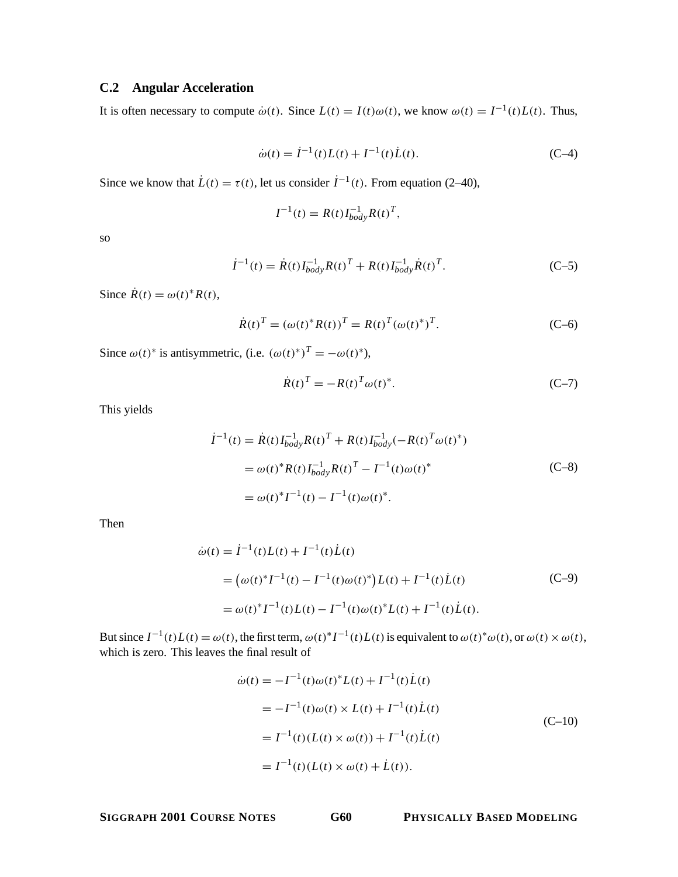## C.2 Angular Acceleration

It is often necessary to compute $\dot{\omega}(t)$. Since $L(t) = I(t)\omega(t)$, we know $\omega(t) = I^{-1}(t)L(t)$. Thus,

$$\dot{\omega}(t) = \dot{I}^{-1}(t)L(t) + I^{-1}(t)\dot{L}(t). \tag{C–4}$$

Since we know that $\dot{L}(t) = \tau(t)$, let us consider $\dot{I}^{-1}(t)$. From equation (2–40),

$$I^{-1}(t) = R(t)I_{body}^{-1}R(t)^T,$$

so

$$\dot{I}^{-1}(t) = \dot{R}(t)I_{body}^{-1}R(t)^T + R(t)I_{body}^{-1}\dot{R}(t)^T. \tag{C–5}$$

Since $\dot{R}(t) = \omega(t)^* R(t)$,

$$\dot{R}(t)^T = (\omega(t)^* R(t))^T = R(t)^T(\omega(t)^*)^T. \tag{C–6}$$

Since $\omega(t)^*$ is antisymmetric, (i.e. $(\omega(t)^*)^T = -\omega(t)^*$),

$$\dot{R}(t)^T = -R(t)^T\omega(t)^*. \tag{C–7}$$

This yields

$$\begin{aligned}
\dot{I}^{-1}(t) &= \dot{R}(t)I_{body}^{-1}R(t)^T + R(t)I_{body}^{-1}(-R(t)^T\omega(t)^*) \\
&= \omega(t)^* R(t)I_{body}^{-1}R(t)^T - I^{-1}(t)\omega(t)^* \\
&= \omega(t)^* I^{-1}(t) - I^{-1}(t)\omega(t)^*.
\end{aligned} \tag{C–8}$$

Then

$$\begin{aligned}
\dot{\omega}(t) &= \dot{I}^{-1}(t)L(t) + I^{-1}(t)\dot{L}(t) \\
&= \left(\omega(t)^* I^{-1}(t) - I^{-1}(t)\omega(t)^*\right)L(t) + I^{-1}(t)\dot{L}(t) \\
&= \omega(t)^* I^{-1}(t)L(t) - I^{-1}(t)\omega(t)^* L(t) + I^{-1}(t)\dot{L}(t).
\end{aligned} \tag{C–9}$$

But since $I^{-1}(t)L(t) = \omega(t)$, the first term, $\omega(t)^* I^{-1}(t)L(t)$ is equivalent to $\omega(t)^*\omega(t)$, or $\omega(t) \times \omega(t)$, which is zero. This leaves the final result of

$$\begin{aligned}
\dot{\omega}(t) &= -I^{-1}(t)\omega(t)^* L(t) + I^{-1}(t)\dot{L}(t) \\
&= -I^{-1}(t)\omega(t) \times L(t) + I^{-1}(t)\dot{L}(t) \\
&= I^{-1}(t)(L(t) \times \omega(t)) + I^{-1}(t)\dot{L}(t) \\
&= I^{-1}(t)(L(t) \times \omega(t) + \dot{L}(t)).
\end{aligned} \tag{C–10}$$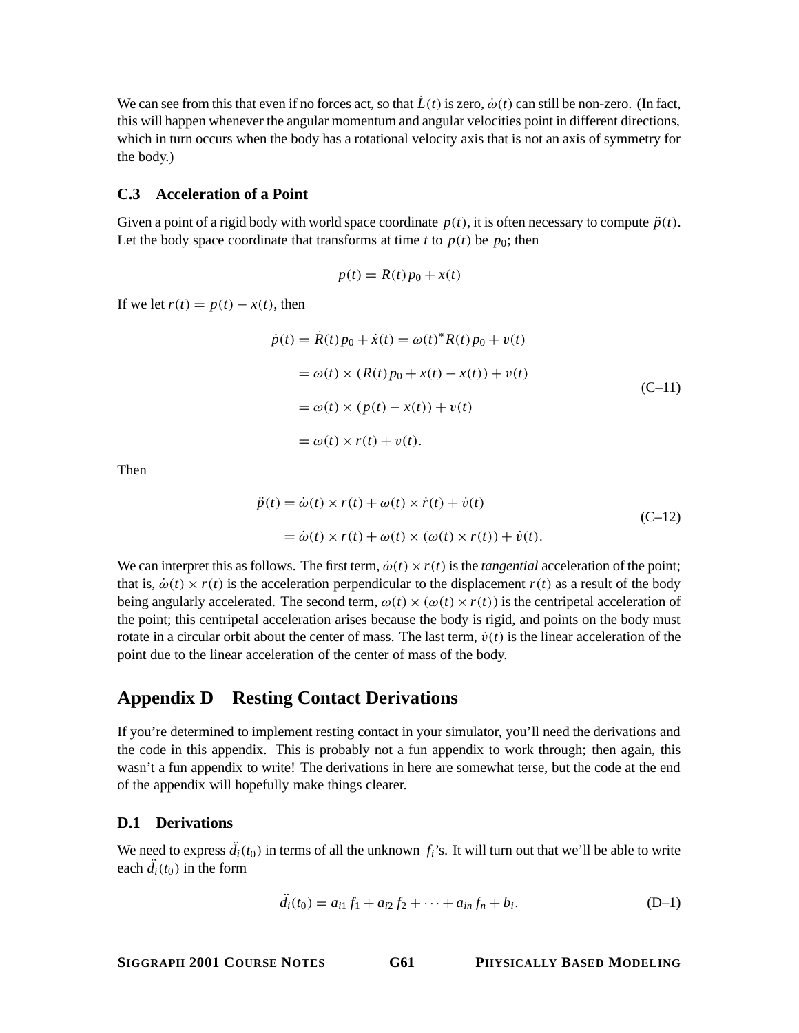We can see from this that even if no forces act, so that $\dot{L}(t)$ is zero, $\dot{\omega}(t)$ can still be non-zero. (In fact, this will happen whenever the angular momentum and angular velocities point in different directions, which in turn occurs when the body has a rotational velocity axis that is not an axis of symmetry for the body.)

### C.3 Acceleration of a Point

Given a point of a rigid body with world space coordinate $p(t)$, it is often necessary to compute $\ddot{p}(t)$. Let the body space coordinate that transforms at time $t$ to $p(t)$ be $p_0$; then

$$p(t) = R(t)\,p_0 + x(t)$$

If we let $r(t) = p(t) - x(t)$, then

$$\begin{aligned}
\dot{p}(t) &= \dot{R}(t)\,p_0 + \dot{x}(t) = \omega(t)^* R(t)\,p_0 + v(t) \\
&= \omega(t) \times (R(t)\,p_0 + x(t) - x(t)) + v(t) \\
&= \omega(t) \times (p(t) - x(t)) + v(t) \\
&= \omega(t) \times r(t) + v(t).
\end{aligned} \tag{C–11}$$

Then

$$\begin{aligned}
\ddot{p}(t) &= \dot{\omega}(t) \times r(t) + \omega(t) \times \dot{r}(t) + \dot{v}(t) \\
&= \dot{\omega}(t) \times r(t) + \omega(t) \times (\omega(t) \times r(t)) + \dot{v}(t).
\end{aligned} \tag{C–12}$$

We can interpret this as follows. The first term, $\dot{\omega}(t) \times r(t)$ is the *tangential* acceleration of the point; that is, $\dot{\omega}(t) \times r(t)$ is the acceleration perpendicular to the displacement $r(t)$ as a result of the body being angularly accelerated. The second term, $\omega(t) \times (\omega(t) \times r(t))$ is the centripetal acceleration of the point; this centripetal acceleration arises because the body is rigid, and points on the body must rotate in a circular orbit about the center of mass. The last term, $\dot{v}(t)$ is the linear acceleration of the point due to the linear acceleration of the center of mass of the body.

# Appendix D Resting Contact Derivations

If you're determined to implement resting contact in your simulator, you'll need the derivations and the code in this appendix. This is probably not a fun appendix to work through; then again, this wasn't a fun appendix to write! The derivations in here are somewhat terse, but the code at the end of the appendix will hopefully make things clearer.

### D.1 Derivations

We need to express $\ddot{d}_i(t_0)$ in terms of all the unknown $f_i$'s. It will turn out that we'll be able to write each $\ddot{d}_i(t_0)$ in the form

$$\ddot{d}_i(t_0) = a_{i1}\,f_1 + a_{i2}\,f_2 + \cdots + a_{in}\,f_n + b_i. \tag{D–1}$$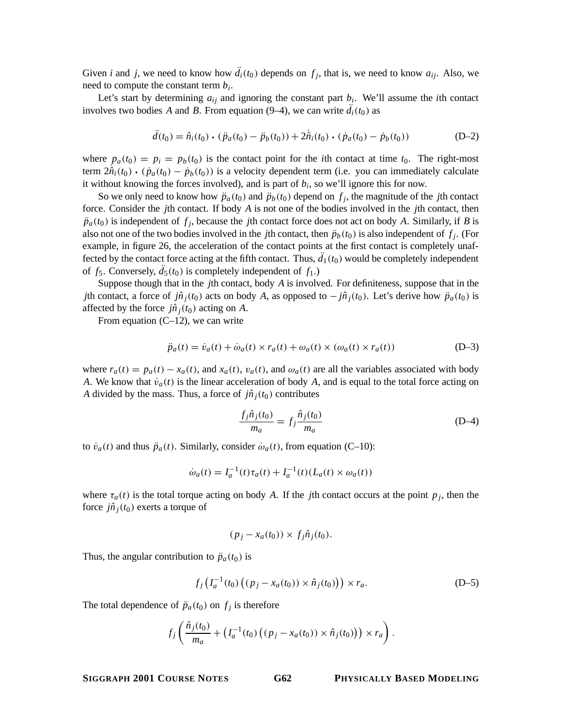Given $i$ and $j$, we need to know how $\ddot{d}_i(t_0)$ depends on $f_j$, that is, we need to know $a_{ij}$. Also, we need to compute the constant term $b_i$.

Let's start by determining $a_{ij}$ and ignoring the constant part $b_i$. We'll assume the $i$th contact involves two bodies $A$ and $B$. From equation (9–4), we can write $\ddot{d}_i(t_0)$ as

$$\ddot{d}(t_0) = \hat{n}_i(t_0) \cdot (\ddot{p}_a(t_0) - \ddot{p}_b(t_0)) + 2\dot{\hat{n}}_i(t_0) \cdot (\dot{p}_a(t_0) - \dot{p}_b(t_0)) \tag{D–2}$$

where $p_a(t_0) = p_i = p_b(t_0)$ is the contact point for the $i$th contact at time $t_0$. The right-most term $2\dot{\hat{n}}_i(t_0) \cdot (\dot{p}_a(t_0) - \dot{p}_b(t_0))$ is a velocity dependent term (i.e. you can immediately calculate it without knowing the forces involved), and is part of $b_i$, so we'll ignore this for now.

So we only need to know how $\ddot{p}_a(t_0)$ and $\ddot{p}_b(t_0)$ depend on $f_j$, the magnitude of the $j$th contact force. Consider the $j$th contact. If body $A$ is not one of the bodies involved in the $j$th contact, then $\ddot{p}_a(t_0)$ is independent of $f_j$, because the $j$th contact force does not act on body $A$. Similarly, if $B$ is also not one of the two bodies involved in the $j$th contact, then $\ddot{p}_b(t_0)$ is also independent of $f_j$. (For example, in figure 26, the acceleration of the contact points at the first contact is completely unaffected by the contact force acting at the fifth contact. Thus, $\ddot{d}_1(t_0)$ would be completely independent of $f_5$. Conversely, $\ddot{d}_5(t_0)$ is completely independent of $f_1$.)

Suppose though that in the $j$th contact, body $A$ is involved. For definiteness, suppose that in the $j$th contact, a force of $j\hat{n}_j(t_0)$ acts on body $A$, as opposed to $-j\hat{n}_j(t_0)$. Let's derive how $\ddot{p}_a(t_0)$ is affected by the force $j\hat{n}_j(t_0)$ acting on $A$.

From equation (C–12), we can write

$$\ddot{p}_a(t) = \dot{v}_a(t) + \dot{\omega}_a(t) \times r_a(t) + \omega_a(t) \times (\omega_a(t) \times r_a(t)) \tag{D–3}$$

where $r_a(t) = p_a(t) - x_a(t)$, and $x_a(t)$, $v_a(t)$, and $\omega_a(t)$ are all the variables associated with body $A$. We know that $\dot{v}_a(t)$ is the linear acceleration of body $A$, and is equal to the total force acting on $A$ divided by the mass. Thus, a force of $j\hat{n}_j(t_0)$ contributes

$$\frac{f_j \hat{n}_j(t_0)}{m_a} = f_j \frac{\hat{n}_j(t_0)}{m_a} \tag{D–4}$$

to $\dot{v}_a(t)$ and thus $\ddot{p}_a(t)$. Similarly, consider $\dot{\omega}_a(t)$, from equation (C–10):

$$\dot{\omega}_a(t) = I_a^{-1}(t)\tau_a(t) + I_a^{-1}(t)(L_a(t) \times \omega_a(t))$$

where $\tau_a(t)$ is the total torque acting on body $A$. If the $j$th contact occurs at the point $p_j$, then the force $j\hat{n}_j(t_0)$ exerts a torque of

$$(p_j - x_a(t_0)) \times f_j \hat{n}_j(t_0).$$

Thus, the angular contribution to $\ddot{p}_a(t_0)$ is

$$f_j \left( I_a^{-1}(t_0) \left( (p_j - x_a(t_0)) \times \hat{n}_j(t_0) \right) \right) \times r_a. \tag{D–5}$$

The total dependence of $\ddot{p}_a(t_0)$ on $f_j$ is therefore

$$f_j \left( \frac{\hat{n}_j(t_0)}{m_a} + \left( I_a^{-1}(t_0) \left( (p_j - x_a(t_0)) \times \hat{n}_j(t_0) \right) \right) \times r_a \right).$$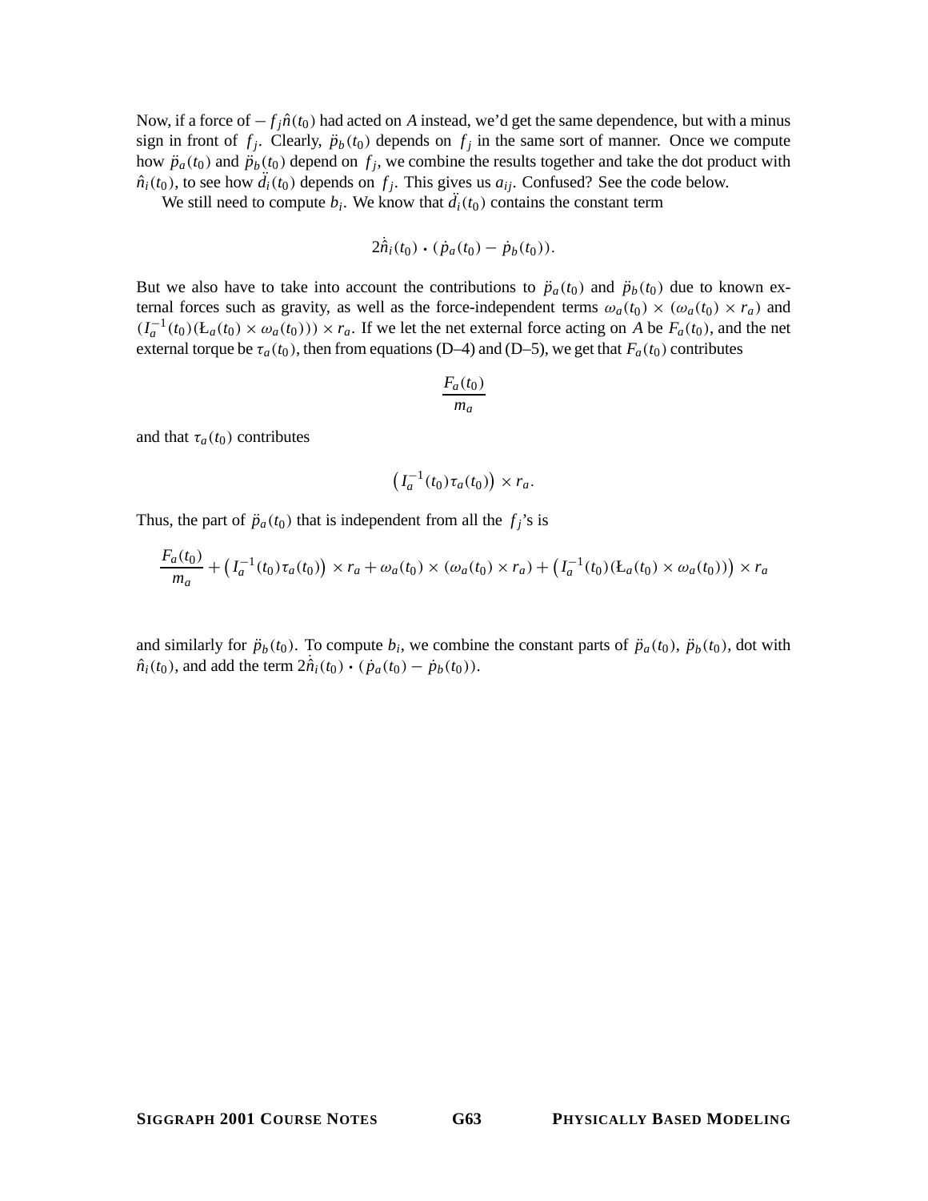Now, if a force of $-f_j\hat{n}(t_0)$ had acted on $A$ instead, we'd get the same dependence, but with a minus sign in front of $f_j$. Clearly, $\ddot{p}_b(t_0)$ depends on $f_j$ in the same sort of manner. Once we compute how $\ddot{p}_a(t_0)$ and $\ddot{p}_b(t_0)$ depend on $f_j$, we combine the results together and take the dot product with $\hat{n}_i(t_0)$, to see how $\ddot{d}_i(t_0)$ depends on $f_j$. This gives us $a_{ij}$. Confused? See the code below.

We still need to compute $b_i$. We know that $\ddot{d}_i(t_0)$ contains the constant term

$$2\dot{\hat{n}}_i(t_0) \cdot (\dot{p}_a(t_0) - \dot{p}_b(t_0)).$$

But we also have to take into account the contributions to $\ddot{p}_a(t_0)$ and $\ddot{p}_b(t_0)$ due to known external forces such as gravity, as well as the force-independent terms $\omega_a(t_0) \times (\omega_a(t_0) \times r_a)$ and $(I_a^{-1}(t_0)(L_a(t_0) \times \omega_a(t_0))) \times r_a$. If we let the net external force acting on $A$ be $F_a(t_0)$, and the net external torque be $\tau_a(t_0)$, then from equations (D–4) and (D–5), we get that $F_a(t_0)$ contributes

$$\frac{F_a(t_0)}{m_a}$$

and that $\tau_a(t_0)$ contributes

$$\left(I_a^{-1}(t_0)\tau_a(t_0)\right) \times r_a.$$

Thus, the part of $\ddot{p}_a(t_0)$ that is independent from all the $f_j$'s is

$$\frac{F_a(t_0)}{m_a} + \left(I_a^{-1}(t_0)\tau_a(t_0)\right) \times r_a + \omega_a(t_0) \times (\omega_a(t_0) \times r_a) + \left(I_a^{-1}(t_0)(L_a(t_0) \times \omega_a(t_0))\right) \times r_a$$

and similarly for $\ddot{p}_b(t_0)$. To compute $b_i$, we combine the constant parts of $\ddot{p}_a(t_0)$, $\ddot{p}_b(t_0)$, dot with $\hat{n}_i(t_0)$, and add the term $2\dot{\hat{n}}_i(t_0) \cdot (\dot{p}_a(t_0) - \dot{p}_b(t_0))$.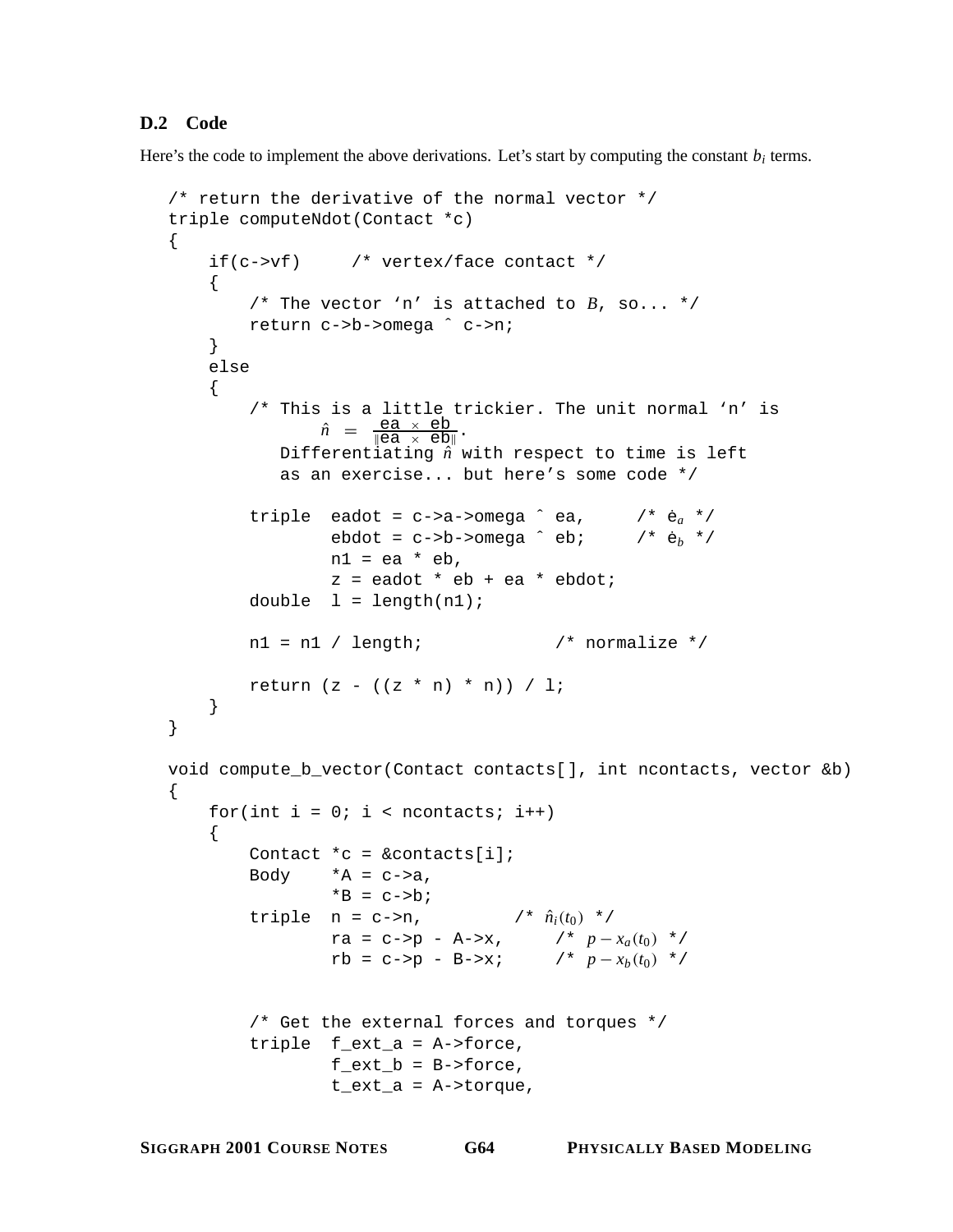### D.2 Code

Here's the code to implement the above derivations. Let's start by computing the constant $b_i$ terms.

```
/* return the derivative of the normal vector */
triple computeNdot(Contact *c)
{
    if(c->vf)     /* vertex/face contact */
    {
        /* The vector 'n' is attached to B, so... */
        return c->b->omega ^ c->n;
    }
    else
    {
        /* This is a little trickier. The unit normal 'n' is
               n̂ = ea × eb / ‖ea × eb‖.
           Differentiating n̂ with respect to time is left
           as an exercise... but here's some code */

        triple  eadot = c->a->omega ^ ea,     /* ėa */
                ebdot = c->b->omega ^ eb;     /* ėb */
                n1 = ea * eb,
                z = eadot * eb + ea * ebdot;
        double  l = length(n1);

        n1 = n1 / length;             /* normalize */

        return (z - ((z * n) * n)) / l;
    }
}

void compute_b_vector(Contact contacts[], int ncontacts, vector &b)
{
    for(int i = 0; i < ncontacts; i++)
    {
        Contact *c = &contacts[i];
        Body    *A = c->a,
                *B = c->b;
        triple  n = c->n,          /* n̂i(t0) */
                ra = c->p - A->x,      /* p − xa(t0) */
                rb = c->p - B->x;      /* p − xb(t0) */


        /* Get the external forces and torques */
        triple  f_ext_a = A->force,
                f_ext_b = B->force,
                t_ext_a = A->torque,
```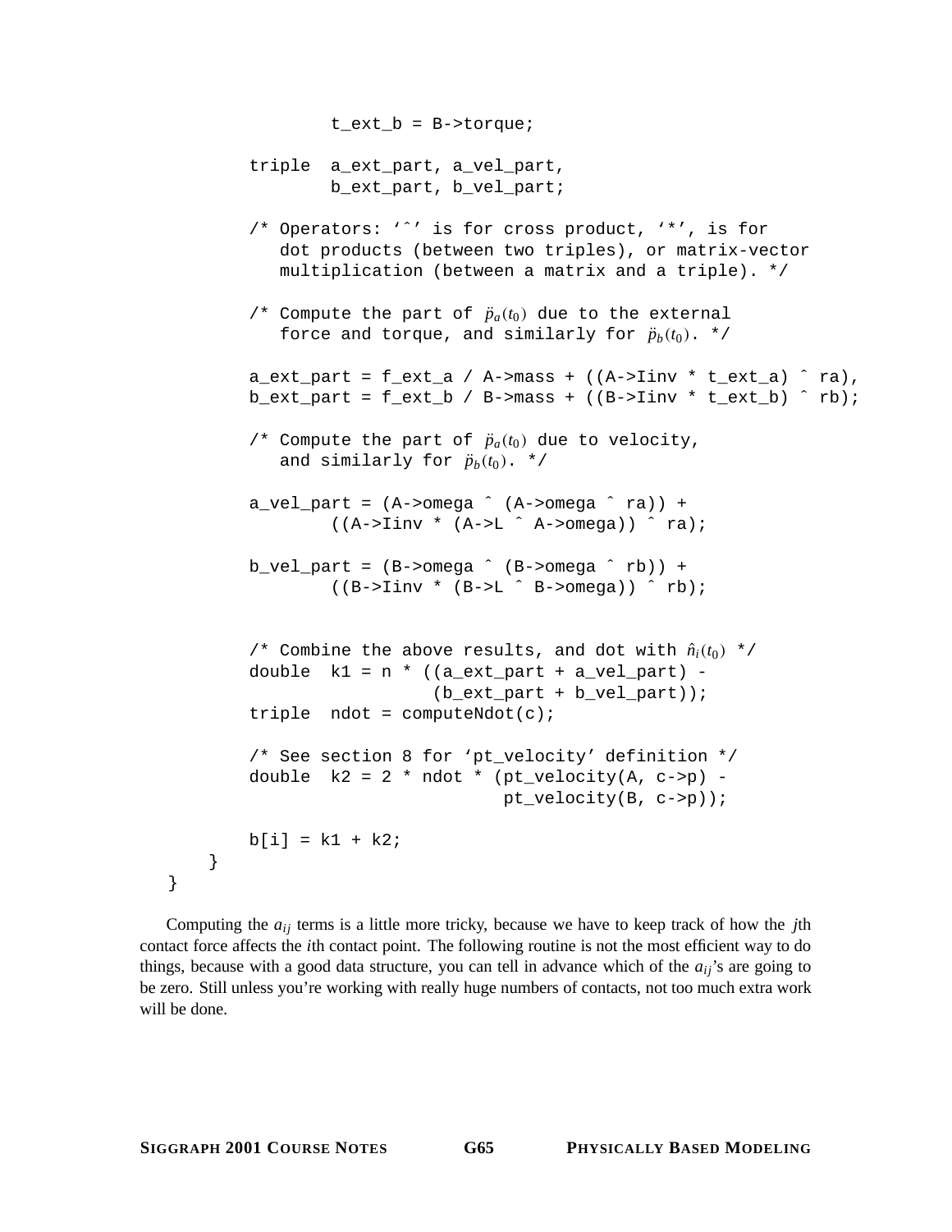```
                t_ext_b = B->torque;

        triple  a_ext_part, a_vel_part,
                b_ext_part, b_vel_part;

        /* Operators: ‘ˆ’ is for cross product, ‘*’, is for
           dot products (between two triples), or matrix-vector
           multiplication (between a matrix and a triple). */

        /* Compute the part of p̈a(t0) due to the external
           force and torque, and similarly for p̈b(t0). */

        a_ext_part = f_ext_a / A->mass + ((A->Iinv * t_ext_a) ˆ ra),
        b_ext_part = f_ext_b / B->mass + ((B->Iinv * t_ext_b) ˆ rb);

        /* Compute the part of p̈a(t0) due to velocity,
           and similarly for p̈b(t0). */

        a_vel_part = (A->omega ˆ (A->omega ˆ ra)) +
                ((A->Iinv * (A->L ˆ A->omega)) ˆ ra);

        b_vel_part = (B->omega ˆ (B->omega ˆ rb)) +
                ((B->Iinv * (B->L ˆ B->omega)) ˆ rb);


        /* Combine the above results, and dot with n̂i(t0) */
        double  k1 = n * ((a_ext_part + a_vel_part) -
                          (b_ext_part + b_vel_part));
        triple  ndot = computeNdot(c);

        /* See section 8 for ‘pt_velocity’ definition */
        double  k2 = 2 * ndot * (pt_velocity(A, c->p) -
                                 pt_velocity(B, c->p));

        b[i] = k1 + k2;
    }
}
```

Computing the $a_{ij}$ terms is a little more tricky, because we have to keep track of how the $j$th contact force affects the $i$th contact point. The following routine is not the most efficient way to do things, because with a good data structure, you can tell in advance which of the $a_{ij}$'s are going to be zero. Still unless you're working with really huge numbers of contacts, not too much extra work will be done.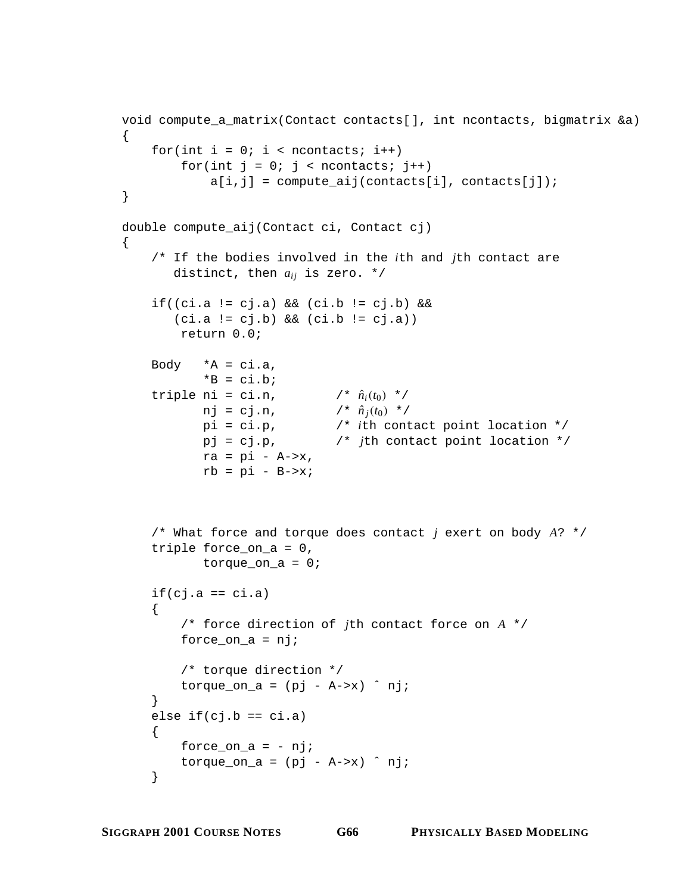```
void compute_a_matrix(Contact contacts[], int ncontacts, bigmatrix &a)
{
    for(int i = 0; i < ncontacts; i++)
        for(int j = 0; j < ncontacts; j++)
            a[i,j] = compute_aij(contacts[i], contacts[j]);
}

double compute_aij(Contact ci, Contact cj)
{
    /* If the bodies involved in the ith and jth contact are
       distinct, then aij is zero. */

    if((ci.a != cj.a) && (ci.b != cj.b) &&
       (ci.a != cj.b) && (ci.b != cj.a))
        return 0.0;

    Body   *A = ci.a,
           *B = ci.b;
    triple ni = ci.n,        /* n̂i(t0) */
           nj = cj.n,        /* n̂j(t0) */
           pi = ci.p,        /* ith contact point location */
           pj = cj.p,        /* jth contact point location */
           ra = pi - A->x,
           rb = pi - B->x;



    /* What force and torque does contact j exert on body A? */
    triple force_on_a = 0,
           torque_on_a = 0;

    if(cj.a == ci.a)
    {
        /* force direction of jth contact force on A */
        force_on_a = nj;

        /* torque direction */
        torque_on_a = (pj - A->x) ˆ nj;
    }
    else if(cj.b == ci.a)
    {
        force_on_a = - nj;
        torque_on_a = (pj - A->x) ˆ nj;
    }
```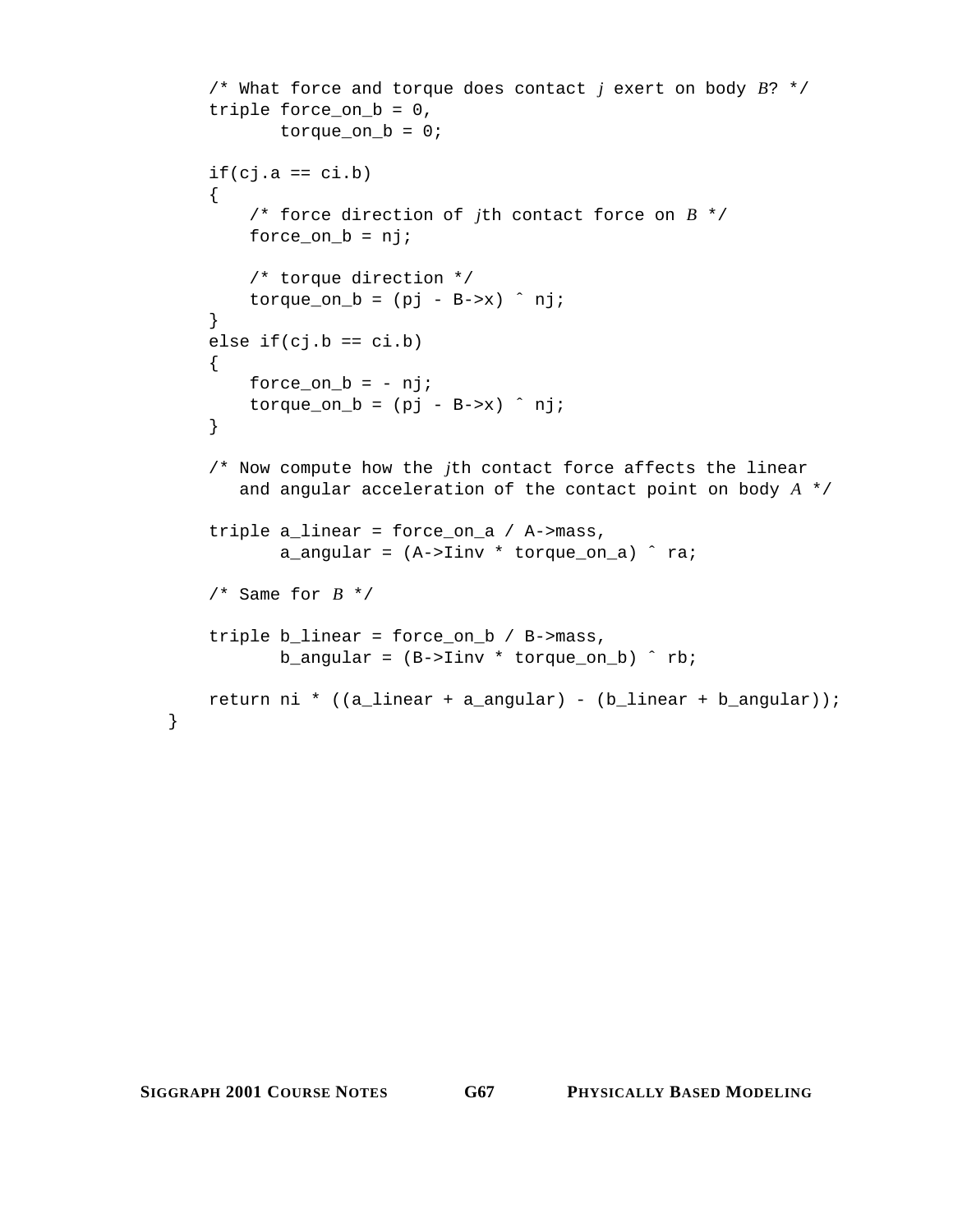```
    /* What force and torque does contact j exert on body B? */
    triple force_on_b = 0,
           torque_on_b = 0;

    if(cj.a == ci.b)
    {
        /* force direction of jth contact force on B */
        force_on_b = nj;

        /* torque direction */
        torque_on_b = (pj - B->x) ^ nj;
    }
    else if(cj.b == ci.b)
    {
        force_on_b = - nj;
        torque_on_b = (pj - B->x) ^ nj;
    }

    /* Now compute how the jth contact force affects the linear
       and angular acceleration of the contact point on body A */

    triple a_linear = force_on_a / A->mass,
           a_angular = (A->Iinv * torque_on_a) ^ ra;

    /* Same for B */

    triple b_linear = force_on_b / B->mass,
           b_angular = (B->Iinv * torque_on_b) ^ rb;

    return ni * ((a_linear + a_angular) - (b_linear + b_angular));
}
```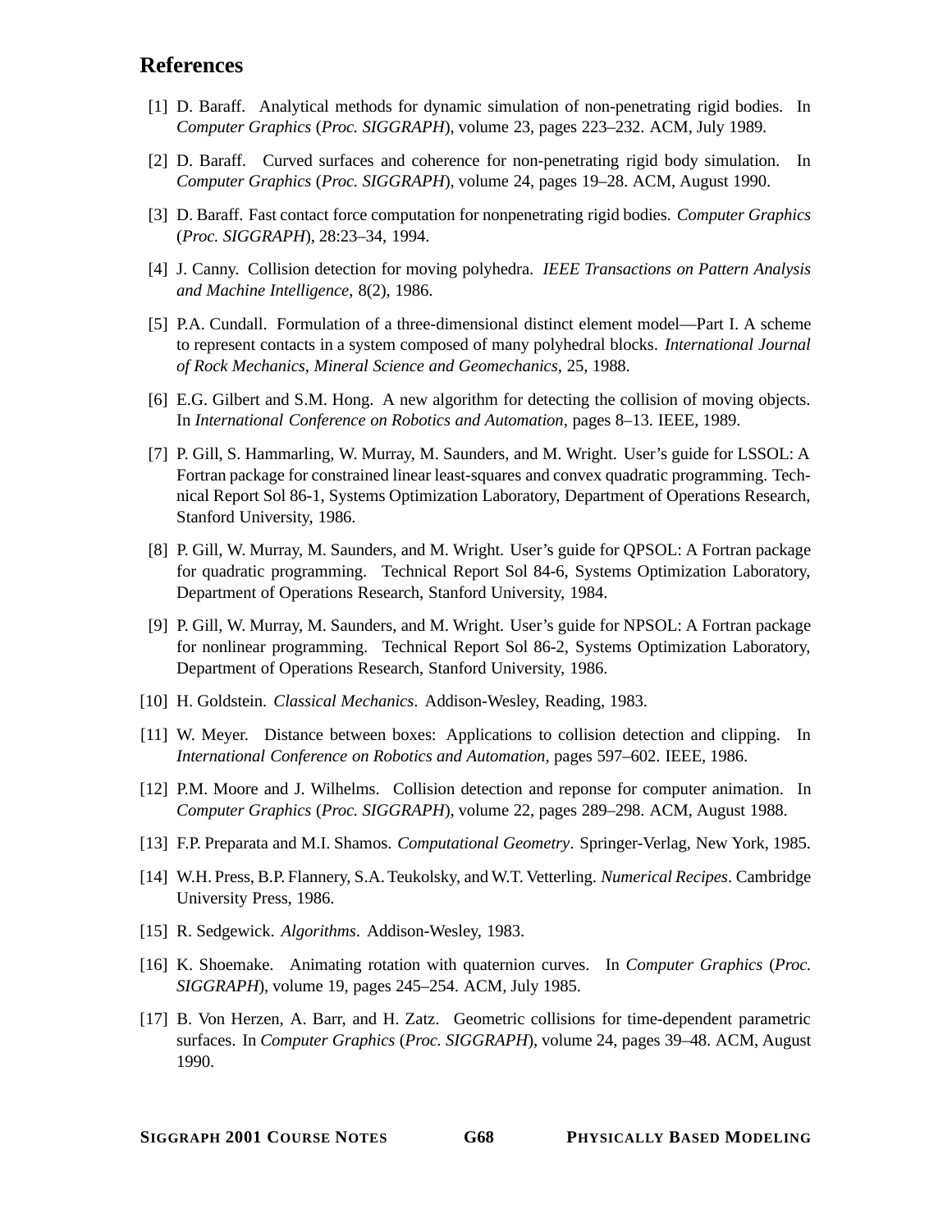## References

[1] D. Baraff. Analytical methods for dynamic simulation of non-penetrating rigid bodies. In *Computer Graphics* (*Proc. SIGGRAPH*), volume 23, pages 223–232. ACM, July 1989.

[2] D. Baraff. Curved surfaces and coherence for non-penetrating rigid body simulation. In *Computer Graphics* (*Proc. SIGGRAPH*), volume 24, pages 19–28. ACM, August 1990.

[3] D. Baraff. Fast contact force computation for nonpenetrating rigid bodies. *Computer Graphics* (*Proc. SIGGRAPH*), 28:23–34, 1994.

[4] J. Canny. Collision detection for moving polyhedra. *IEEE Transactions on Pattern Analysis and Machine Intelligence*, 8(2), 1986.

[5] P.A. Cundall. Formulation of a three-dimensional distinct element model—Part I. A scheme to represent contacts in a system composed of many polyhedral blocks. *International Journal of Rock Mechanics, Mineral Science and Geomechanics*, 25, 1988.

[6] E.G. Gilbert and S.M. Hong. A new algorithm for detecting the collision of moving objects. In *International Conference on Robotics and Automation*, pages 8–13. IEEE, 1989.

[7] P. Gill, S. Hammarling, W. Murray, M. Saunders, and M. Wright. User's guide for LSSOL: A Fortran package for constrained linear least-squares and convex quadratic programming. Technical Report Sol 86-1, Systems Optimization Laboratory, Department of Operations Research, Stanford University, 1986.

[8] P. Gill, W. Murray, M. Saunders, and M. Wright. User's guide for QPSOL: A Fortran package for quadratic programming. Technical Report Sol 84-6, Systems Optimization Laboratory, Department of Operations Research, Stanford University, 1984.

[9] P. Gill, W. Murray, M. Saunders, and M. Wright. User's guide for NPSOL: A Fortran package for nonlinear programming. Technical Report Sol 86-2, Systems Optimization Laboratory, Department of Operations Research, Stanford University, 1986.

[10] H. Goldstein. *Classical Mechanics*. Addison-Wesley, Reading, 1983.

[11] W. Meyer. Distance between boxes: Applications to collision detection and clipping. In *International Conference on Robotics and Automation*, pages 597–602. IEEE, 1986.

[12] P.M. Moore and J. Wilhelms. Collision detection and reponse for computer animation. In *Computer Graphics* (*Proc. SIGGRAPH*), volume 22, pages 289–298. ACM, August 1988.

[13] F.P. Preparata and M.I. Shamos. *Computational Geometry*. Springer-Verlag, New York, 1985.

[14] W.H. Press, B.P. Flannery, S.A. Teukolsky, and W.T. Vetterling. *Numerical Recipes*. Cambridge University Press, 1986.

[15] R. Sedgewick. *Algorithms*. Addison-Wesley, 1983.

[16] K. Shoemake. Animating rotation with quaternion curves. In *Computer Graphics* (*Proc. SIGGRAPH*), volume 19, pages 245–254. ACM, July 1985.

[17] B. Von Herzen, A. Barr, and H. Zatz. Geometric collisions for time-dependent parametric surfaces. In *Computer Graphics* (*Proc. SIGGRAPH*), volume 24, pages 39–48. ACM, August 1990.